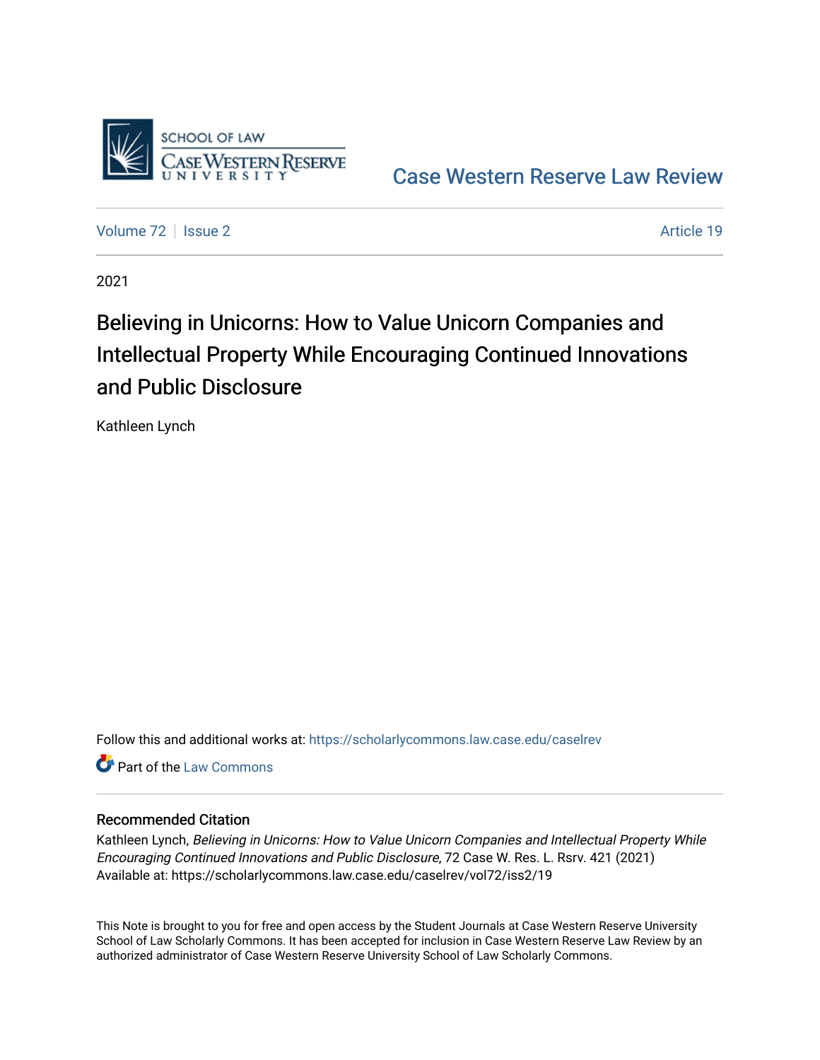Case Western Reserve Law Review

Volume 72 | Issue 2 | Article 19

2021

# Believing in Unicorns: How to Value Unicorn Companies and Intellectual Property While Encouraging Continued Innovations and Public Disclosure

Kathleen Lynch

Follow this and additional works at: https://scholarlycommons.law.case.edu/caselrev

Part of the Law Commons

## Recommended Citation

Kathleen Lynch, *Believing in Unicorns: How to Value Unicorn Companies and Intellectual Property While Encouraging Continued Innovations and Public Disclosure*, 72 Case W. Res. L. Rsrv. 421 (2021)
Available at: https://scholarlycommons.law.case.edu/caselrev/vol72/iss2/19

This Note is brought to you for free and open access by the Student Journals at Case Western Reserve University School of Law Scholarly Commons. It has been accepted for inclusion in Case Western Reserve Law Review by an authorized administrator of Case Western Reserve University School of Law Scholarly Commons.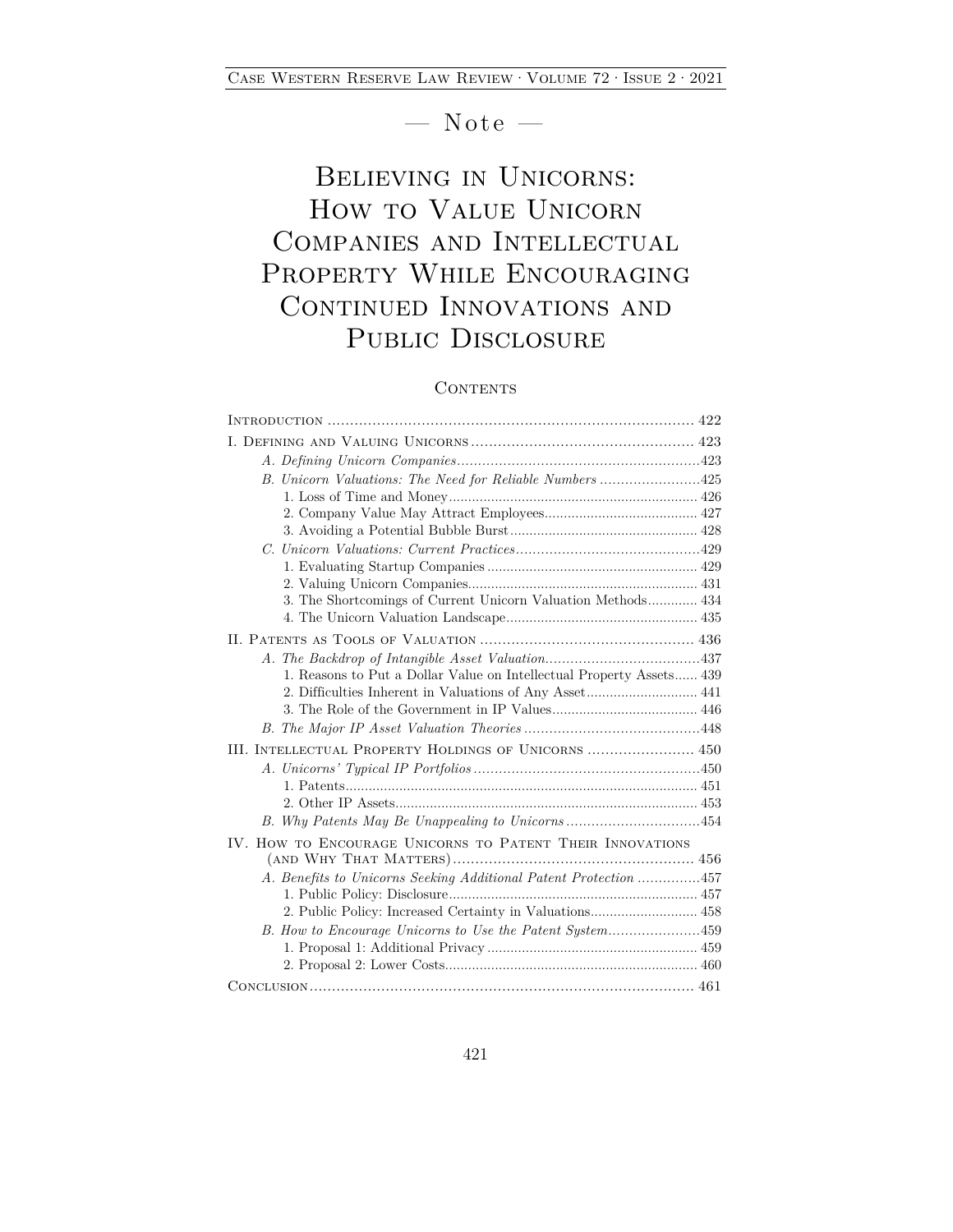— Note —

# Believing in Unicorns: How to Value Unicorn Companies and Intellectual Property While Encouraging Continued Innovations and Public Disclosure

## Contents

Introduction .......... 422

I. Defining and Valuing Unicorns .......... 423
- *A. Defining Unicorn Companies* .......... 423
- *B. Unicorn Valuations: The Need for Reliable Numbers* .......... 425
  1. Loss of Time and Money .......... 426
  2. Company Value May Attract Employees .......... 427
  3. Avoiding a Potential Bubble Burst .......... 428
- *C. Unicorn Valuations: Current Practices* .......... 429
  1. Evaluating Startup Companies .......... 429
  2. Valuing Unicorn Companies .......... 431
  3. The Shortcomings of Current Unicorn Valuation Methods .......... 434
  4. The Unicorn Valuation Landscape .......... 435

II. Patents as Tools of Valuation .......... 436
- *A. The Backdrop of Intangible Asset Valuation* .......... 437
  1. Reasons to Put a Dollar Value on Intellectual Property Assets .......... 439
  2. Difficulties Inherent in Valuations of Any Asset .......... 441
  3. The Role of the Government in IP Values .......... 446
- *B. The Major IP Asset Valuation Theories* .......... 448

III. Intellectual Property Holdings of Unicorns .......... 450
- *A. Unicorns' Typical IP Portfolios* .......... 450
  1. Patents .......... 451
  2. Other IP Assets .......... 453
- *B. Why Patents May Be Unappealing to Unicorns* .......... 454

IV. How to Encourage Unicorns to Patent Their Innovations (and Why That Matters) .......... 456
- *A. Benefits to Unicorns Seeking Additional Patent Protection* .......... 457
  1. Public Policy: Disclosure .......... 457
  2. Public Policy: Increased Certainty in Valuations .......... 458
- *B. How to Encourage Unicorns to Use the Patent System* .......... 459
  1. Proposal 1: Additional Privacy .......... 459
  2. Proposal 2: Lower Costs .......... 460

Conclusion .......... 461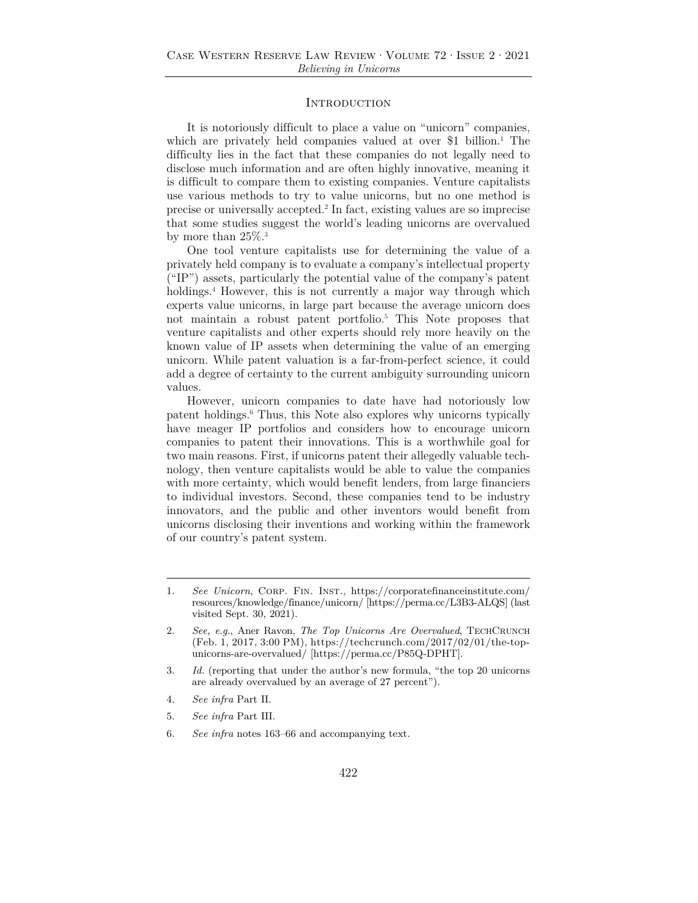## Introduction

It is notoriously difficult to place a value on "unicorn" companies, which are privately held companies valued at over $1 billion.[1] The difficulty lies in the fact that these companies do not legally need to disclose much information and are often highly innovative, meaning it is difficult to compare them to existing companies. Venture capitalists use various methods to try to value unicorns, but no one method is precise or universally accepted.[2] In fact, existing values are so imprecise that some studies suggest the world's leading unicorns are overvalued by more than 25%.[3]

One tool venture capitalists use for determining the value of a privately held company is to evaluate a company's intellectual property ("IP") assets, particularly the potential value of the company's patent holdings.[4] However, this is not currently a major way through which experts value unicorns, in large part because the average unicorn does not maintain a robust patent portfolio.[5] This Note proposes that venture capitalists and other experts should rely more heavily on the known value of IP assets when determining the value of an emerging unicorn. While patent valuation is a far-from-perfect science, it could add a degree of certainty to the current ambiguity surrounding unicorn values.

However, unicorn companies to date have had notoriously low patent holdings.[6] Thus, this Note also explores why unicorns typically have meager IP portfolios and considers how to encourage unicorn companies to patent their innovations. This is a worthwhile goal for two main reasons. First, if unicorns patent their allegedly valuable technology, then venture capitalists would be able to value the companies with more certainty, which would benefit lenders, from large financiers to individual investors. Second, these companies tend to be industry innovators, and the public and other inventors would benefit from unicorns disclosing their inventions and working within the framework of our country's patent system.

---

1. *See Unicorn*, Corp. Fin. Inst., https://corporatefinanceinstitute.com/resources/knowledge/finance/unicorn/ [https://perma.cc/L3B3-ALQS] (last visited Sept. 30, 2021).

2. *See, e.g.*, Aner Ravon, *The Top Unicorns Are Overvalued*, TechCrunch (Feb. 1, 2017, 3:00 PM), https://techcrunch.com/2017/02/01/the-top-unicorns-are-overvalued/ [https://perma.cc/P85Q-DPHT].

3. *Id.* (reporting that under the author's new formula, "the top 20 unicorns are already overvalued by an average of 27 percent").

4. *See infra* Part II.

5. *See infra* Part III.

6. *See infra* notes 163–66 and accompanying text.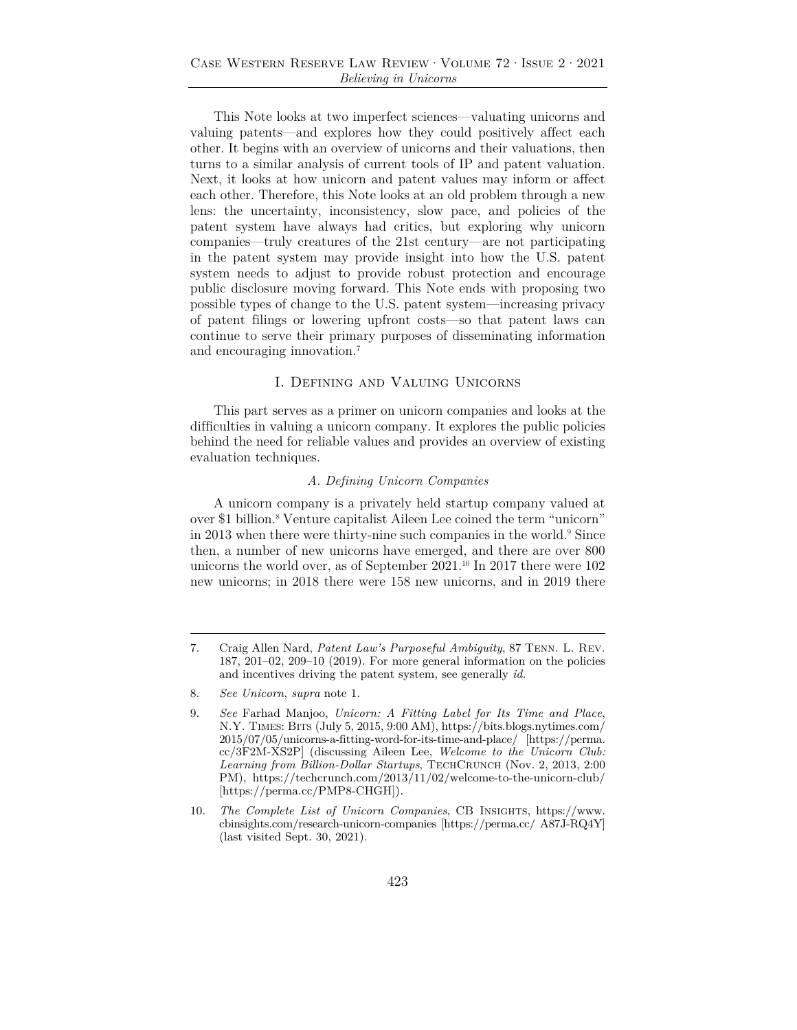This Note looks at two imperfect sciences—valuating unicorns and valuing patents—and explores how they could positively affect each other. It begins with an overview of unicorns and their valuations, then turns to a similar analysis of current tools of IP and patent valuation. Next, it looks at how unicorn and patent values may inform or affect each other. Therefore, this Note looks at an old problem through a new lens: the uncertainty, inconsistency, slow pace, and policies of the patent system have always had critics, but exploring why unicorn companies—truly creatures of the 21st century—are not participating in the patent system may provide insight into how the U.S. patent system needs to adjust to provide robust protection and encourage public disclosure moving forward. This Note ends with proposing two possible types of change to the U.S. patent system—increasing privacy of patent filings or lowering upfront costs—so that patent laws can continue to serve their primary purposes of disseminating information and encouraging innovation.[7]

## I. Defining and Valuing Unicorns

This part serves as a primer on unicorn companies and looks at the difficulties in valuing a unicorn company. It explores the public policies behind the need for reliable values and provides an overview of existing evaluation techniques.

### *A. Defining Unicorn Companies*

A unicorn company is a privately held startup company valued at over $1 billion.[8] Venture capitalist Aileen Lee coined the term "unicorn" in 2013 when there were thirty-nine such companies in the world.[9] Since then, a number of new unicorns have emerged, and there are over 800 unicorns the world over, as of September 2021.[10] In 2017 there were 102 new unicorns; in 2018 there were 158 new unicorns, and in 2019 there

---

7. Craig Allen Nard, *Patent Law's Purposeful Ambiguity*, 87 Tenn. L. Rev. 187, 201–02, 209–10 (2019). For more general information on the policies and incentives driving the patent system, see generally *id.*

8. *See Unicorn*, *supra* note 1.

9. *See* Farhad Manjoo, *Unicorn: A Fitting Label for Its Time and Place*, N.Y. Times: Bits (July 5, 2015, 9:00 AM), https://bits.blogs.nytimes.com/2015/07/05/unicorns-a-fitting-word-for-its-time-and-place/ [https://perma.cc/3F2M-XS2P] (discussing Aileen Lee, *Welcome to the Unicorn Club: Learning from Billion-Dollar Startups*, TechCrunch (Nov. 2, 2013, 2:00 PM), https://techcrunch.com/2013/11/02/welcome-to-the-unicorn-club/ [https://perma.cc/PMP8-CHGH]).

10. *The Complete List of Unicorn Companies*, CB Insights, https://www.cbinsights.com/research-unicorn-companies [https://perma.cc/ A87J-RQ4Y] (last visited Sept. 30, 2021).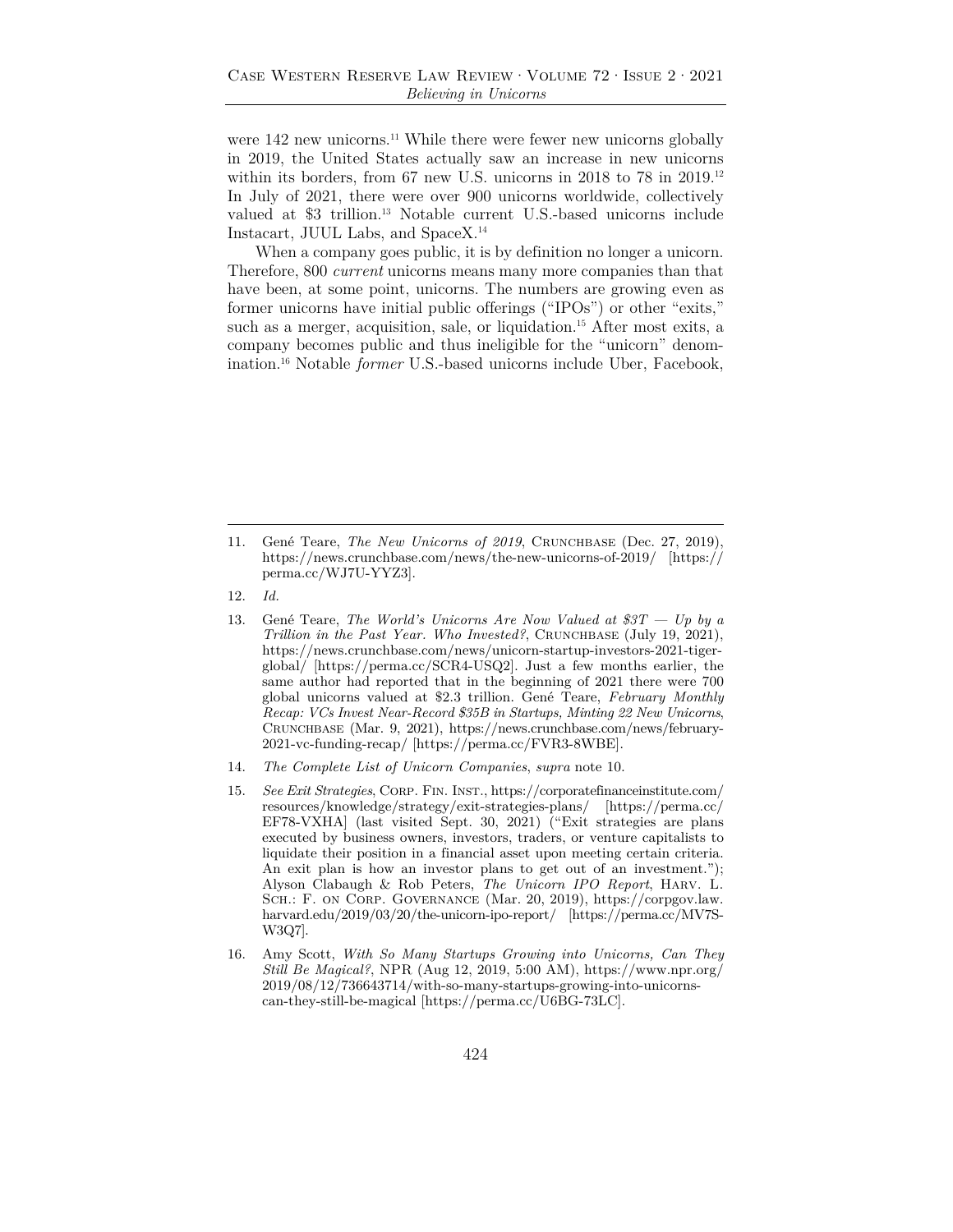were 142 new unicorns.[11] While there were fewer new unicorns globally in 2019, the United States actually saw an increase in new unicorns within its borders, from 67 new U.S. unicorns in 2018 to 78 in 2019.[12] In July of 2021, there were over 900 unicorns worldwide, collectively valued at $3 trillion.[13] Notable current U.S.-based unicorns include Instacart, JUUL Labs, and SpaceX.[14]

When a company goes public, it is by definition no longer a unicorn. Therefore, 800 *current* unicorns means many more companies than that have been, at some point, unicorns. The numbers are growing even as former unicorns have initial public offerings ("IPOs") or other "exits," such as a merger, acquisition, sale, or liquidation.[15] After most exits, a company becomes public and thus ineligible for the "unicorn" denomination.[16] Notable *former* U.S.-based unicorns include Uber, Facebook,

---

11. Gené Teare, *The New Unicorns of 2019*, CRUNCHBASE (Dec. 27, 2019), https://news.crunchbase.com/news/the-new-unicorns-of-2019/ [https://perma.cc/WJ7U-YYZ3].

12. *Id.*

13. Gené Teare, *The World's Unicorns Are Now Valued at $3T — Up by a Trillion in the Past Year. Who Invested?*, CRUNCHBASE (July 19, 2021), https://news.crunchbase.com/news/unicorn-startup-investors-2021-tiger-global/ [https://perma.cc/SCR4-USQ2]. Just a few months earlier, the same author had reported that in the beginning of 2021 there were 700 global unicorns valued at $2.3 trillion. Gené Teare, *February Monthly Recap: VCs Invest Near-Record $35B in Startups, Minting 22 New Unicorns*, CRUNCHBASE (Mar. 9, 2021), https://news.crunchbase.com/news/february-2021-vc-funding-recap/ [https://perma.cc/FVR3-8WBE].

14. *The Complete List of Unicorn Companies*, *supra* note 10.

15. *See Exit Strategies*, CORP. FIN. INST., https://corporatefinanceinstitute.com/resources/knowledge/strategy/exit-strategies-plans/ [https://perma.cc/EF78-VXHA] (last visited Sept. 30, 2021) ("Exit strategies are plans executed by business owners, investors, traders, or venture capitalists to liquidate their position in a financial asset upon meeting certain criteria. An exit plan is how an investor plans to get out of an investment."); Alyson Clabaugh & Rob Peters, *The Unicorn IPO Report*, HARV. L. SCH.: F. ON CORP. GOVERNANCE (Mar. 20, 2019), https://corpgov.law.harvard.edu/2019/03/20/the-unicorn-ipo-report/ [https://perma.cc/MV7S-W3Q7].

16. Amy Scott, *With So Many Startups Growing into Unicorns, Can They Still Be Magical?*, NPR (Aug 12, 2019, 5:00 AM), https://www.npr.org/2019/08/12/736643714/with-so-many-startups-growing-into-unicorns-can-they-still-be-magical [https://perma.cc/U6BG-73LC].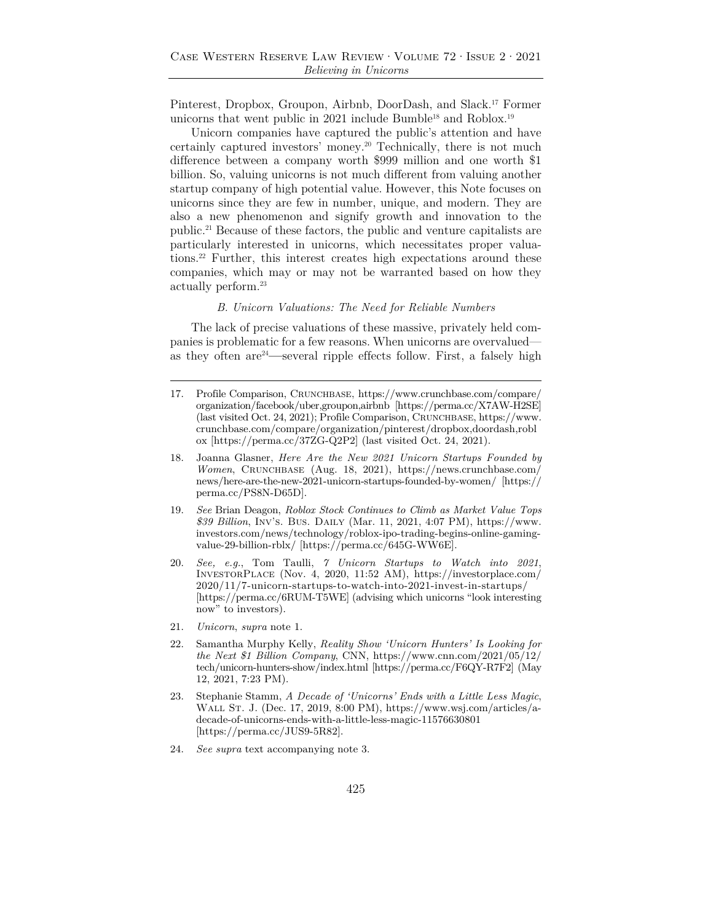Pinterest, Dropbox, Groupon, Airbnb, DoorDash, and Slack.[17] Former unicorns that went public in 2021 include Bumble[18] and Roblox.[19]

Unicorn companies have captured the public's attention and have certainly captured investors' money.[20] Technically, there is not much difference between a company worth $999 million and one worth $1 billion. So, valuing unicorns is not much different from valuing another startup company of high potential value. However, this Note focuses on unicorns since they are few in number, unique, and modern. They are also a new phenomenon and signify growth and innovation to the public.[21] Because of these factors, the public and venture capitalists are particularly interested in unicorns, which necessitates proper valuations.[22] Further, this interest creates high expectations around these companies, which may or may not be warranted based on how they actually perform.[23]

### *B. Unicorn Valuations: The Need for Reliable Numbers*

The lack of precise valuations of these massive, privately held companies is problematic for a few reasons. When unicorns are overvalued—as they often are[24]—several ripple effects follow. First, a falsely high

---

17. Profile Comparison, Crunchbase, https://www.crunchbase.com/compare/organization/facebook/uber,groupon,airbnb [https://perma.cc/X7AW-H2SE] (last visited Oct. 24, 2021); Profile Comparison, Crunchbase, https://www.crunchbase.com/compare/organization/pinterest/dropbox,doordash,roblox [https://perma.cc/37ZG-Q2P2] (last visited Oct. 24, 2021).

18. Joanna Glasner, *Here Are the New 2021 Unicorn Startups Founded by Women*, Crunchbase (Aug. 18, 2021), https://news.crunchbase.com/news/here-are-the-new-2021-unicorn-startups-founded-by-women/ [https://perma.cc/PS8N-D65D].

19. *See* Brian Deagon, *Roblox Stock Continues to Climb as Market Value Tops $39 Billion*, Inv's. Bus. Daily (Mar. 11, 2021, 4:07 PM), https://www.investors.com/news/technology/roblox-ipo-trading-begins-online-gaming-value-29-billion-rblx/ [https://perma.cc/645G-WW6E].

20. *See, e.g.*, Tom Taulli, *7 Unicorn Startups to Watch into 2021*, InvestorPlace (Nov. 4, 2020, 11:52 AM), https://investorplace.com/2020/11/7-unicorn-startups-to-watch-into-2021-invest-in-startups/ [https://perma.cc/6RUM-T5WE] (advising which unicorns "look interesting now" to investors).

21. *Unicorn*, *supra* note 1.

22. Samantha Murphy Kelly, *Reality Show 'Unicorn Hunters' Is Looking for the Next $1 Billion Company*, CNN, https://www.cnn.com/2021/05/12/tech/unicorn-hunters-show/index.html [https://perma.cc/F6QY-R7F2] (May 12, 2021, 7:23 PM).

23. Stephanie Stamm, *A Decade of 'Unicorns' Ends with a Little Less Magic*, Wall St. J. (Dec. 17, 2019, 8:00 PM), https://www.wsj.com/articles/a-decade-of-unicorns-ends-with-a-little-less-magic-11576630801 [https://perma.cc/JUS9-5R82].

24. *See supra* text accompanying note 3.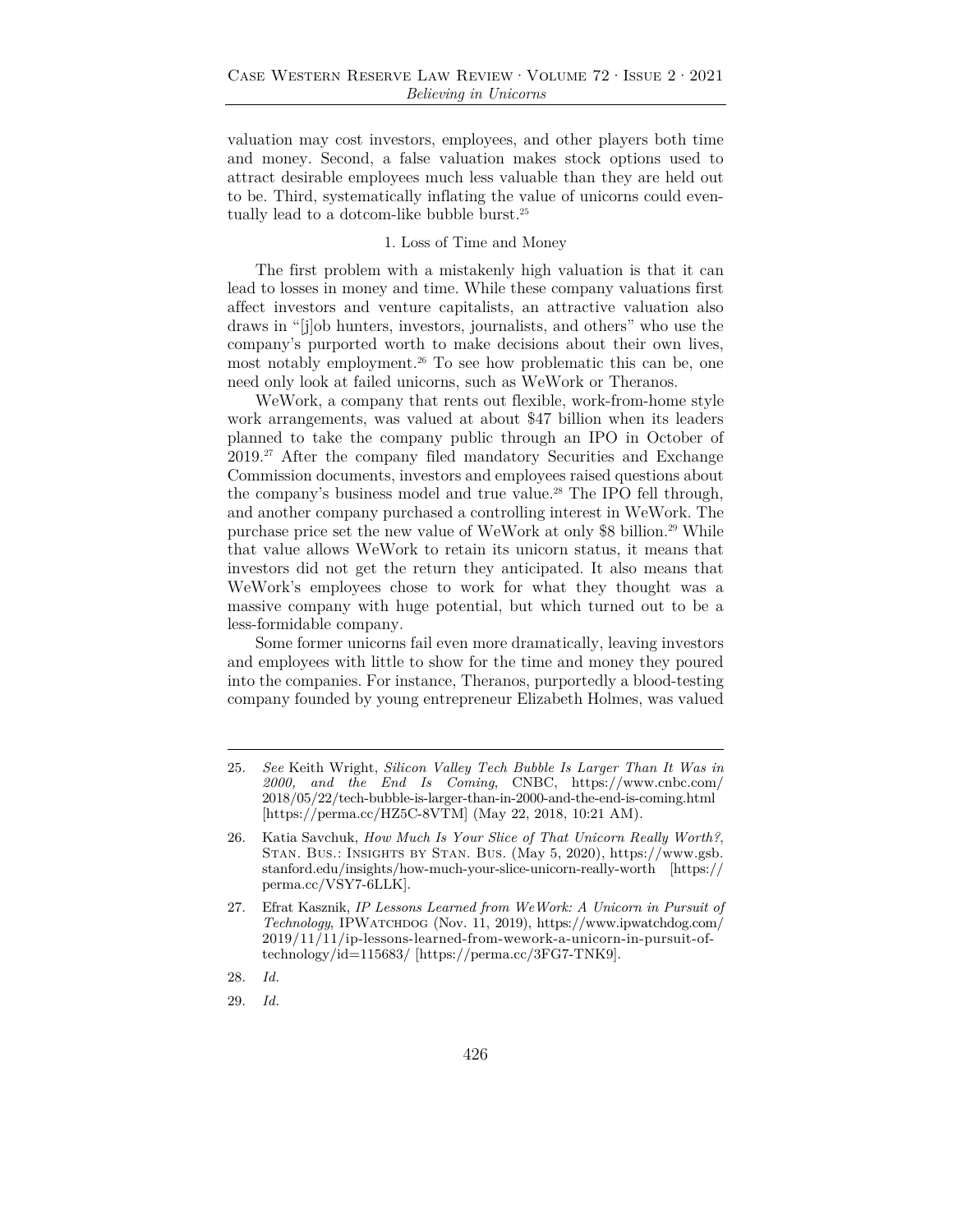valuation may cost investors, employees, and other players both time and money. Second, a false valuation makes stock options used to attract desirable employees much less valuable than they are held out to be. Third, systematically inflating the value of unicorns could eventually lead to a dotcom-like bubble burst.[25]

### 1. Loss of Time and Money

The first problem with a mistakenly high valuation is that it can lead to losses in money and time. While these company valuations first affect investors and venture capitalists, an attractive valuation also draws in "[j]ob hunters, investors, journalists, and others" who use the company's purported worth to make decisions about their own lives, most notably employment.[26] To see how problematic this can be, one need only look at failed unicorns, such as WeWork or Theranos.

WeWork, a company that rents out flexible, work-from-home style work arrangements, was valued at about $47 billion when its leaders planned to take the company public through an IPO in October of 2019.[27] After the company filed mandatory Securities and Exchange Commission documents, investors and employees raised questions about the company's business model and true value.[28] The IPO fell through, and another company purchased a controlling interest in WeWork. The purchase price set the new value of WeWork at only $8 billion.[29] While that value allows WeWork to retain its unicorn status, it means that investors did not get the return they anticipated. It also means that WeWork's employees chose to work for what they thought was a massive company with huge potential, but which turned out to be a less-formidable company.

Some former unicorns fail even more dramatically, leaving investors and employees with little to show for the time and money they poured into the companies. For instance, Theranos, purportedly a blood-testing company founded by young entrepreneur Elizabeth Holmes, was valued

---

25. *See* Keith Wright, *Silicon Valley Tech Bubble Is Larger Than It Was in 2000, and the End Is Coming*, CNBC, https://www.cnbc.com/2018/05/22/tech-bubble-is-larger-than-in-2000-and-the-end-is-coming.html [https://perma.cc/HZ5C-8VTM] (May 22, 2018, 10:21 AM).

26. Katia Savchuk, *How Much Is Your Slice of That Unicorn Really Worth?*, Stan. Bus.: Insights by Stan. Bus. (May 5, 2020), https://www.gsb.stanford.edu/insights/how-much-your-slice-unicorn-really-worth [https://perma.cc/VSY7-6LLK].

27. Efrat Kasznik, *IP Lessons Learned from WeWork: A Unicorn in Pursuit of Technology*, IPWatchdog (Nov. 11, 2019), https://www.ipwatchdog.com/2019/11/11/ip-lessons-learned-from-wework-a-unicorn-in-pursuit-of-technology/id=115683/ [https://perma.cc/3FG7-TNK9].

28. *Id.*

29. *Id.*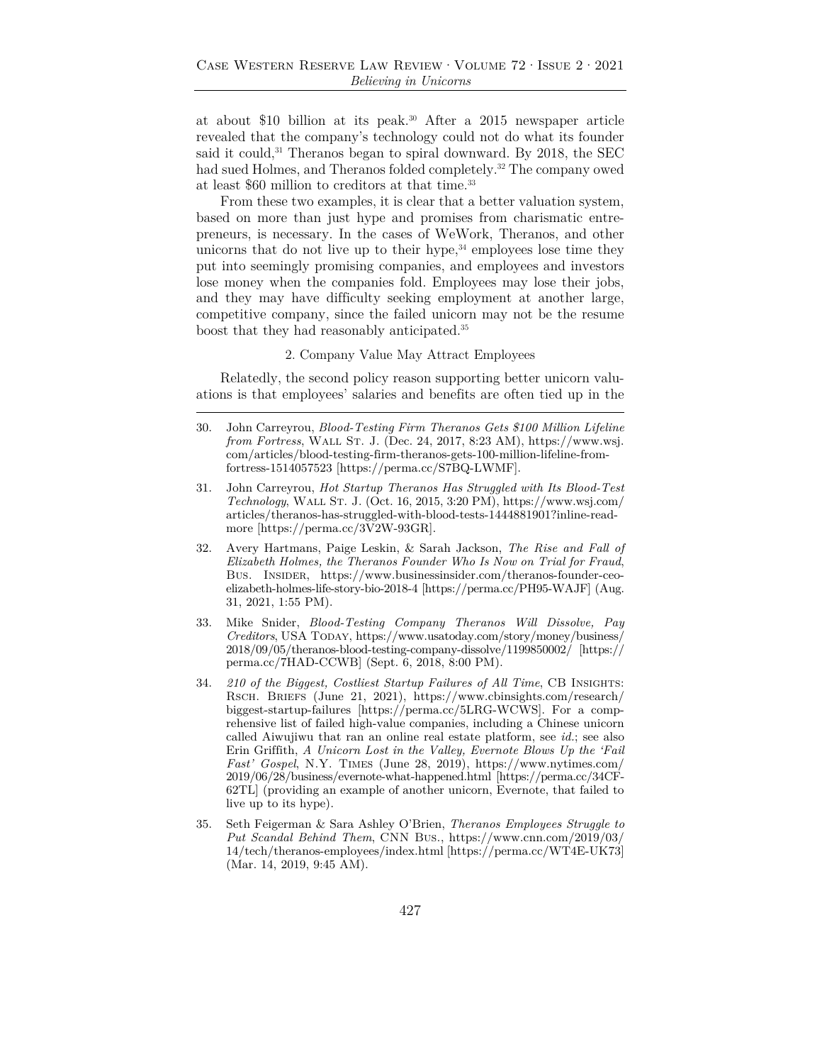at about $10 billion at its peak.[30] After a 2015 newspaper article revealed that the company's technology could not do what its founder said it could,[31] Theranos began to spiral downward. By 2018, the SEC had sued Holmes, and Theranos folded completely.[32] The company owed at least $60 million to creditors at that time.[33]

From these two examples, it is clear that a better valuation system, based on more than just hype and promises from charismatic entrepreneurs, is necessary. In the cases of WeWork, Theranos, and other unicorns that do not live up to their hype,[34] employees lose time they put into seemingly promising companies, and employees and investors lose money when the companies fold. Employees may lose their jobs, and they may have difficulty seeking employment at another large, competitive company, since the failed unicorn may not be the resume boost that they had reasonably anticipated.[35]

#### 2. Company Value May Attract Employees

Relatedly, the second policy reason supporting better unicorn valuations is that employees' salaries and benefits are often tied up in the

---

30. John Carreyrou, *Blood-Testing Firm Theranos Gets $100 Million Lifeline from Fortress*, Wall St. J. (Dec. 24, 2017, 8:23 AM), https://www.wsj.com/articles/blood-testing-firm-theranos-gets-100-million-lifeline-from-fortress-1514057523 [https://perma.cc/S7BQ-LWMF].

31. John Carreyrou, *Hot Startup Theranos Has Struggled with Its Blood-Test Technology*, Wall St. J. (Oct. 16, 2015, 3:20 PM), https://www.wsj.com/articles/theranos-has-struggled-with-blood-tests-1444881901?inline-read-more [https://perma.cc/3V2W-93GR].

32. Avery Hartmans, Paige Leskin, & Sarah Jackson, *The Rise and Fall of Elizabeth Holmes, the Theranos Founder Who Is Now on Trial for Fraud*, Bus. Insider, https://www.businessinsider.com/theranos-founder-ceo-elizabeth-holmes-life-story-bio-2018-4 [https://perma.cc/PH95-WAJF] (Aug. 31, 2021, 1:55 PM).

33. Mike Snider, *Blood-Testing Company Theranos Will Dissolve, Pay Creditors*, USA Today, https://www.usatoday.com/story/money/business/2018/09/05/theranos-blood-testing-company-dissolve/1199850002/ [https://perma.cc/7HAD-CCWB] (Sept. 6, 2018, 8:00 PM).

34. *210 of the Biggest, Costliest Startup Failures of All Time*, CB Insights: Rsch. Briefs (June 21, 2021), https://www.cbinsights.com/research/biggest-startup-failures [https://perma.cc/5LRG-WCWS]. For a comprehensive list of failed high-value companies, including a Chinese unicorn called Aiwujiwu that ran an online real estate platform, see *id.*; see also Erin Griffith, *A Unicorn Lost in the Valley, Evernote Blows Up the 'Fail Fast' Gospel*, N.Y. Times (June 28, 2019), https://www.nytimes.com/2019/06/28/business/evernote-what-happened.html [https://perma.cc/34CF-62TL] (providing an example of another unicorn, Evernote, that failed to live up to its hype).

35. Seth Feigerman & Sara Ashley O'Brien, *Theranos Employees Struggle to Put Scandal Behind Them*, CNN Bus., https://www.cnn.com/2019/03/14/tech/theranos-employees/index.html [https://perma.cc/WT4E-UK73] (Mar. 14, 2019, 9:45 AM).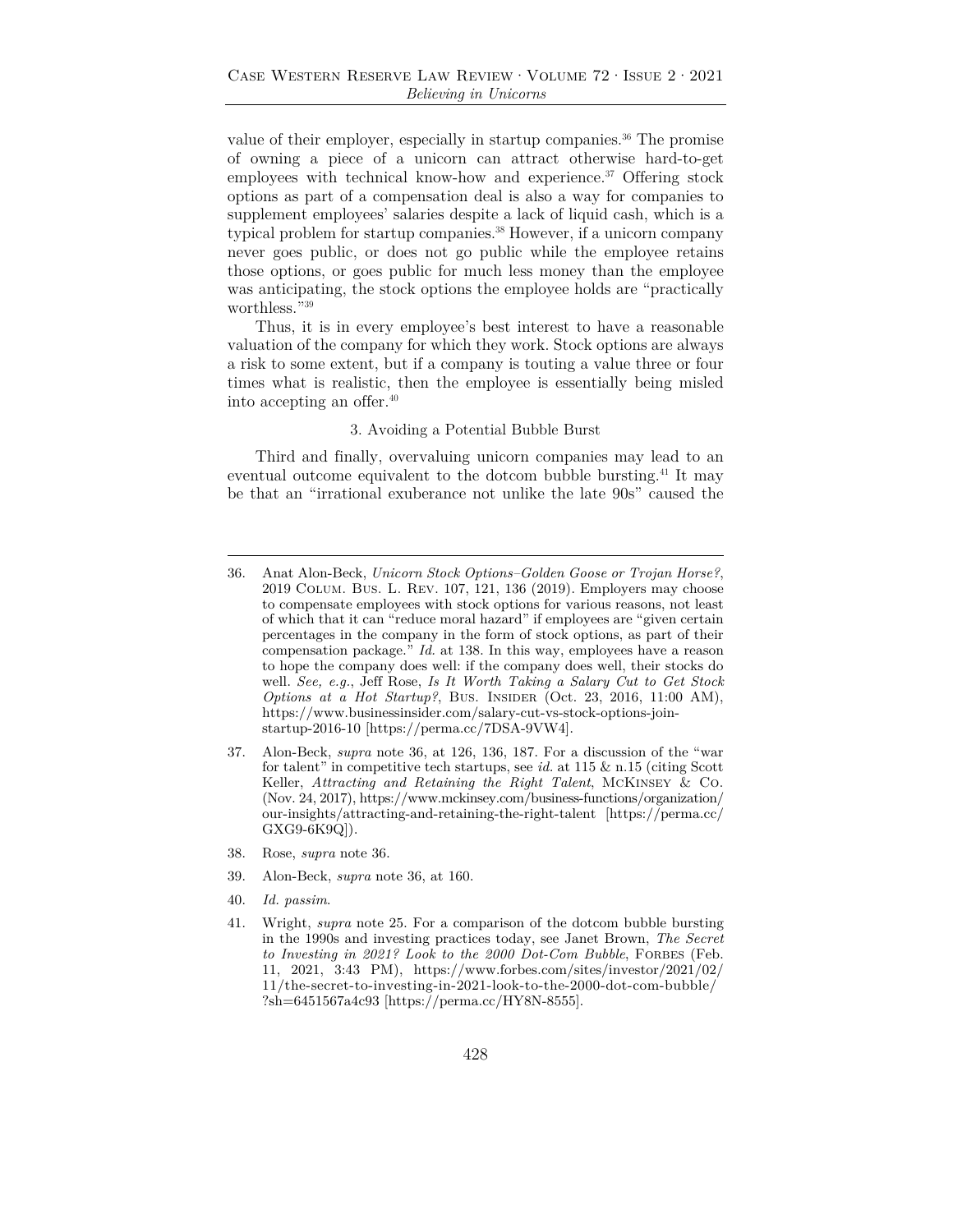value of their employer, especially in startup companies.[36] The promise of owning a piece of a unicorn can attract otherwise hard-to-get employees with technical know-how and experience.[37] Offering stock options as part of a compensation deal is also a way for companies to supplement employees' salaries despite a lack of liquid cash, which is a typical problem for startup companies.[38] However, if a unicorn company never goes public, or does not go public while the employee retains those options, or goes public for much less money than the employee was anticipating, the stock options the employee holds are "practically worthless."[39]

Thus, it is in every employee's best interest to have a reasonable valuation of the company for which they work. Stock options are always a risk to some extent, but if a company is touting a value three or four times what is realistic, then the employee is essentially being misled into accepting an offer.[40]

### 3. Avoiding a Potential Bubble Burst

Third and finally, overvaluing unicorn companies may lead to an eventual outcome equivalent to the dotcom bubble bursting.[41] It may be that an "irrational exuberance not unlike the late 90s" caused the

---

36. Anat Alon-Beck, *Unicorn Stock Options–Golden Goose or Trojan Horse?*, 2019 Colum. Bus. L. Rev. 107, 121, 136 (2019). Employers may choose to compensate employees with stock options for various reasons, not least of which that it can "reduce moral hazard" if employees are "given certain percentages in the company in the form of stock options, as part of their compensation package." *Id.* at 138. In this way, employees have a reason to hope the company does well: if the company does well, their stocks do well. *See, e.g.*, Jeff Rose, *Is It Worth Taking a Salary Cut to Get Stock Options at a Hot Startup?*, Bus. Insider (Oct. 23, 2016, 11:00 AM), https://www.businessinsider.com/salary-cut-vs-stock-options-join-startup-2016-10 [https://perma.cc/7DSA-9VW4].

37. Alon-Beck, *supra* note 36, at 126, 136, 187. For a discussion of the "war for talent" in competitive tech startups, see *id.* at 115 & n.15 (citing Scott Keller, *Attracting and Retaining the Right Talent*, McKinsey & Co. (Nov. 24, 2017), https://www.mckinsey.com/business-functions/organization/our-insights/attracting-and-retaining-the-right-talent [https://perma.cc/GXG9-6K9Q]).

38. Rose, *supra* note 36.

39. Alon-Beck, *supra* note 36, at 160.

40. *Id. passim*.

41. Wright, *supra* note 25. For a comparison of the dotcom bubble bursting in the 1990s and investing practices today, see Janet Brown, *The Secret to Investing in 2021? Look to the 2000 Dot-Com Bubble*, Forbes (Feb. 11, 2021, 3:43 PM), https://www.forbes.com/sites/investor/2021/02/11/the-secret-to-investing-in-2021-look-to-the-2000-dot-com-bubble/?sh=6451567a4c93 [https://perma.cc/HY8N-8555].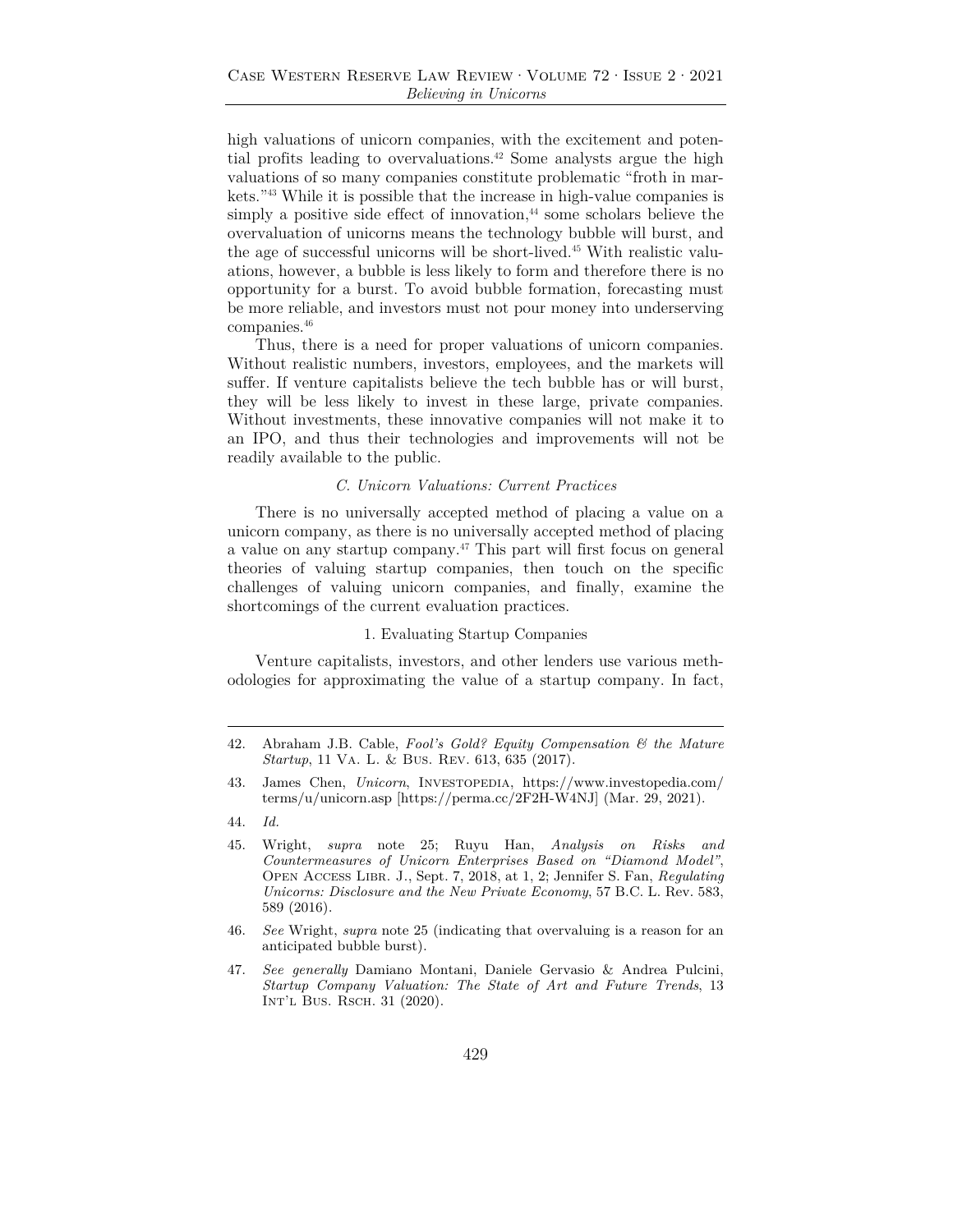high valuations of unicorn companies, with the excitement and potential profits leading to overvaluations.[42] Some analysts argue the high valuations of so many companies constitute problematic "froth in markets."[43] While it is possible that the increase in high-value companies is simply a positive side effect of innovation,[44] some scholars believe the overvaluation of unicorns means the technology bubble will burst, and the age of successful unicorns will be short-lived.[45] With realistic valuations, however, a bubble is less likely to form and therefore there is no opportunity for a burst. To avoid bubble formation, forecasting must be more reliable, and investors must not pour money into underserving companies.[46]

Thus, there is a need for proper valuations of unicorn companies. Without realistic numbers, investors, employees, and the markets will suffer. If venture capitalists believe the tech bubble has or will burst, they will be less likely to invest in these large, private companies. Without investments, these innovative companies will not make it to an IPO, and thus their technologies and improvements will not be readily available to the public.

### *C. Unicorn Valuations: Current Practices*

There is no universally accepted method of placing a value on a unicorn company, as there is no universally accepted method of placing a value on any startup company.[47] This part will first focus on general theories of valuing startup companies, then touch on the specific challenges of valuing unicorn companies, and finally, examine the shortcomings of the current evaluation practices.

#### 1. Evaluating Startup Companies

Venture capitalists, investors, and other lenders use various methodologies for approximating the value of a startup company. In fact,

---

42. Abraham J.B. Cable, *Fool's Gold? Equity Compensation & the Mature Startup*, 11 Va. L. & Bus. Rev. 613, 635 (2017).

43. James Chen, *Unicorn*, Investopedia, https://www.investopedia.com/terms/u/unicorn.asp [https://perma.cc/2F2H-W4NJ] (Mar. 29, 2021).

44. *Id.*

45. Wright, *supra* note 25; Ruyu Han, *Analysis on Risks and Countermeasures of Unicorn Enterprises Based on "Diamond Model"*, Open Access Libr. J., Sept. 7, 2018, at 1, 2; Jennifer S. Fan, *Regulating Unicorns: Disclosure and the New Private Economy*, 57 B.C. L. Rev. 583, 589 (2016).

46. *See* Wright, *supra* note 25 (indicating that overvaluing is a reason for an anticipated bubble burst).

47. *See generally* Damiano Montani, Daniele Gervasio & Andrea Pulcini, *Startup Company Valuation: The State of Art and Future Trends*, 13 Int'l Bus. Rsch. 31 (2020).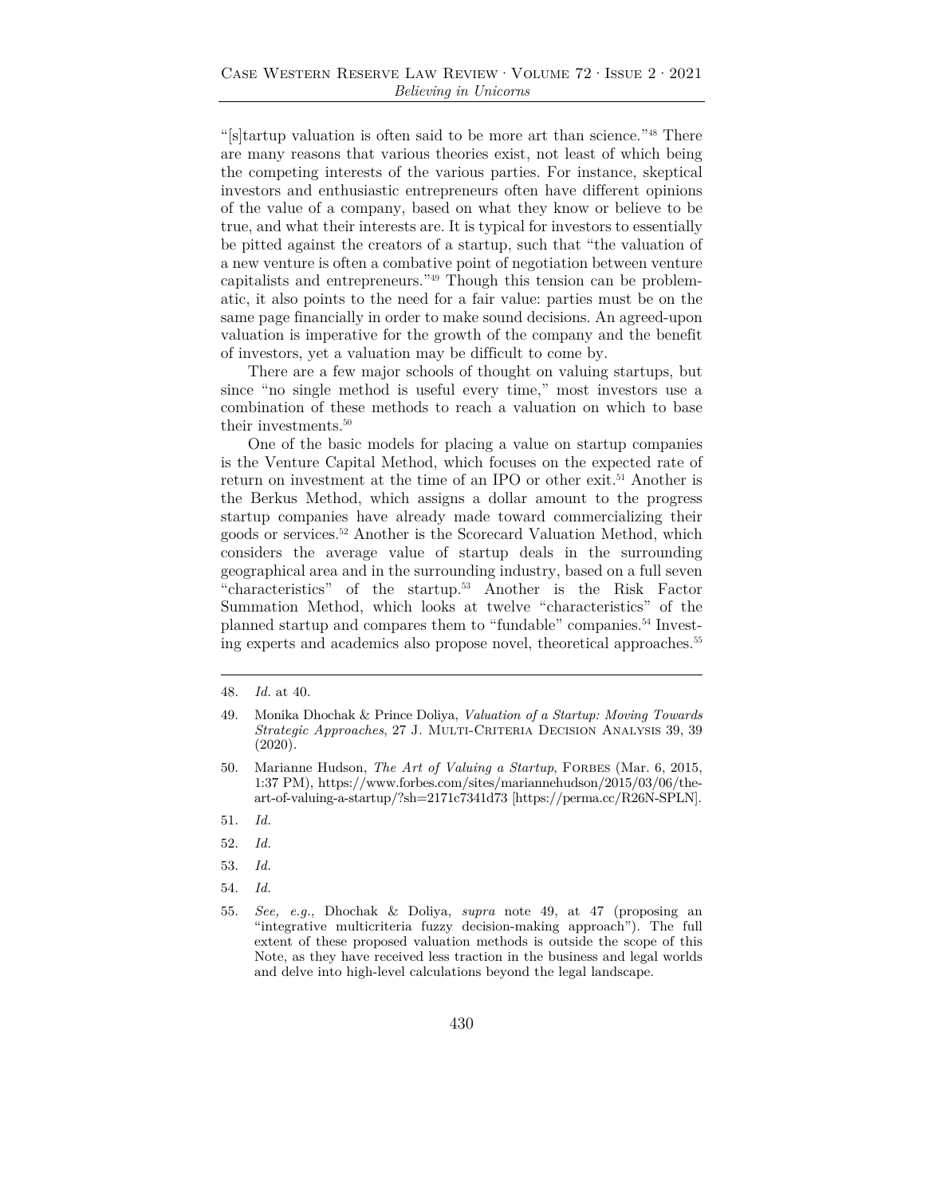"[s]tartup valuation is often said to be more art than science."[48] There are many reasons that various theories exist, not least of which being the competing interests of the various parties. For instance, skeptical investors and enthusiastic entrepreneurs often have different opinions of the value of a company, based on what they know or believe to be true, and what their interests are. It is typical for investors to essentially be pitted against the creators of a startup, such that "the valuation of a new venture is often a combative point of negotiation between venture capitalists and entrepreneurs."[49] Though this tension can be problematic, it also points to the need for a fair value: parties must be on the same page financially in order to make sound decisions. An agreed-upon valuation is imperative for the growth of the company and the benefit of investors, yet a valuation may be difficult to come by.

There are a few major schools of thought on valuing startups, but since "no single method is useful every time," most investors use a combination of these methods to reach a valuation on which to base their investments.[50]

One of the basic models for placing a value on startup companies is the Venture Capital Method, which focuses on the expected rate of return on investment at the time of an IPO or other exit.[51] Another is the Berkus Method, which assigns a dollar amount to the progress startup companies have already made toward commercializing their goods or services.[52] Another is the Scorecard Valuation Method, which considers the average value of startup deals in the surrounding geographical area and in the surrounding industry, based on a full seven "characteristics" of the startup.[53] Another is the Risk Factor Summation Method, which looks at twelve "characteristics" of the planned startup and compares them to "fundable" companies.[54] Investing experts and academics also propose novel, theoretical approaches.[55]

---

48. *Id.* at 40.

49. Monika Dhochak & Prince Doliya, *Valuation of a Startup: Moving Towards Strategic Approaches*, 27 J. Multi-Criteria Decision Analysis 39, 39 (2020).

50. Marianne Hudson, *The Art of Valuing a Startup*, Forbes (Mar. 6, 2015, 1:37 PM), https://www.forbes.com/sites/mariannehudson/2015/03/06/the-art-of-valuing-a-startup/?sh=2171c7341d73 [https://perma.cc/R26N-SPLN].

51. *Id.*

52. *Id.*

53. *Id.*

54. *Id.*

55. *See, e.g.*, Dhochak & Doliya, *supra* note 49, at 47 (proposing an "integrative multicriteria fuzzy decision-making approach"). The full extent of these proposed valuation methods is outside the scope of this Note, as they have received less traction in the business and legal worlds and delve into high-level calculations beyond the legal landscape.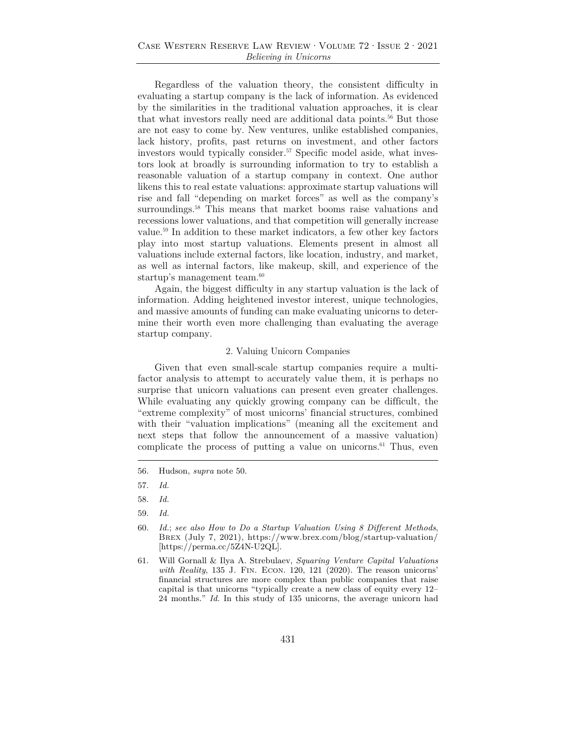Regardless of the valuation theory, the consistent difficulty in evaluating a startup company is the lack of information. As evidenced by the similarities in the traditional valuation approaches, it is clear that what investors really need are additional data points.[56] But those are not easy to come by. New ventures, unlike established companies, lack history, profits, past returns on investment, and other factors investors would typically consider.[57] Specific model aside, what investors look at broadly is surrounding information to try to establish a reasonable valuation of a startup company in context. One author likens this to real estate valuations: approximate startup valuations will rise and fall "depending on market forces" as well as the company's surroundings.[58] This means that market booms raise valuations and recessions lower valuations, and that competition will generally increase value.[59] In addition to these market indicators, a few other key factors play into most startup valuations. Elements present in almost all valuations include external factors, like location, industry, and market, as well as internal factors, like makeup, skill, and experience of the startup's management team.[60]

Again, the biggest difficulty in any startup valuation is the lack of information. Adding heightened investor interest, unique technologies, and massive amounts of funding can make evaluating unicorns to determine their worth even more challenging than evaluating the average startup company.

#### 2. Valuing Unicorn Companies

Given that even small-scale startup companies require a multi-factor analysis to attempt to accurately value them, it is perhaps no surprise that unicorn valuations can present even greater challenges. While evaluating any quickly growing company can be difficult, the "extreme complexity" of most unicorns' financial structures, combined with their "valuation implications" (meaning all the excitement and next steps that follow the announcement of a massive valuation) complicate the process of putting a value on unicorns.[61] Thus, even

---

56. Hudson, *supra* note 50.

57. *Id.*

58. *Id.*

59. *Id.*

60. *Id.*; *see also How to Do a Startup Valuation Using 8 Different Methods*, Brex (July 7, 2021), https://www.brex.com/blog/startup-valuation/ [https://perma.cc/5Z4N-U2QL].

61. Will Gornall & Ilya A. Strebulaev, *Squaring Venture Capital Valuations with Reality*, 135 J. Fin. Econ. 120, 121 (2020). The reason unicorns' financial structures are more complex than public companies that raise capital is that unicorns "typically create a new class of equity every 12–24 months." *Id.* In this study of 135 unicorns, the average unicorn had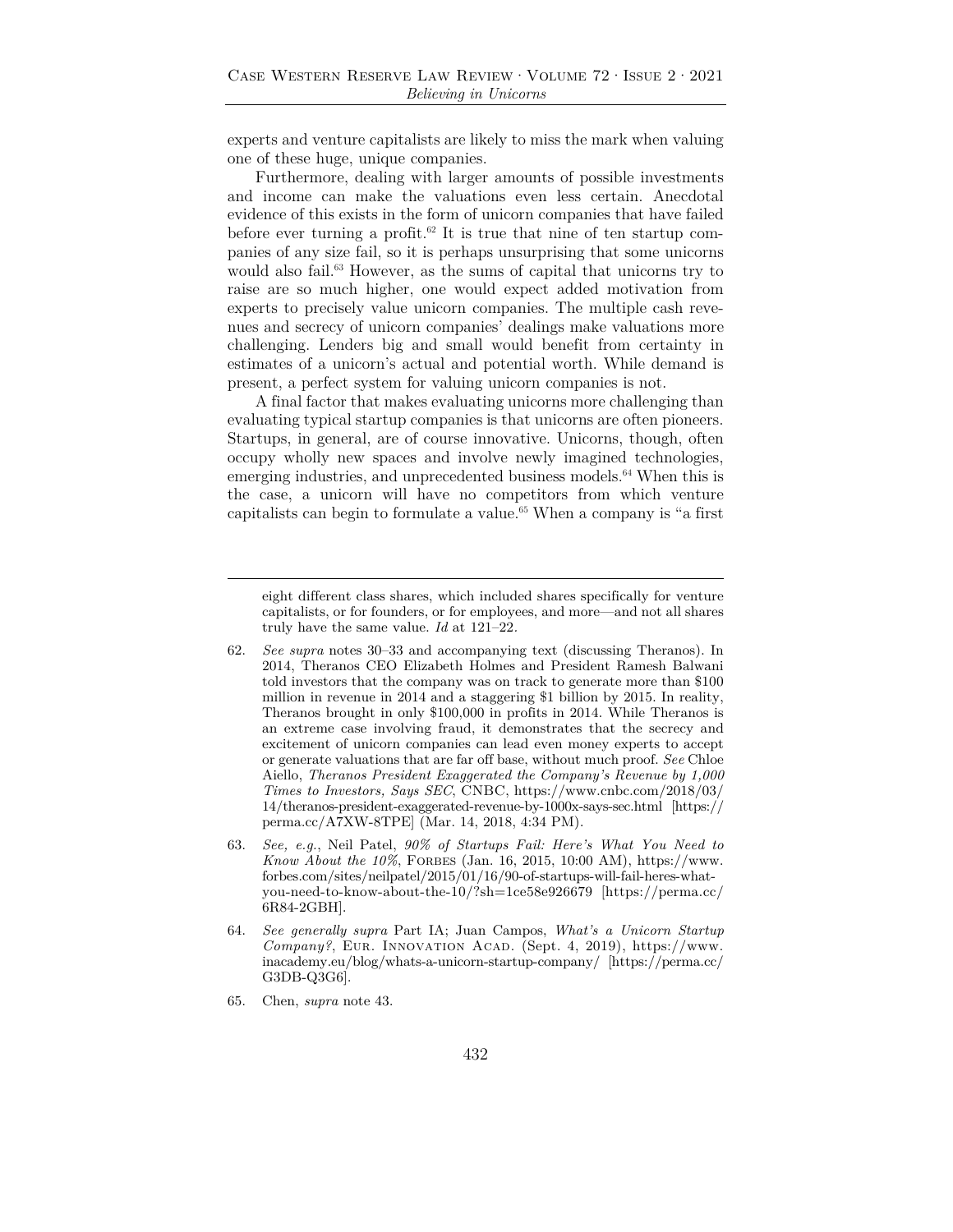experts and venture capitalists are likely to miss the mark when valuing one of these huge, unique companies.

Furthermore, dealing with larger amounts of possible investments and income can make the valuations even less certain. Anecdotal evidence of this exists in the form of unicorn companies that have failed before ever turning a profit.[62] It is true that nine of ten startup companies of any size fail, so it is perhaps unsurprising that some unicorns would also fail.[63] However, as the sums of capital that unicorns try to raise are so much higher, one would expect added motivation from experts to precisely value unicorn companies. The multiple cash revenues and secrecy of unicorn companies' dealings make valuations more challenging. Lenders big and small would benefit from certainty in estimates of a unicorn's actual and potential worth. While demand is present, a perfect system for valuing unicorn companies is not.

A final factor that makes evaluating unicorns more challenging than evaluating typical startup companies is that unicorns are often pioneers. Startups, in general, are of course innovative. Unicorns, though, often occupy wholly new spaces and involve newly imagined technologies, emerging industries, and unprecedented business models.[64] When this is the case, a unicorn will have no competitors from which venture capitalists can begin to formulate a value.[65] When a company is "a first

---

eight different class shares, which included shares specifically for venture capitalists, or for founders, or for employees, and more—and not all shares truly have the same value. *Id* at 121–22.

62. *See supra* notes 30–33 and accompanying text (discussing Theranos). In 2014, Theranos CEO Elizabeth Holmes and President Ramesh Balwani told investors that the company was on track to generate more than $100 million in revenue in 2014 and a staggering $1 billion by 2015. In reality, Theranos brought in only $100,000 in profits in 2014. While Theranos is an extreme case involving fraud, it demonstrates that the secrecy and excitement of unicorn companies can lead even money experts to accept or generate valuations that are far off base, without much proof. *See* Chloe Aiello, *Theranos President Exaggerated the Company's Revenue by 1,000 Times to Investors, Says SEC*, CNBC, https://www.cnbc.com/2018/03/14/theranos-president-exaggerated-revenue-by-1000x-says-sec.html [https://perma.cc/A7XW-8TPE] (Mar. 14, 2018, 4:34 PM).

63. *See, e.g.*, Neil Patel, *90% of Startups Fail: Here's What You Need to Know About the 10%*, FORBES (Jan. 16, 2015, 10:00 AM), https://www.forbes.com/sites/neilpatel/2015/01/16/90-of-startups-will-fail-heres-what-you-need-to-know-about-the-10/?sh=1ce58e926679 [https://perma.cc/6R84-2GBH].

64. *See generally supra* Part IA; Juan Campos, *What's a Unicorn Startup Company?*, EUR. INNOVATION ACAD. (Sept. 4, 2019), https://www.inacademy.eu/blog/whats-a-unicorn-startup-company/ [https://perma.cc/G3DB-Q3G6].

65. Chen, *supra* note 43.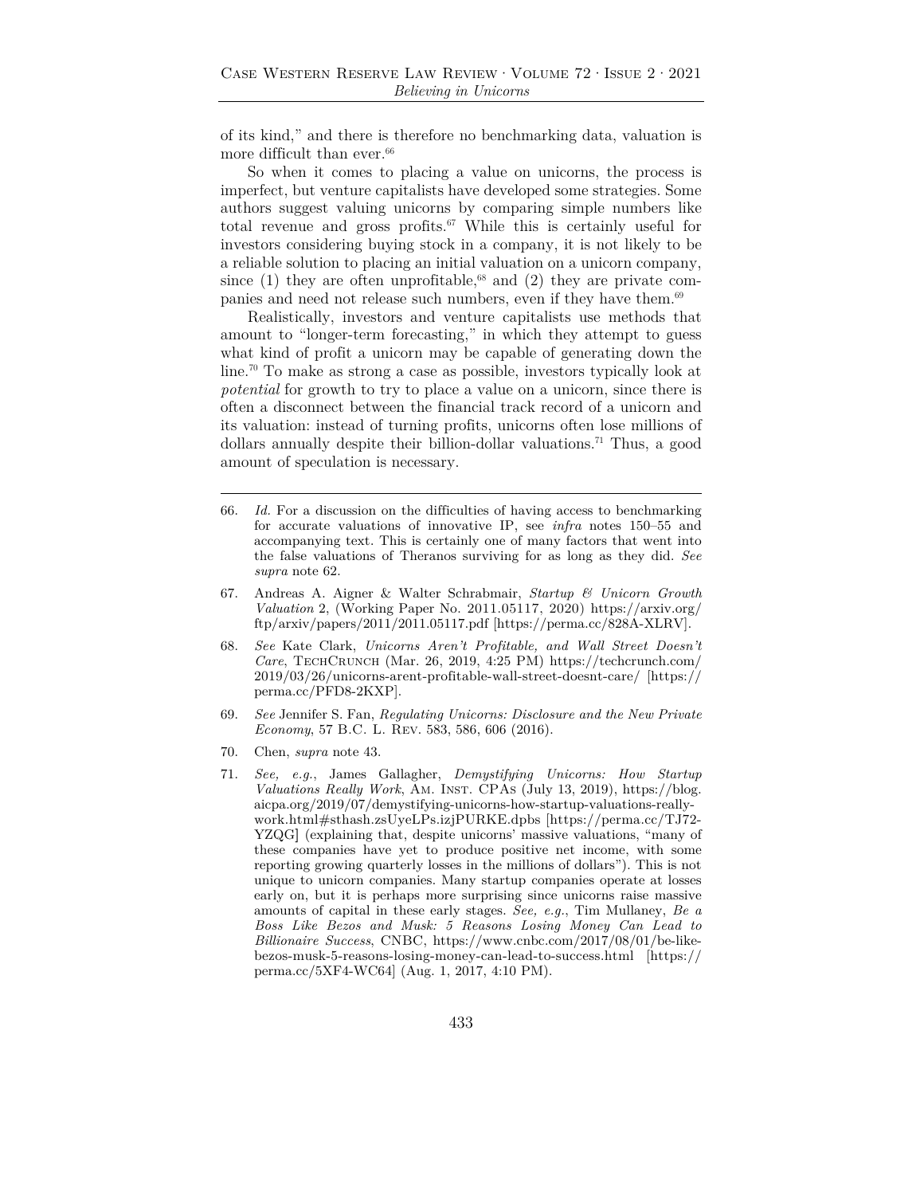of its kind," and there is therefore no benchmarking data, valuation is more difficult than ever.[66]

So when it comes to placing a value on unicorns, the process is imperfect, but venture capitalists have developed some strategies. Some authors suggest valuing unicorns by comparing simple numbers like total revenue and gross profits.[67] While this is certainly useful for investors considering buying stock in a company, it is not likely to be a reliable solution to placing an initial valuation on a unicorn company, since (1) they are often unprofitable,[68] and (2) they are private companies and need not release such numbers, even if they have them.[69]

Realistically, investors and venture capitalists use methods that amount to "longer-term forecasting," in which they attempt to guess what kind of profit a unicorn may be capable of generating down the line.[70] To make as strong a case as possible, investors typically look at *potential* for growth to try to place a value on a unicorn, since there is often a disconnect between the financial track record of a unicorn and its valuation: instead of turning profits, unicorns often lose millions of dollars annually despite their billion-dollar valuations.[71] Thus, a good amount of speculation is necessary.

---

66. *Id.* For a discussion on the difficulties of having access to benchmarking for accurate valuations of innovative IP, see *infra* notes 150–55 and accompanying text. This is certainly one of many factors that went into the false valuations of Theranos surviving for as long as they did. *See supra* note 62.

67. Andreas A. Aigner & Walter Schrabmair, *Startup & Unicorn Growth Valuation* 2, (Working Paper No. 2011.05117, 2020) https://arxiv.org/ftp/arxiv/papers/2011/2011.05117.pdf [https://perma.cc/828A-XLRV].

68. *See* Kate Clark, *Unicorns Aren't Profitable, and Wall Street Doesn't Care*, TechCrunch (Mar. 26, 2019, 4:25 PM) https://techcrunch.com/2019/03/26/unicorns-arent-profitable-wall-street-doesnt-care/ [https://perma.cc/PFD8-2KXP].

69. *See* Jennifer S. Fan, *Regulating Unicorns: Disclosure and the New Private Economy*, 57 B.C. L. Rev. 583, 586, 606 (2016).

70. Chen, *supra* note 43.

71. *See, e.g.*, James Gallagher, *Demystifying Unicorns: How Startup Valuations Really Work*, Am. Inst. CPAs (July 13, 2019), https://blog.aicpa.org/2019/07/demystifying-unicorns-how-startup-valuations-really-work.html#sthash.zsUyeLPs.izjPURKE.dpbs [https://perma.cc/TJ72-YZQG] (explaining that, despite unicorns' massive valuations, "many of these companies have yet to produce positive net income, with some reporting growing quarterly losses in the millions of dollars"). This is not unique to unicorn companies. Many startup companies operate at losses early on, but it is perhaps more surprising since unicorns raise massive amounts of capital in these early stages. *See, e.g.*, Tim Mullaney, *Be a Boss Like Bezos and Musk: 5 Reasons Losing Money Can Lead to Billionaire Success*, CNBC, https://www.cnbc.com/2017/08/01/be-like-bezos-musk-5-reasons-losing-money-can-lead-to-success.html [https://perma.cc/5XF4-WC64] (Aug. 1, 2017, 4:10 PM).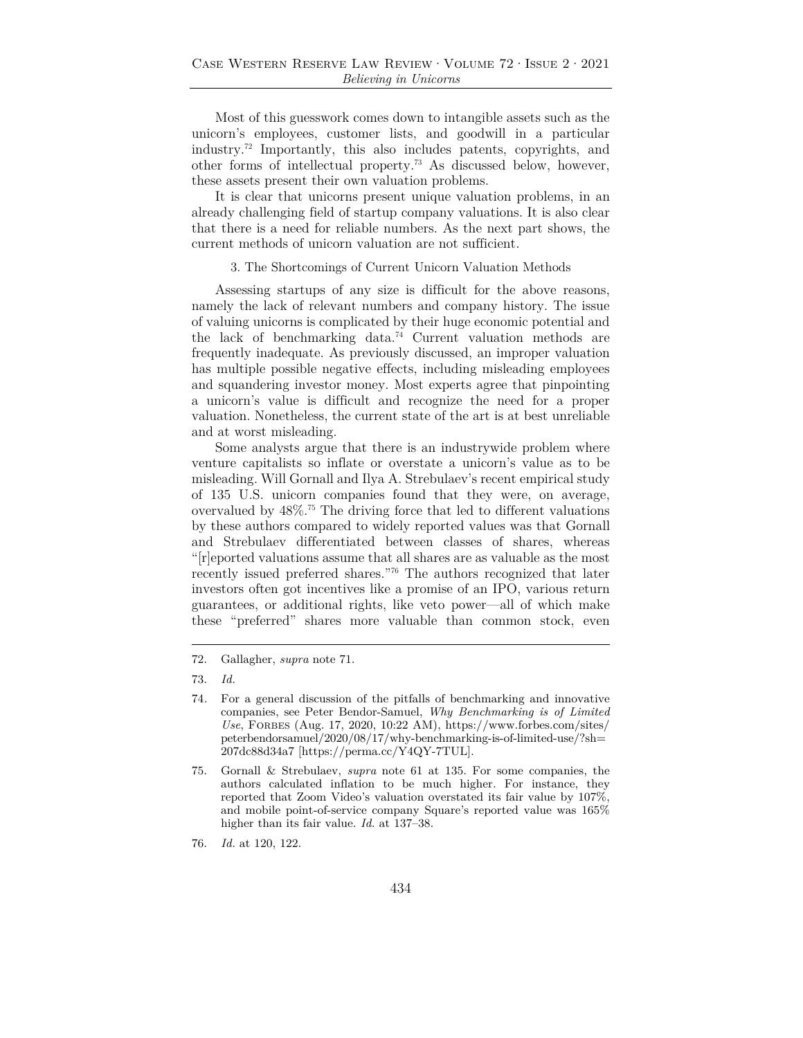Most of this guesswork comes down to intangible assets such as the unicorn's employees, customer lists, and goodwill in a particular industry.[72] Importantly, this also includes patents, copyrights, and other forms of intellectual property.[73] As discussed below, however, these assets present their own valuation problems.

It is clear that unicorns present unique valuation problems, in an already challenging field of startup company valuations. It is also clear that there is a need for reliable numbers. As the next part shows, the current methods of unicorn valuation are not sufficient.

### 3. The Shortcomings of Current Unicorn Valuation Methods

Assessing startups of any size is difficult for the above reasons, namely the lack of relevant numbers and company history. The issue of valuing unicorns is complicated by their huge economic potential and the lack of benchmarking data.[74] Current valuation methods are frequently inadequate. As previously discussed, an improper valuation has multiple possible negative effects, including misleading employees and squandering investor money. Most experts agree that pinpointing a unicorn's value is difficult and recognize the need for a proper valuation. Nonetheless, the current state of the art is at best unreliable and at worst misleading.

Some analysts argue that there is an industrywide problem where venture capitalists so inflate or overstate a unicorn's value as to be misleading. Will Gornall and Ilya A. Strebulaev's recent empirical study of 135 U.S. unicorn companies found that they were, on average, overvalued by 48%.[75] The driving force that led to different valuations by these authors compared to widely reported values was that Gornall and Strebulaev differentiated between classes of shares, whereas "[r]eported valuations assume that all shares are as valuable as the most recently issued preferred shares."[76] The authors recognized that later investors often got incentives like a promise of an IPO, various return guarantees, or additional rights, like veto power—all of which make these "preferred" shares more valuable than common stock, even

---

72. Gallagher, *supra* note 71.

73. *Id.*

74. For a general discussion of the pitfalls of benchmarking and innovative companies, see Peter Bendor-Samuel, *Why Benchmarking is of Limited Use*, Forbes (Aug. 17, 2020, 10:22 AM), https://www.forbes.com/sites/peterbendorsamuel/2020/08/17/why-benchmarking-is-of-limited-use/?sh=207dc88d34a7 [https://perma.cc/Y4QY-7TUL].

75. Gornall & Strebulaev, *supra* note 61 at 135. For some companies, the authors calculated inflation to be much higher. For instance, they reported that Zoom Video's valuation overstated its fair value by 107%, and mobile point-of-service company Square's reported value was 165% higher than its fair value. *Id.* at 137–38.

76. *Id.* at 120, 122.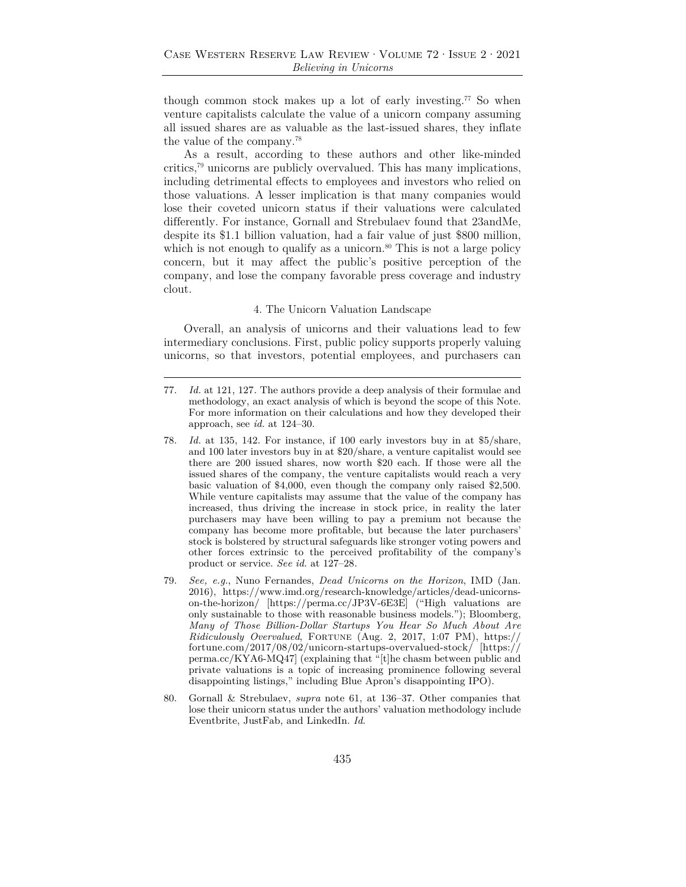though common stock makes up a lot of early investing.[77] So when venture capitalists calculate the value of a unicorn company assuming all issued shares are as valuable as the last-issued shares, they inflate the value of the company.[78]

As a result, according to these authors and other like-minded critics,[79] unicorns are publicly overvalued. This has many implications, including detrimental effects to employees and investors who relied on those valuations. A lesser implication is that many companies would lose their coveted unicorn status if their valuations were calculated differently. For instance, Gornall and Strebulaev found that 23andMe, despite its $1.1 billion valuation, had a fair value of just $800 million, which is not enough to qualify as a unicorn.[80] This is not a large policy concern, but it may affect the public's positive perception of the company, and lose the company favorable press coverage and industry clout.

#### 4. The Unicorn Valuation Landscape

Overall, an analysis of unicorns and their valuations lead to few intermediary conclusions. First, public policy supports properly valuing unicorns, so that investors, potential employees, and purchasers can

---

77. *Id.* at 121, 127. The authors provide a deep analysis of their formulae and methodology, an exact analysis of which is beyond the scope of this Note. For more information on their calculations and how they developed their approach, see *id.* at 124–30.

78. *Id.* at 135, 142. For instance, if 100 early investors buy in at $5/share, and 100 later investors buy in at $20/share, a venture capitalist would see there are 200 issued shares, now worth $20 each. If those were all the issued shares of the company, the venture capitalists would reach a very basic valuation of $4,000, even though the company only raised $2,500. While venture capitalists may assume that the value of the company has increased, thus driving the increase in stock price, in reality the later purchasers may have been willing to pay a premium not because the company has become more profitable, but because the later purchasers' stock is bolstered by structural safeguards like stronger voting powers and other forces extrinsic to the perceived profitability of the company's product or service. *See id.* at 127–28.

79. *See, e.g.*, Nuno Fernandes, *Dead Unicorns on the Horizon*, IMD (Jan. 2016), https://www.imd.org/research-knowledge/articles/dead-unicorns-on-the-horizon/ [https://perma.cc/JP3V-6E3E] ("High valuations are only sustainable to those with reasonable business models."); Bloomberg, *Many of Those Billion-Dollar Startups You Hear So Much About Are Ridiculously Overvalued*, FORTUNE (Aug. 2, 2017, 1:07 PM), https://fortune.com/2017/08/02/unicorn-startups-overvalued-stock/ [https://perma.cc/KYA6-MQ47] (explaining that "[t]he chasm between public and private valuations is a topic of increasing prominence following several disappointing listings," including Blue Apron's disappointing IPO).

80. Gornall & Strebulaev, *supra* note 61, at 136–37. Other companies that lose their unicorn status under the authors' valuation methodology include Eventbrite, JustFab, and LinkedIn. *Id.*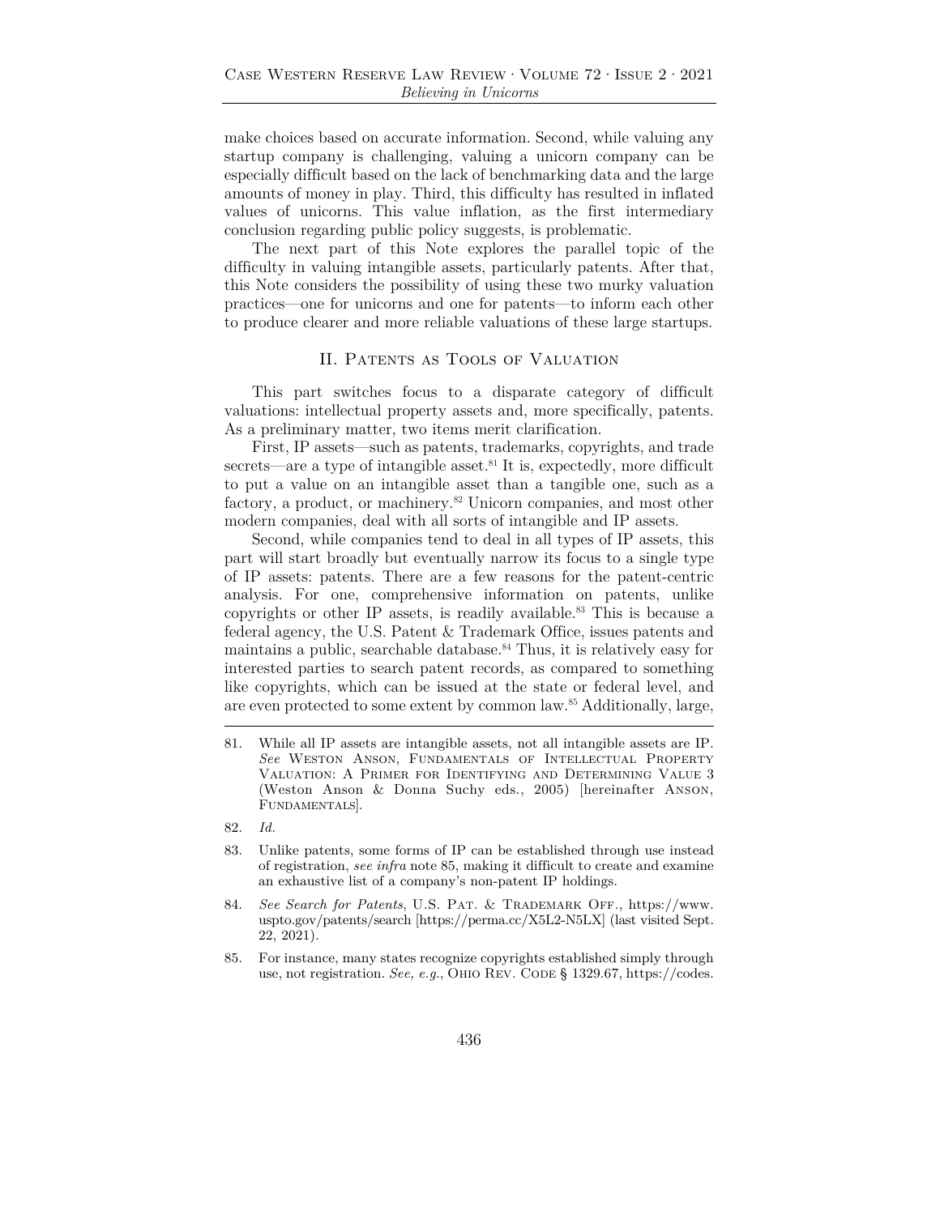make choices based on accurate information. Second, while valuing any startup company is challenging, valuing a unicorn company can be especially difficult based on the lack of benchmarking data and the large amounts of money in play. Third, this difficulty has resulted in inflated values of unicorns. This value inflation, as the first intermediary conclusion regarding public policy suggests, is problematic.

The next part of this Note explores the parallel topic of the difficulty in valuing intangible assets, particularly patents. After that, this Note considers the possibility of using these two murky valuation practices—one for unicorns and one for patents—to inform each other to produce clearer and more reliable valuations of these large startups.

## II. Patents as Tools of Valuation

This part switches focus to a disparate category of difficult valuations: intellectual property assets and, more specifically, patents. As a preliminary matter, two items merit clarification.

First, IP assets—such as patents, trademarks, copyrights, and trade secrets—are a type of intangible asset.[81] It is, expectedly, more difficult to put a value on an intangible asset than a tangible one, such as a factory, a product, or machinery.[82] Unicorn companies, and most other modern companies, deal with all sorts of intangible and IP assets.

Second, while companies tend to deal in all types of IP assets, this part will start broadly but eventually narrow its focus to a single type of IP assets: patents. There are a few reasons for the patent-centric analysis. For one, comprehensive information on patents, unlike copyrights or other IP assets, is readily available.[83] This is because a federal agency, the U.S. Patent & Trademark Office, issues patents and maintains a public, searchable database.[84] Thus, it is relatively easy for interested parties to search patent records, as compared to something like copyrights, which can be issued at the state or federal level, and are even protected to some extent by common law.[85] Additionally, large,

---

81. While all IP assets are intangible assets, not all intangible assets are IP. *See* Weston Anson, Fundamentals of Intellectual Property Valuation: A Primer for Identifying and Determining Value 3 (Weston Anson & Donna Suchy eds., 2005) [hereinafter Anson, Fundamentals].

82. *Id.*

83. Unlike patents, some forms of IP can be established through use instead of registration, *see infra* note 85, making it difficult to create and examine an exhaustive list of a company's non-patent IP holdings.

84. *See Search for Patents*, U.S. Pat. & Trademark Off., https://www.uspto.gov/patents/search [https://perma.cc/X5L2-N5LX] (last visited Sept. 22, 2021).

85. For instance, many states recognize copyrights established simply through use, not registration. *See, e.g.*, Ohio Rev. Code § 1329.67, https://codes.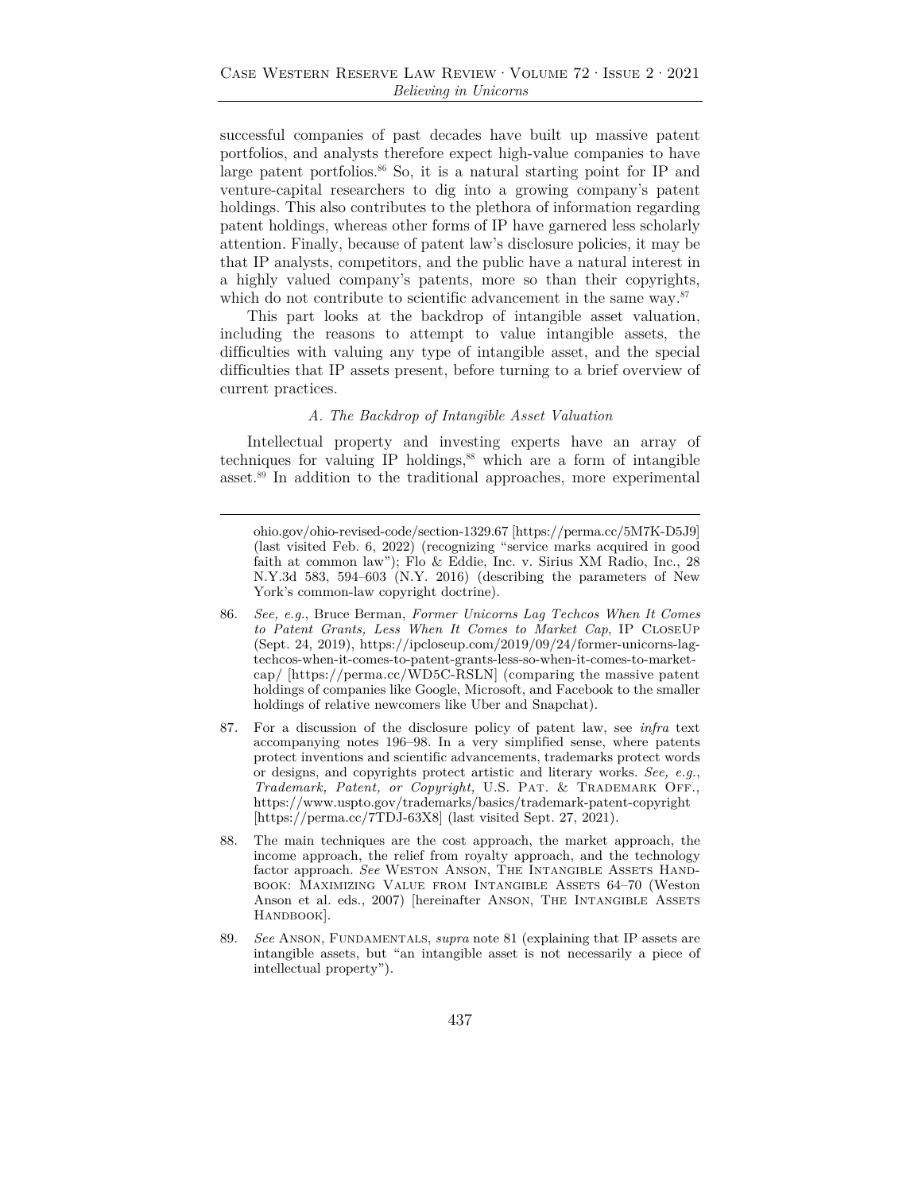successful companies of past decades have built up massive patent portfolios, and analysts therefore expect high-value companies to have large patent portfolios.[86] So, it is a natural starting point for IP and venture-capital researchers to dig into a growing company's patent holdings. This also contributes to the plethora of information regarding patent holdings, whereas other forms of IP have garnered less scholarly attention. Finally, because of patent law's disclosure policies, it may be that IP analysts, competitors, and the public have a natural interest in a highly valued company's patents, more so than their copyrights, which do not contribute to scientific advancement in the same way.[87]

This part looks at the backdrop of intangible asset valuation, including the reasons to attempt to value intangible assets, the difficulties with valuing any type of intangible asset, and the special difficulties that IP assets present, before turning to a brief overview of current practices.

### *A. The Backdrop of Intangible Asset Valuation*

Intellectual property and investing experts have an array of techniques for valuing IP holdings,[88] which are a form of intangible asset.[89] In addition to the traditional approaches, more experimental

---

ohio.gov/ohio-revised-code/section-1329.67 [https://perma.cc/5M7K-D5J9] (last visited Feb. 6, 2022) (recognizing "service marks acquired in good faith at common law"); Flo & Eddie, Inc. v. Sirius XM Radio, Inc., 28 N.Y.3d 583, 594–603 (N.Y. 2016) (describing the parameters of New York's common-law copyright doctrine).

86. *See, e.g.*, Bruce Berman, *Former Unicorns Lag Techcos When It Comes to Patent Grants, Less When It Comes to Market Cap*, IP CLOSEUP (Sept. 24, 2019), https://ipcloseup.com/2019/09/24/former-unicorns-lag-techcos-when-it-comes-to-patent-grants-less-so-when-it-comes-to-market-cap/ [https://perma.cc/WD5C-RSLN] (comparing the massive patent holdings of companies like Google, Microsoft, and Facebook to the smaller holdings of relative newcomers like Uber and Snapchat).

87. For a discussion of the disclosure policy of patent law, see *infra* text accompanying notes 196–98. In a very simplified sense, where patents protect inventions and scientific advancements, trademarks protect words or designs, and copyrights protect artistic and literary works. *See, e.g.*, *Trademark, Patent, or Copyright,* U.S. PAT. & TRADEMARK OFF., https://www.uspto.gov/trademarks/basics/trademark-patent-copyright [https://perma.cc/7TDJ-63X8] (last visited Sept. 27, 2021).

88. The main techniques are the cost approach, the market approach, the income approach, the relief from royalty approach, and the technology factor approach. *See* WESTON ANSON, THE INTANGIBLE ASSETS HANDBOOK: MAXIMIZING VALUE FROM INTANGIBLE ASSETS 64–70 (Weston Anson et al. eds., 2007) [hereinafter ANSON, THE INTANGIBLE ASSETS HANDBOOK].

89. *See* ANSON, FUNDAMENTALS, *supra* note 81 (explaining that IP assets are intangible assets, but "an intangible asset is not necessarily a piece of intellectual property").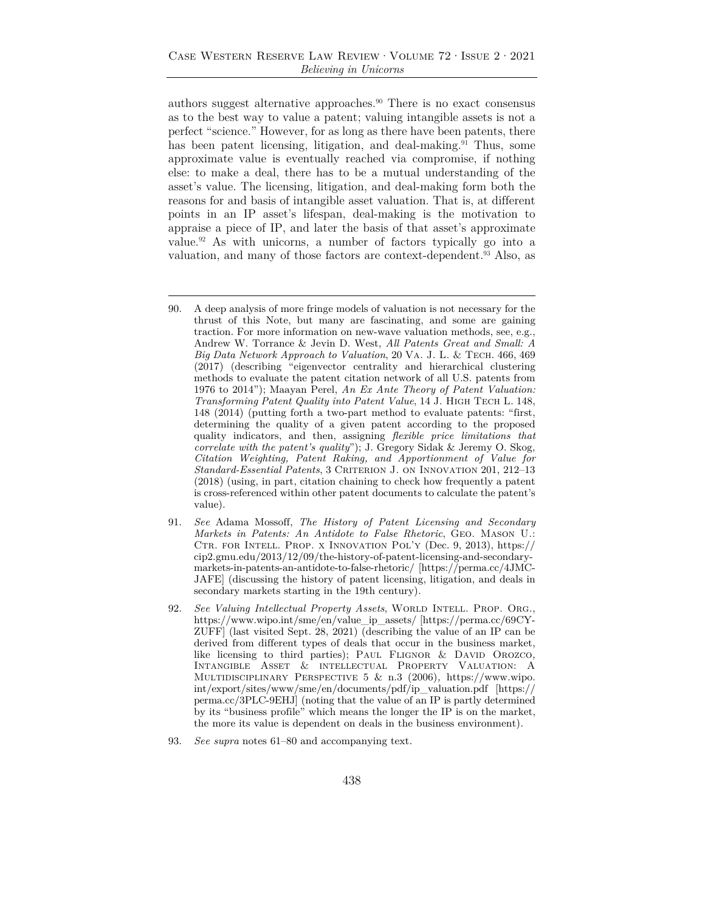authors suggest alternative approaches.[90] There is no exact consensus as to the best way to value a patent; valuing intangible assets is not a perfect "science." However, for as long as there have been patents, there has been patent licensing, litigation, and deal-making.[91] Thus, some approximate value is eventually reached via compromise, if nothing else: to make a deal, there has to be a mutual understanding of the asset's value. The licensing, litigation, and deal-making form both the reasons for and basis of intangible asset valuation. That is, at different points in an IP asset's lifespan, deal-making is the motivation to appraise a piece of IP, and later the basis of that asset's approximate value.[92] As with unicorns, a number of factors typically go into a valuation, and many of those factors are context-dependent.[93] Also, as

---

90. A deep analysis of more fringe models of valuation is not necessary for the thrust of this Note, but many are fascinating, and some are gaining traction. For more information on new-wave valuation methods, see, e.g., Andrew W. Torrance & Jevin D. West, *All Patents Great and Small: A Big Data Network Approach to Valuation*, 20 VA. J. L. & TECH. 466, 469 (2017) (describing "eigenvector centrality and hierarchical clustering methods to evaluate the patent citation network of all U.S. patents from 1976 to 2014"); Maayan Perel, *An Ex Ante Theory of Patent Valuation: Transforming Patent Quality into Patent Value*, 14 J. HIGH TECH L. 148, 148 (2014) (putting forth a two-part method to evaluate patents: "first, determining the quality of a given patent according to the proposed quality indicators, and then, assigning *flexible price limitations that correlate with the patent's quality*"); J. Gregory Sidak & Jeremy O. Skog, *Citation Weighting, Patent Raking, and Apportionment of Value for Standard-Essential Patents*, 3 CRITERION J. ON INNOVATION 201, 212–13 (2018) (using, in part, citation chaining to check how frequently a patent is cross-referenced within other patent documents to calculate the patent's value).

91. *See* Adama Mossoff, *The History of Patent Licensing and Secondary Markets in Patents: An Antidote to False Rhetoric*, GEO. MASON U.: CTR. FOR INTELL. PROP. X INNOVATION POL'Y (Dec. 9, 2013), https://cip2.gmu.edu/2013/12/09/the-history-of-patent-licensing-and-secondary-markets-in-patents-an-antidote-to-false-rhetoric/ [https://perma.cc/4JMC-JAFE] (discussing the history of patent licensing, litigation, and deals in secondary markets starting in the 19th century).

92. *See Valuing Intellectual Property Assets*, WORLD INTELL. PROP. ORG., https://www.wipo.int/sme/en/value_ip_assets/ [https://perma.cc/69CY-ZUFF] (last visited Sept. 28, 2021) (describing the value of an IP can be derived from different types of deals that occur in the business market, like licensing to third parties); PAUL FLIGNOR & DAVID OROZCO, INTANGIBLE ASSET & INTELLECTUAL PROPERTY VALUATION: A MULTIDISCIPLINARY PERSPECTIVE 5 & n.3 (2006), https://www.wipo.int/export/sites/www/sme/en/documents/pdf/ip_valuation.pdf [https://perma.cc/3PLC-9EHJ] (noting that the value of an IP is partly determined by its "business profile" which means the longer the IP is on the market, the more its value is dependent on deals in the business environment).

93. *See supra* notes 61–80 and accompanying text.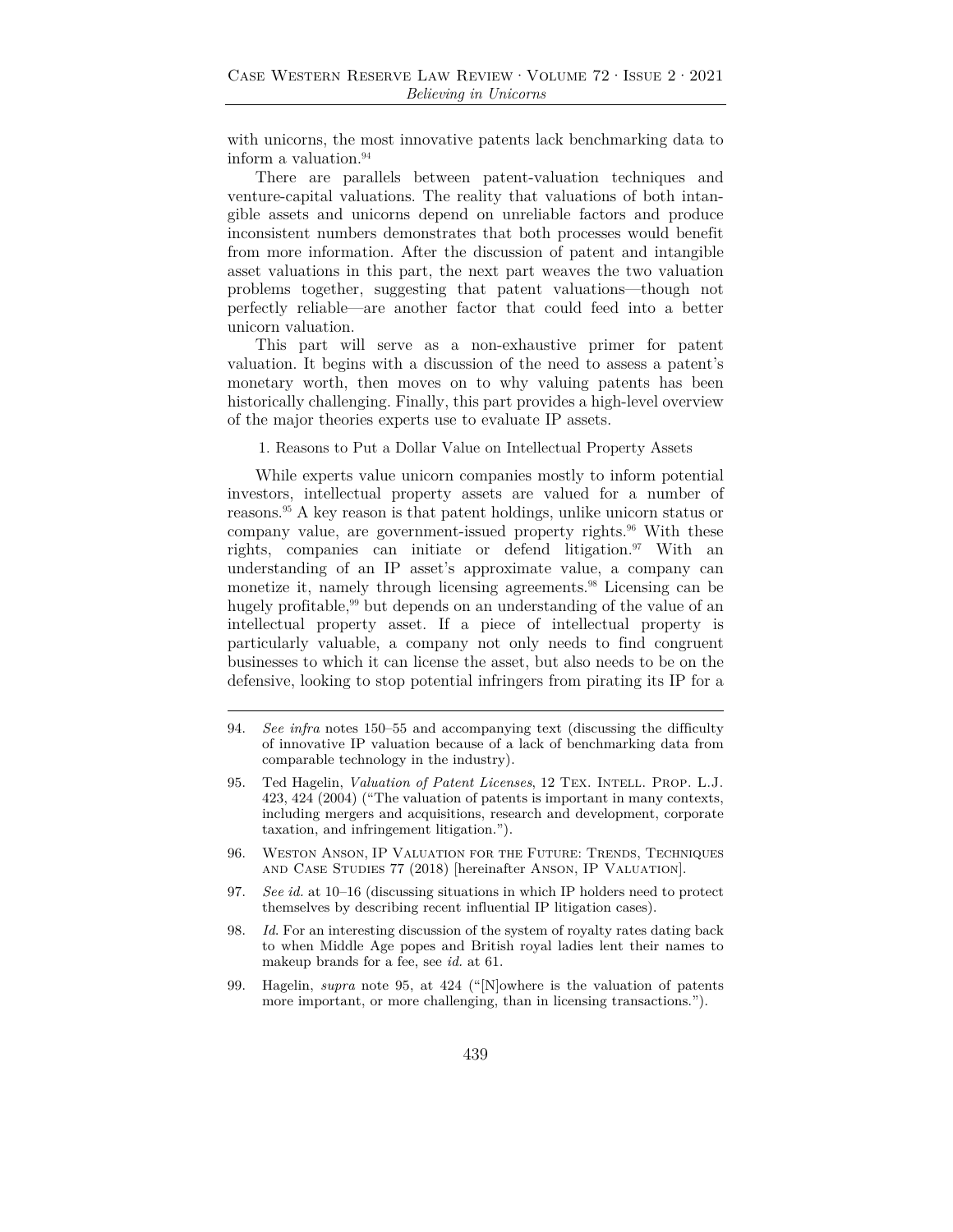with unicorns, the most innovative patents lack benchmarking data to inform a valuation.[94]

There are parallels between patent-valuation techniques and venture-capital valuations. The reality that valuations of both intangible assets and unicorns depend on unreliable factors and produce inconsistent numbers demonstrates that both processes would benefit from more information. After the discussion of patent and intangible asset valuations in this part, the next part weaves the two valuation problems together, suggesting that patent valuations—though not perfectly reliable—are another factor that could feed into a better unicorn valuation.

This part will serve as a non-exhaustive primer for patent valuation. It begins with a discussion of the need to assess a patent's monetary worth, then moves on to why valuing patents has been historically challenging. Finally, this part provides a high-level overview of the major theories experts use to evaluate IP assets.

1. Reasons to Put a Dollar Value on Intellectual Property Assets

While experts value unicorn companies mostly to inform potential investors, intellectual property assets are valued for a number of reasons.[95] A key reason is that patent holdings, unlike unicorn status or company value, are government-issued property rights.[96] With these rights, companies can initiate or defend litigation.[97] With an understanding of an IP asset's approximate value, a company can monetize it, namely through licensing agreements.[98] Licensing can be hugely profitable,[99] but depends on an understanding of the value of an intellectual property asset. If a piece of intellectual property is particularly valuable, a company not only needs to find congruent businesses to which it can license the asset, but also needs to be on the defensive, looking to stop potential infringers from pirating its IP for a

---

94. *See infra* notes 150–55 and accompanying text (discussing the difficulty of innovative IP valuation because of a lack of benchmarking data from comparable technology in the industry).

95. Ted Hagelin, *Valuation of Patent Licenses*, 12 Tex. Intell. Prop. L.J. 423, 424 (2004) ("The valuation of patents is important in many contexts, including mergers and acquisitions, research and development, corporate taxation, and infringement litigation.").

96. Weston Anson, IP Valuation for the Future: Trends, Techniques and Case Studies 77 (2018) [hereinafter Anson, IP Valuation].

97. *See id.* at 10–16 (discussing situations in which IP holders need to protect themselves by describing recent influential IP litigation cases).

98. *Id*. For an interesting discussion of the system of royalty rates dating back to when Middle Age popes and British royal ladies lent their names to makeup brands for a fee, see *id.* at 61.

99. Hagelin, *supra* note 95, at 424 ("[N]owhere is the valuation of patents more important, or more challenging, than in licensing transactions.").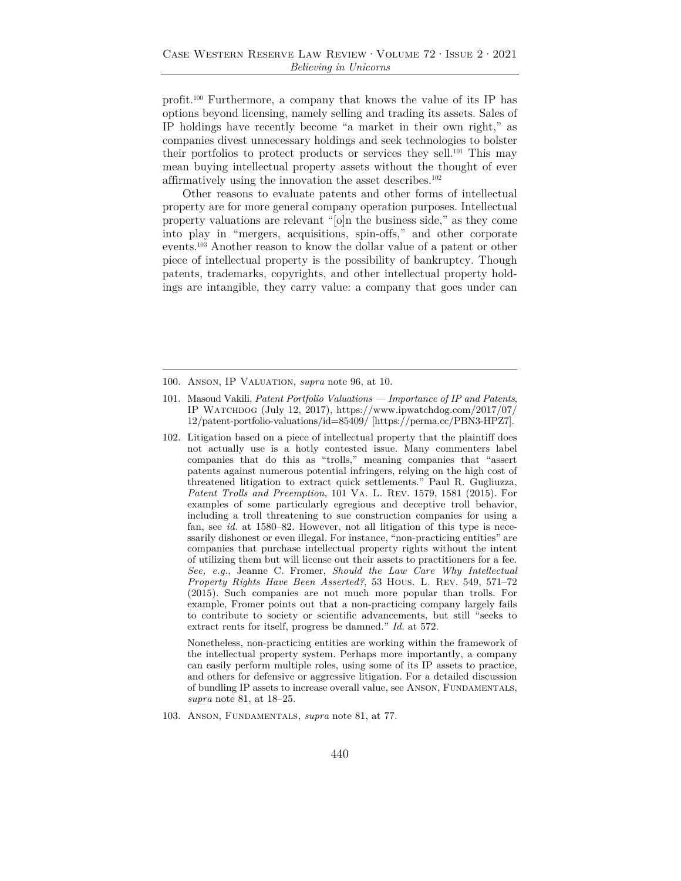profit.[100] Furthermore, a company that knows the value of its IP has options beyond licensing, namely selling and trading its assets. Sales of IP holdings have recently become "a market in their own right," as companies divest unnecessary holdings and seek technologies to bolster their portfolios to protect products or services they sell.[101] This may mean buying intellectual property assets without the thought of ever affirmatively using the innovation the asset describes.[102]

Other reasons to evaluate patents and other forms of intellectual property are for more general company operation purposes. Intellectual property valuations are relevant "[o]n the business side," as they come into play in "mergers, acquisitions, spin-offs," and other corporate events.[103] Another reason to know the dollar value of a patent or other piece of intellectual property is the possibility of bankruptcy. Though patents, trademarks, copyrights, and other intellectual property holdings are intangible, they carry value: a company that goes under can

---

100. Anson, IP Valuation, *supra* note 96, at 10.

101. Masoud Vakili, *Patent Portfolio Valuations — Importance of IP and Patents*, IP Watchdog (July 12, 2017), https://www.ipwatchdog.com/2017/07/12/patent-portfolio-valuations/id=85409/ [https://perma.cc/PBN3-HPZ7].

102. Litigation based on a piece of intellectual property that the plaintiff does not actually use is a hotly contested issue. Many commenters label companies that do this as "trolls," meaning companies that "assert patents against numerous potential infringers, relying on the high cost of threatened litigation to extract quick settlements." Paul R. Gugliuzza, *Patent Trolls and Preemption*, 101 Va. L. Rev. 1579, 1581 (2015). For examples of some particularly egregious and deceptive troll behavior, including a troll threatening to sue construction companies for using a fan, see *id.* at 1580–82. However, not all litigation of this type is necessarily dishonest or even illegal. For instance, "non-practicing entities" are companies that purchase intellectual property rights without the intent of utilizing them but will license out their assets to practitioners for a fee. *See, e.g.*, Jeanne C. Fromer, *Should the Law Care Why Intellectual Property Rights Have Been Asserted?*, 53 Hous. L. Rev. 549, 571–72 (2015). Such companies are not much more popular than trolls. For example, Fromer points out that a non-practicing company largely fails to contribute to society or scientific advancements, but still "seeks to extract rents for itself, progress be damned." *Id.* at 572.

    Nonetheless, non-practicing entities are working within the framework of the intellectual property system. Perhaps more importantly, a company can easily perform multiple roles, using some of its IP assets to practice, and others for defensive or aggressive litigation. For a detailed discussion of bundling IP assets to increase overall value, see Anson, Fundamentals, *supra* note 81, at 18–25.

103. Anson, Fundamentals, *supra* note 81, at 77.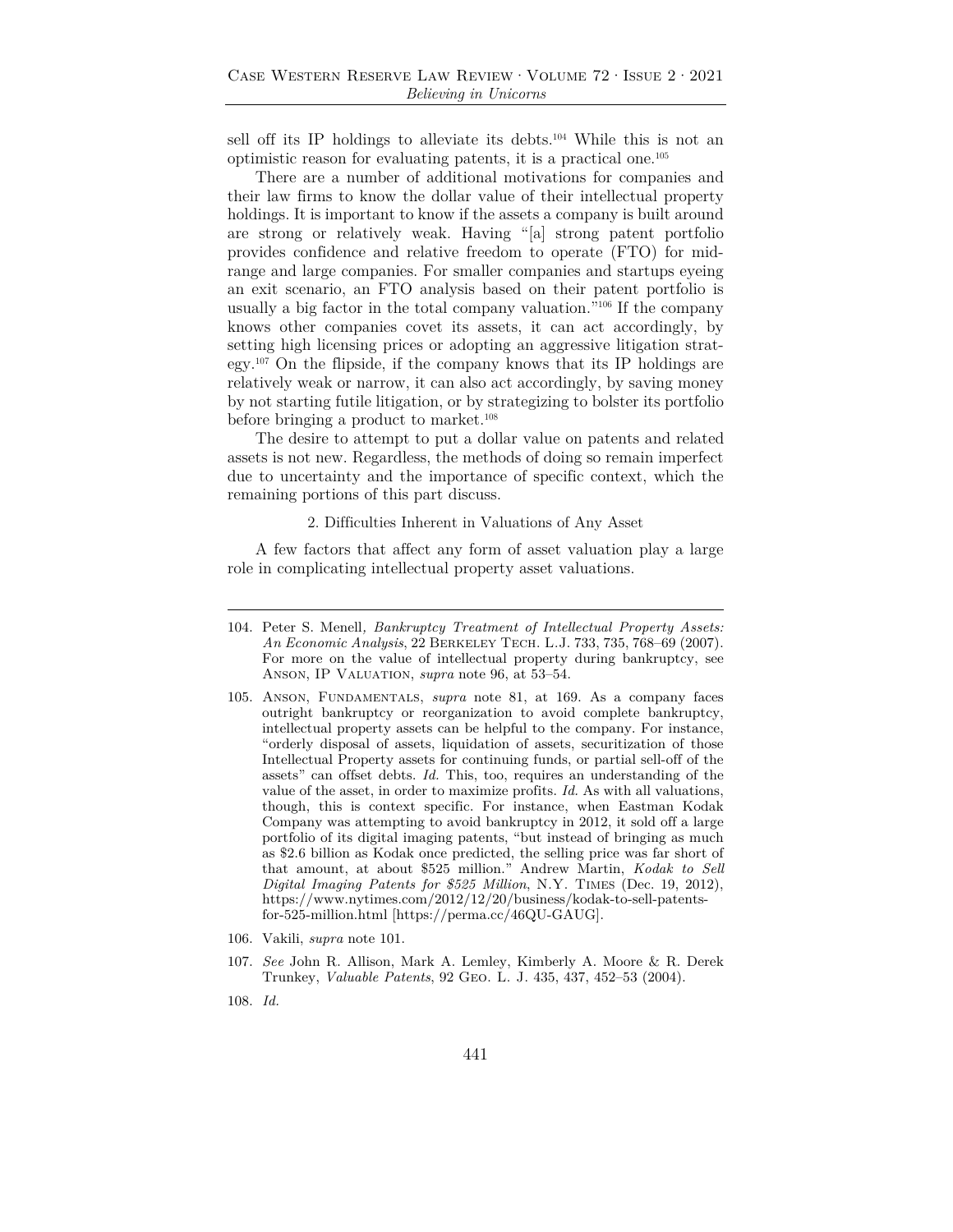sell off its IP holdings to alleviate its debts.[104] While this is not an optimistic reason for evaluating patents, it is a practical one.[105]

There are a number of additional motivations for companies and their law firms to know the dollar value of their intellectual property holdings. It is important to know if the assets a company is built around are strong or relatively weak. Having "[a] strong patent portfolio provides confidence and relative freedom to operate (FTO) for mid-range and large companies. For smaller companies and startups eyeing an exit scenario, an FTO analysis based on their patent portfolio is usually a big factor in the total company valuation."[106] If the company knows other companies covet its assets, it can act accordingly, by setting high licensing prices or adopting an aggressive litigation strategy.[107] On the flipside, if the company knows that its IP holdings are relatively weak or narrow, it can also act accordingly, by saving money by not starting futile litigation, or by strategizing to bolster its portfolio before bringing a product to market.[108]

The desire to attempt to put a dollar value on patents and related assets is not new. Regardless, the methods of doing so remain imperfect due to uncertainty and the importance of specific context, which the remaining portions of this part discuss.

### 2. Difficulties Inherent in Valuations of Any Asset

A few factors that affect any form of asset valuation play a large role in complicating intellectual property asset valuations.

---

104. Peter S. Menell, *Bankruptcy Treatment of Intellectual Property Assets: An Economic Analysis*, 22 Berkeley Tech. L.J. 733, 735, 768–69 (2007). For more on the value of intellectual property during bankruptcy, see Anson, IP Valuation, *supra* note 96, at 53–54.

105. Anson, Fundamentals, *supra* note 81, at 169. As a company faces outright bankruptcy or reorganization to avoid complete bankruptcy, intellectual property assets can be helpful to the company. For instance, "orderly disposal of assets, liquidation of assets, securitization of those Intellectual Property assets for continuing funds, or partial sell-off of the assets" can offset debts. *Id.* This, too, requires an understanding of the value of the asset, in order to maximize profits. *Id.* As with all valuations, though, this is context specific. For instance, when Eastman Kodak Company was attempting to avoid bankruptcy in 2012, it sold off a large portfolio of its digital imaging patents, "but instead of bringing as much as $2.6 billion as Kodak once predicted, the selling price was far short of that amount, at about $525 million." Andrew Martin, *Kodak to Sell Digital Imaging Patents for $525 Million*, N.Y. Times (Dec. 19, 2012), https://www.nytimes.com/2012/12/20/business/kodak-to-sell-patents-for-525-million.html [https://perma.cc/46QU-GAUG].

106. Vakili, *supra* note 101.

107. *See* John R. Allison, Mark A. Lemley, Kimberly A. Moore & R. Derek Trunkey, *Valuable Patents*, 92 Geo. L. J. 435, 437, 452–53 (2004).

108. *Id.*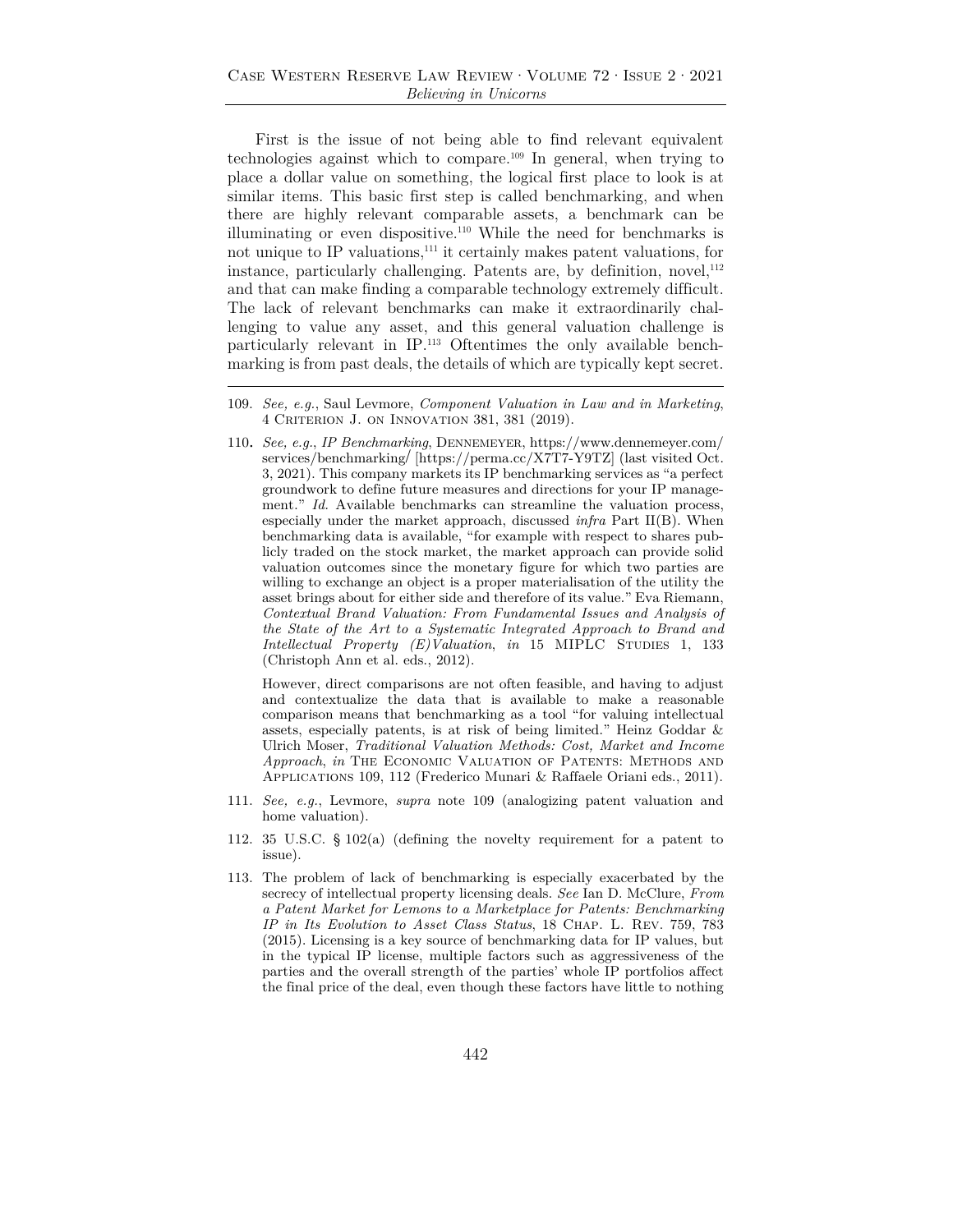First is the issue of not being able to find relevant equivalent technologies against which to compare.[109] In general, when trying to place a dollar value on something, the logical first place to look is at similar items. This basic first step is called benchmarking, and when there are highly relevant comparable assets, a benchmark can be illuminating or even dispositive.[110] While the need for benchmarks is not unique to IP valuations,[111] it certainly makes patent valuations, for instance, particularly challenging. Patents are, by definition, novel,[112] and that can make finding a comparable technology extremely difficult. The lack of relevant benchmarks can make it extraordinarily challenging to value any asset, and this general valuation challenge is particularly relevant in IP.[113] Oftentimes the only available benchmarking is from past deals, the details of which are typically kept secret.

---

109. *See, e.g.*, Saul Levmore, *Component Valuation in Law and in Marketing*, 4 Criterion J. on Innovation 381, 381 (2019).

110. *See, e.g.*, *IP Benchmarking*, Dennemeyer, https://www.dennemeyer.com/services/benchmarking/ [https://perma.cc/X7T7-Y9TZ] (last visited Oct. 3, 2021). This company markets its IP benchmarking services as "a perfect groundwork to define future measures and directions for your IP management." *Id.* Available benchmarks can streamline the valuation process, especially under the market approach, discussed *infra* Part II(B). When benchmarking data is available, "for example with respect to shares publicly traded on the stock market, the market approach can provide solid valuation outcomes since the monetary figure for which two parties are willing to exchange an object is a proper materialisation of the utility the asset brings about for either side and therefore of its value." Eva Riemann, *Contextual Brand Valuation: From Fundamental Issues and Analysis of the State of the Art to a Systematic Integrated Approach to Brand and Intellectual Property (E)Valuation*, *in* 15 MIPLC Studies 1, 133 (Christoph Ann et al. eds., 2012).

    However, direct comparisons are not often feasible, and having to adjust and contextualize the data that is available to make a reasonable comparison means that benchmarking as a tool "for valuing intellectual assets, especially patents, is at risk of being limited." Heinz Goddar & Ulrich Moser, *Traditional Valuation Methods: Cost, Market and Income Approach*, *in* The Economic Valuation of Patents: Methods and Applications 109, 112 (Frederico Munari & Raffaele Oriani eds., 2011).

111. *See, e.g.*, Levmore, *supra* note 109 (analogizing patent valuation and home valuation).

112. 35 U.S.C. § 102(a) (defining the novelty requirement for a patent to issue).

113. The problem of lack of benchmarking is especially exacerbated by the secrecy of intellectual property licensing deals. *See* Ian D. McClure, *From a Patent Market for Lemons to a Marketplace for Patents: Benchmarking IP in Its Evolution to Asset Class Status*, 18 Chap. L. Rev. 759, 783 (2015). Licensing is a key source of benchmarking data for IP values, but in the typical IP license, multiple factors such as aggressiveness of the parties and the overall strength of the parties' whole IP portfolios affect the final price of the deal, even though these factors have little to nothing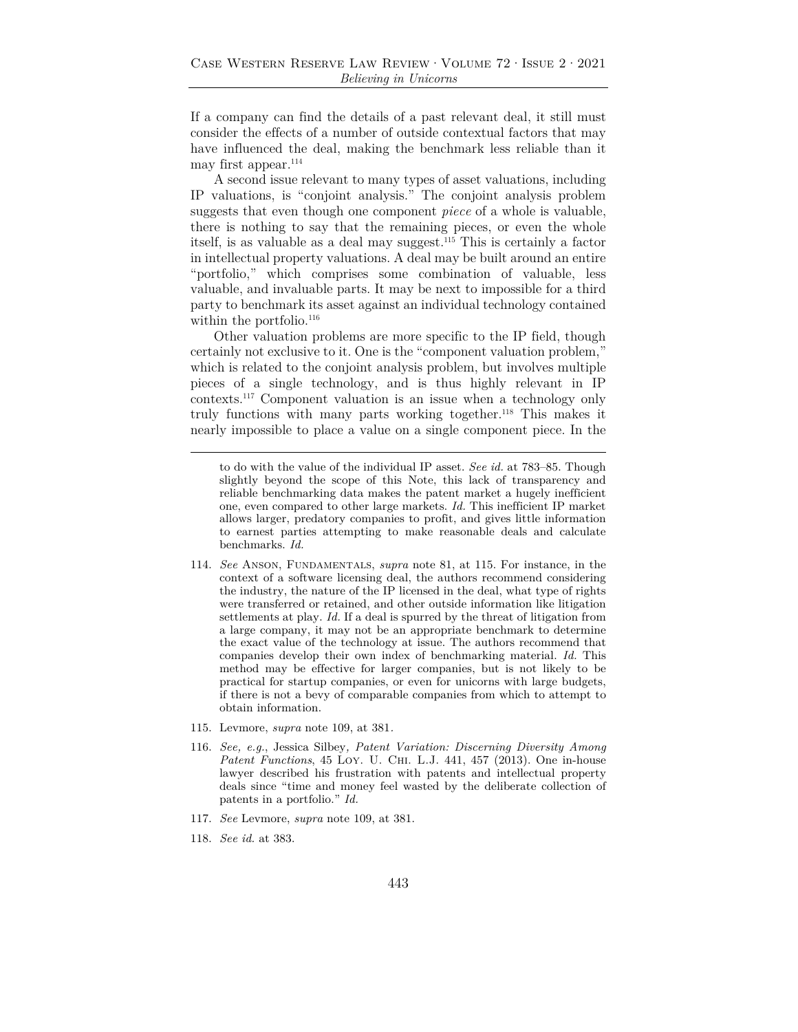If a company can find the details of a past relevant deal, it still must consider the effects of a number of outside contextual factors that may have influenced the deal, making the benchmark less reliable than it may first appear.[114]

A second issue relevant to many types of asset valuations, including IP valuations, is "conjoint analysis." The conjoint analysis problem suggests that even though one component *piece* of a whole is valuable, there is nothing to say that the remaining pieces, or even the whole itself, is as valuable as a deal may suggest.[115] This is certainly a factor in intellectual property valuations. A deal may be built around an entire "portfolio," which comprises some combination of valuable, less valuable, and invaluable parts. It may be next to impossible for a third party to benchmark its asset against an individual technology contained within the portfolio.[116]

Other valuation problems are more specific to the IP field, though certainly not exclusive to it. One is the "component valuation problem," which is related to the conjoint analysis problem, but involves multiple pieces of a single technology, and is thus highly relevant in IP contexts.[117] Component valuation is an issue when a technology only truly functions with many parts working together.[118] This makes it nearly impossible to place a value on a single component piece. In the

---

to do with the value of the individual IP asset. *See id.* at 783–85. Though slightly beyond the scope of this Note, this lack of transparency and reliable benchmarking data makes the patent market a hugely inefficient one, even compared to other large markets. *Id.* This inefficient IP market allows larger, predatory companies to profit, and gives little information to earnest parties attempting to make reasonable deals and calculate benchmarks. *Id.*

114. *See* ANSON, FUNDAMENTALS, *supra* note 81, at 115. For instance, in the context of a software licensing deal, the authors recommend considering the industry, the nature of the IP licensed in the deal, what type of rights were transferred or retained, and other outside information like litigation settlements at play. *Id.* If a deal is spurred by the threat of litigation from a large company, it may not be an appropriate benchmark to determine the exact value of the technology at issue. The authors recommend that companies develop their own index of benchmarking material. *Id.* This method may be effective for larger companies, but is not likely to be practical for startup companies, or even for unicorns with large budgets, if there is not a bevy of comparable companies from which to attempt to obtain information.

115. Levmore, *supra* note 109, at 381.

116. *See, e.g.*, Jessica Silbey, *Patent Variation: Discerning Diversity Among Patent Functions*, 45 LOY. U. CHI. L.J. 441, 457 (2013). One in-house lawyer described his frustration with patents and intellectual property deals since "time and money feel wasted by the deliberate collection of patents in a portfolio." *Id.*

117. *See* Levmore, *supra* note 109, at 381.

118. *See id.* at 383.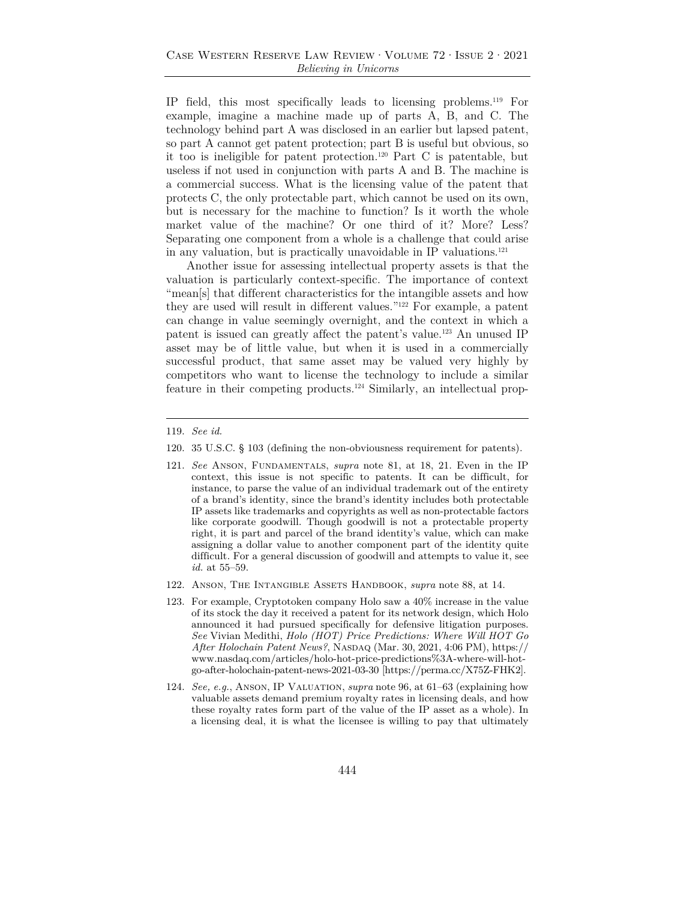IP field, this most specifically leads to licensing problems.[119] For example, imagine a machine made up of parts A, B, and C. The technology behind part A was disclosed in an earlier but lapsed patent, so part A cannot get patent protection; part B is useful but obvious, so it too is ineligible for patent protection.[120] Part C is patentable, but useless if not used in conjunction with parts A and B. The machine is a commercial success. What is the licensing value of the patent that protects C, the only protectable part, which cannot be used on its own, but is necessary for the machine to function? Is it worth the whole market value of the machine? Or one third of it? More? Less? Separating one component from a whole is a challenge that could arise in any valuation, but is practically unavoidable in IP valuations.[121]

Another issue for assessing intellectual property assets is that the valuation is particularly context-specific. The importance of context "mean[s] that different characteristics for the intangible assets and how they are used will result in different values."[122] For example, a patent can change in value seemingly overnight, and the context in which a patent is issued can greatly affect the patent's value.[123] An unused IP asset may be of little value, but when it is used in a commercially successful product, that same asset may be valued very highly by competitors who want to license the technology to include a similar feature in their competing products.[124] Similarly, an intellectual prop-

---

119. *See id.*

120. 35 U.S.C. § 103 (defining the non-obviousness requirement for patents).

121. *See* Anson, Fundamentals, *supra* note 81, at 18, 21. Even in the IP context, this issue is not specific to patents. It can be difficult, for instance, to parse the value of an individual trademark out of the entirety of a brand's identity, since the brand's identity includes both protectable IP assets like trademarks and copyrights as well as non-protectable factors like corporate goodwill. Though goodwill is not a protectable property right, it is part and parcel of the brand identity's value, which can make assigning a dollar value to another component part of the identity quite difficult. For a general discussion of goodwill and attempts to value it, see *id.* at 55–59.

122. Anson, The Intangible Assets Handbook, *supra* note 88, at 14.

123. For example, Cryptotoken company Holo saw a 40% increase in the value of its stock the day it received a patent for its network design, which Holo announced it had pursued specifically for defensive litigation purposes. *See* Vivian Medithi, *Holo (HOT) Price Predictions: Where Will HOT Go After Holochain Patent News?*, Nasdaq (Mar. 30, 2021, 4:06 PM), https://www.nasdaq.com/articles/holo-hot-price-predictions%3A-where-will-hot-go-after-holochain-patent-news-2021-03-30 [https://perma.cc/X75Z-FHK2].

124. *See, e.g.*, Anson, IP Valuation, *supra* note 96, at 61–63 (explaining how valuable assets demand premium royalty rates in licensing deals, and how these royalty rates form part of the value of the IP asset as a whole). In a licensing deal, it is what the licensee is willing to pay that ultimately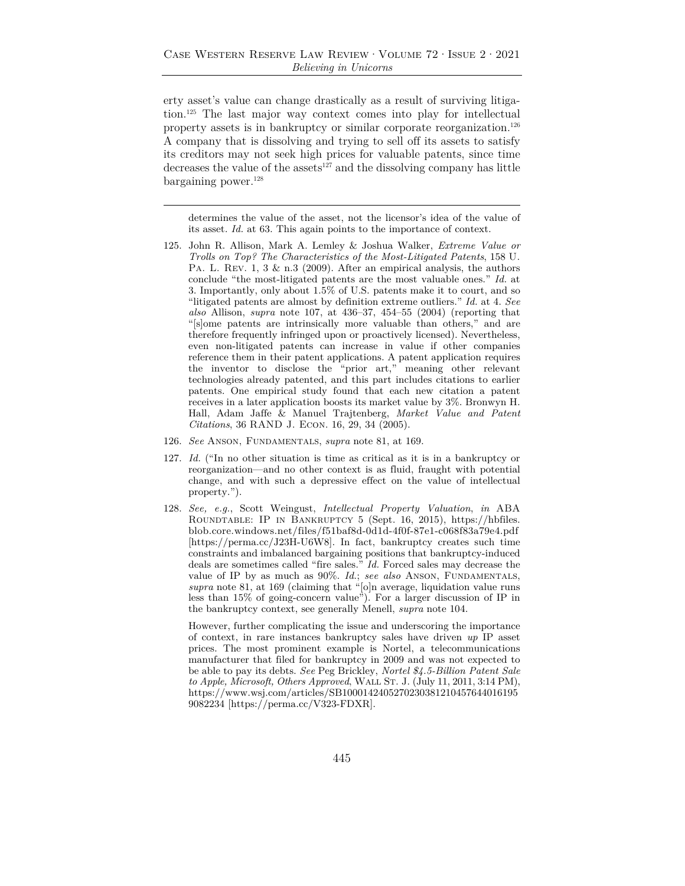erty asset's value can change drastically as a result of surviving litigation.[125] The last major way context comes into play for intellectual property assets is in bankruptcy or similar corporate reorganization.[126] A company that is dissolving and trying to sell off its assets to satisfy its creditors may not seek high prices for valuable patents, since time decreases the value of the assets[127] and the dissolving company has little bargaining power.[128]

---

determines the value of the asset, not the licensor's idea of the value of its asset. *Id.* at 63. This again points to the importance of context.

125. John R. Allison, Mark A. Lemley & Joshua Walker, *Extreme Value or Trolls on Top? The Characteristics of the Most-Litigated Patents*, 158 U. PA. L. REV. 1, 3 & n.3 (2009). After an empirical analysis, the authors conclude "the most-litigated patents are the most valuable ones." *Id.* at 3. Importantly, only about 1.5% of U.S. patents make it to court, and so "litigated patents are almost by definition extreme outliers." *Id.* at 4. *See also* Allison, *supra* note 107, at 436–37, 454–55 (2004) (reporting that "[s]ome patents are intrinsically more valuable than others," and are therefore frequently infringed upon or proactively licensed). Nevertheless, even non-litigated patents can increase in value if other companies reference them in their patent applications. A patent application requires the inventor to disclose the "prior art," meaning other relevant technologies already patented, and this part includes citations to earlier patents. One empirical study found that each new citation a patent receives in a later application boosts its market value by 3%. Bronwyn H. Hall, Adam Jaffe & Manuel Trajtenberg, *Market Value and Patent Citations*, 36 RAND J. ECON. 16, 29, 34 (2005).

126. *See* ANSON, FUNDAMENTALS, *supra* note 81, at 169.

127. *Id.* ("In no other situation is time as critical as it is in a bankruptcy or reorganization—and no other context is as fluid, fraught with potential change, and with such a depressive effect on the value of intellectual property.").

128. *See, e.g.*, Scott Weingust, *Intellectual Property Valuation*, *in* ABA ROUNDTABLE: IP IN BANKRUPTCY 5 (Sept. 16, 2015), https://hbfiles.blob.core.windows.net/files/f51baf8d-0d1d-4f0f-87e1-c068f83a79e4.pdf [https://perma.cc/J23H-U6W8]. In fact, bankruptcy creates such time constraints and imbalanced bargaining positions that bankruptcy-induced deals are sometimes called "fire sales." *Id.* Forced sales may decrease the value of IP by as much as 90%. *Id.*; *see also* ANSON, FUNDAMENTALS, *supra* note 81, at 169 (claiming that "[o]n average, liquidation value runs less than 15% of going-concern value"). For a larger discussion of IP in the bankruptcy context, see generally Menell, *supra* note 104.

However, further complicating the issue and underscoring the importance of context, in rare instances bankruptcy sales have driven *up* IP asset prices. The most prominent example is Nortel, a telecommunications manufacturer that filed for bankruptcy in 2009 and was not expected to be able to pay its debts. *See* Peg Brickley, *Nortel $4.5-Billion Patent Sale to Apple, Microsoft, Others Approved*, WALL ST. J. (July 11, 2011, 3:14 PM), https://www.wsj.com/articles/SB10001424052702303812104576440161959082234 [https://perma.cc/V323-FDXR].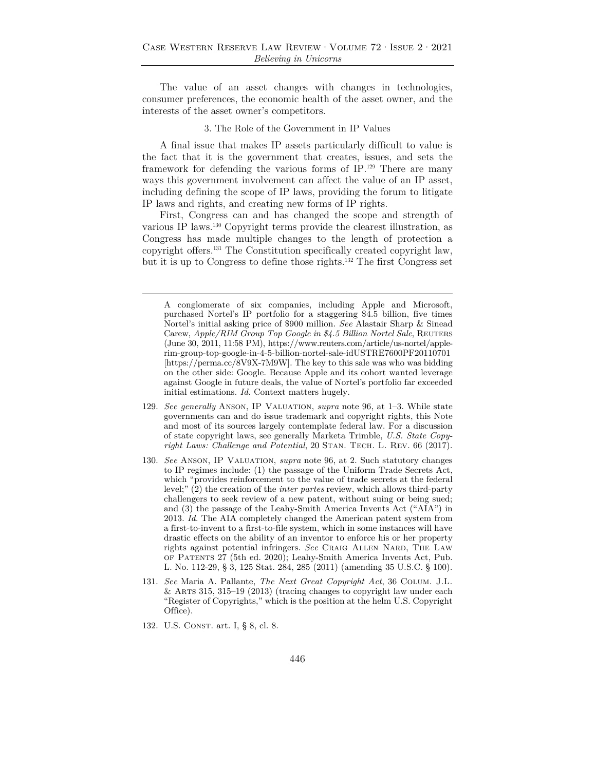The value of an asset changes with changes in technologies, consumer preferences, the economic health of the asset owner, and the interests of the asset owner's competitors.

### 3. The Role of the Government in IP Values

A final issue that makes IP assets particularly difficult to value is the fact that it is the government that creates, issues, and sets the framework for defending the various forms of IP.[129] There are many ways this government involvement can affect the value of an IP asset, including defining the scope of IP laws, providing the forum to litigate IP laws and rights, and creating new forms of IP rights.

First, Congress can and has changed the scope and strength of various IP laws.[130] Copyright terms provide the clearest illustration, as Congress has made multiple changes to the length of protection a copyright offers.[131] The Constitution specifically created copyright law, but it is up to Congress to define those rights.[132] The first Congress set

---

A conglomerate of six companies, including Apple and Microsoft, purchased Nortel's IP portfolio for a staggering $4.5 billion, five times Nortel's initial asking price of $900 million. *See* Alastair Sharp & Sinead Carew, *Apple/RIM Group Top Google in $4.5 Billion Nortel Sale*, REUTERS (June 30, 2011, 11:58 PM), https://www.reuters.com/article/us-nortel/apple-rim-group-top-google-in-4-5-billion-nortel-sale-idUSTRE7600PF20110701 [https://perma.cc/8V9X-7M9W]. The key to this sale was who was bidding on the other side: Google. Because Apple and its cohort wanted leverage against Google in future deals, the value of Nortel's portfolio far exceeded initial estimations. *Id.* Context matters hugely.

129. *See generally* ANSON, IP VALUATION, *supra* note 96, at 1–3. While state governments can and do issue trademark and copyright rights, this Note and most of its sources largely contemplate federal law. For a discussion of state copyright laws, see generally Marketa Trimble, *U.S. State Copyright Laws: Challenge and Potential*, 20 STAN. TECH. L. REV. 66 (2017).

130. *See* ANSON, IP VALUATION, *supra* note 96, at 2. Such statutory changes to IP regimes include: (1) the passage of the Uniform Trade Secrets Act, which "provides reinforcement to the value of trade secrets at the federal level;" (2) the creation of the *inter partes* review, which allows third-party challengers to seek review of a new patent, without suing or being sued; and (3) the passage of the Leahy-Smith America Invents Act ("AIA") in 2013. *Id.* The AIA completely changed the American patent system from a first-to-invent to a first-to-file system, which in some instances will have drastic effects on the ability of an inventor to enforce his or her property rights against potential infringers. *See* CRAIG ALLEN NARD, THE LAW OF PATENTS 27 (5th ed. 2020); Leahy-Smith America Invents Act, Pub. L. No. 112-29, § 3, 125 Stat. 284, 285 (2011) (amending 35 U.S.C. § 100).

131. *See* Maria A. Pallante, *The Next Great Copyright Act*, 36 COLUM. J.L. & ARTS 315, 315–19 (2013) (tracing changes to copyright law under each "Register of Copyrights," which is the position at the helm U.S. Copyright Office).

132. U.S. CONST. art. I, § 8, cl. 8.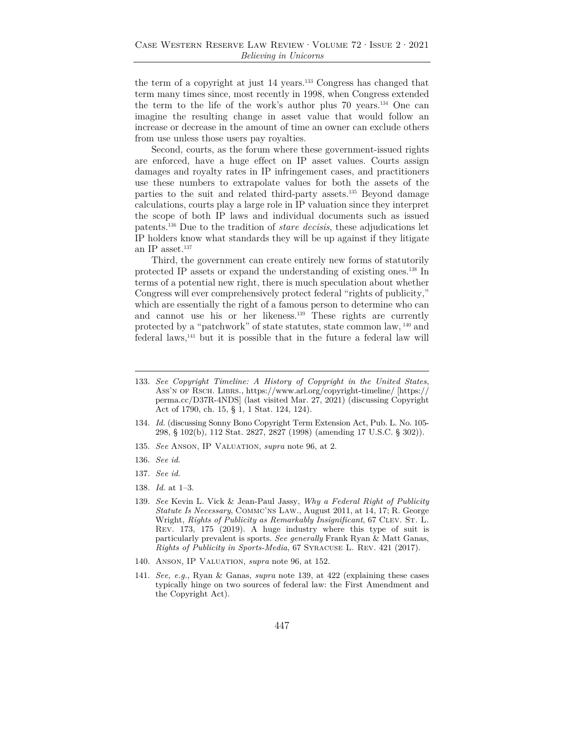the term of a copyright at just 14 years.[133] Congress has changed that term many times since, most recently in 1998, when Congress extended the term to the life of the work's author plus 70 years.[134] One can imagine the resulting change in asset value that would follow an increase or decrease in the amount of time an owner can exclude others from use unless those users pay royalties.

Second, courts, as the forum where these government-issued rights are enforced, have a huge effect on IP asset values. Courts assign damages and royalty rates in IP infringement cases, and practitioners use these numbers to extrapolate values for both the assets of the parties to the suit and related third-party assets.[135] Beyond damage calculations, courts play a large role in IP valuation since they interpret the scope of both IP laws and individual documents such as issued patents.[136] Due to the tradition of *stare decisis*, these adjudications let IP holders know what standards they will be up against if they litigate an IP asset.[137]

Third, the government can create entirely new forms of statutorily protected IP assets or expand the understanding of existing ones.[138] In terms of a potential new right, there is much speculation about whether Congress will ever comprehensively protect federal "rights of publicity," which are essentially the right of a famous person to determine who can and cannot use his or her likeness.[139] These rights are currently protected by a "patchwork" of state statutes, state common law,[140] and federal laws,[141] but it is possible that in the future a federal law will

---

133. *See Copyright Timeline: A History of Copyright in the United States*, Ass'n of Rsch. Librs., https://www.arl.org/copyright-timeline/ [https://perma.cc/D37R-4NDS] (last visited Mar. 27, 2021) (discussing Copyright Act of 1790, ch. 15, § 1, 1 Stat. 124, 124).

134. *Id.* (discussing Sonny Bono Copyright Term Extension Act, Pub. L. No. 105-298, § 102(b), 112 Stat. 2827, 2827 (1998) (amending 17 U.S.C. § 302)).

135. *See* Anson, IP Valuation, *supra* note 96, at 2.

136. *See id.*

137. *See id.*

138. *Id.* at 1–3.

139. *See* Kevin L. Vick & Jean-Paul Jassy, *Why a Federal Right of Publicity Statute Is Necessary*, Commc'ns Law., August 2011, at 14, 17; R. George Wright, *Rights of Publicity as Remarkably Insignificant*, 67 Clev. St. L. Rev. 173, 175 (2019). A huge industry where this type of suit is particularly prevalent is sports. *See generally* Frank Ryan & Matt Ganas, *Rights of Publicity in Sports-Media*, 67 Syracuse L. Rev. 421 (2017).

140. Anson, IP Valuation, *supra* note 96, at 152.

141. *See, e.g.*, Ryan & Ganas, *supra* note 139, at 422 (explaining these cases typically hinge on two sources of federal law: the First Amendment and the Copyright Act).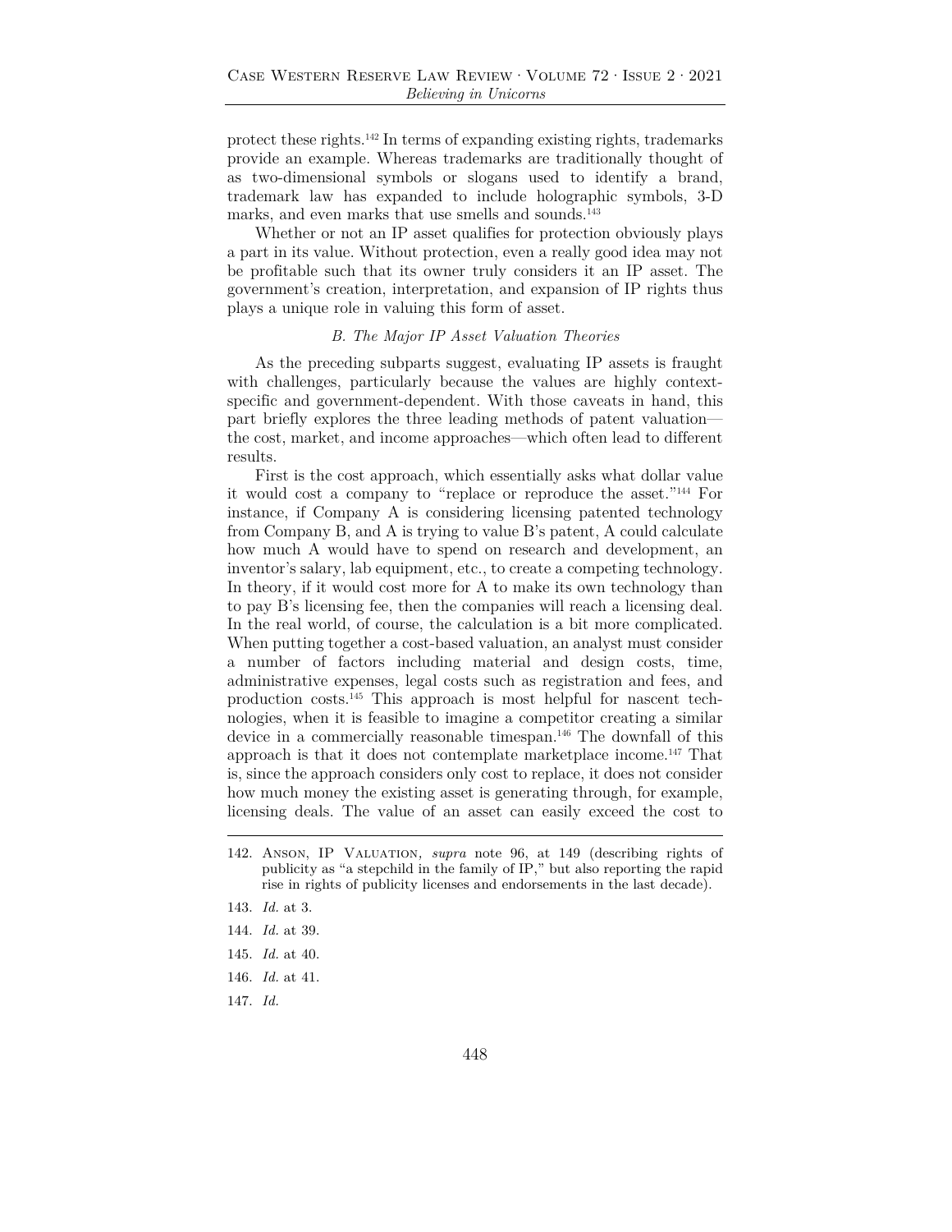protect these rights.[142] In terms of expanding existing rights, trademarks provide an example. Whereas trademarks are traditionally thought of as two-dimensional symbols or slogans used to identify a brand, trademark law has expanded to include holographic symbols, 3-D marks, and even marks that use smells and sounds.[143]

Whether or not an IP asset qualifies for protection obviously plays a part in its value. Without protection, even a really good idea may not be profitable such that its owner truly considers it an IP asset. The government's creation, interpretation, and expansion of IP rights thus plays a unique role in valuing this form of asset.

### *B. The Major IP Asset Valuation Theories*

As the preceding subparts suggest, evaluating IP assets is fraught with challenges, particularly because the values are highly context-specific and government-dependent. With those caveats in hand, this part briefly explores the three leading methods of patent valuation—the cost, market, and income approaches—which often lead to different results.

First is the cost approach, which essentially asks what dollar value it would cost a company to "replace or reproduce the asset."[144] For instance, if Company A is considering licensing patented technology from Company B, and A is trying to value B's patent, A could calculate how much A would have to spend on research and development, an inventor's salary, lab equipment, etc., to create a competing technology. In theory, if it would cost more for A to make its own technology than to pay B's licensing fee, then the companies will reach a licensing deal. In the real world, of course, the calculation is a bit more complicated. When putting together a cost-based valuation, an analyst must consider a number of factors including material and design costs, time, administrative expenses, legal costs such as registration and fees, and production costs.[145] This approach is most helpful for nascent technologies, when it is feasible to imagine a competitor creating a similar device in a commercially reasonable timespan.[146] The downfall of this approach is that it does not contemplate marketplace income.[147] That is, since the approach considers only cost to replace, it does not consider how much money the existing asset is generating through, for example, licensing deals. The value of an asset can easily exceed the cost to

---

142. Anson, IP Valuation, *supra* note 96, at 149 (describing rights of publicity as "a stepchild in the family of IP," but also reporting the rapid rise in rights of publicity licenses and endorsements in the last decade).

143. *Id.* at 3.

144. *Id.* at 39.

145. *Id.* at 40.

146. *Id.* at 41.

147. *Id.*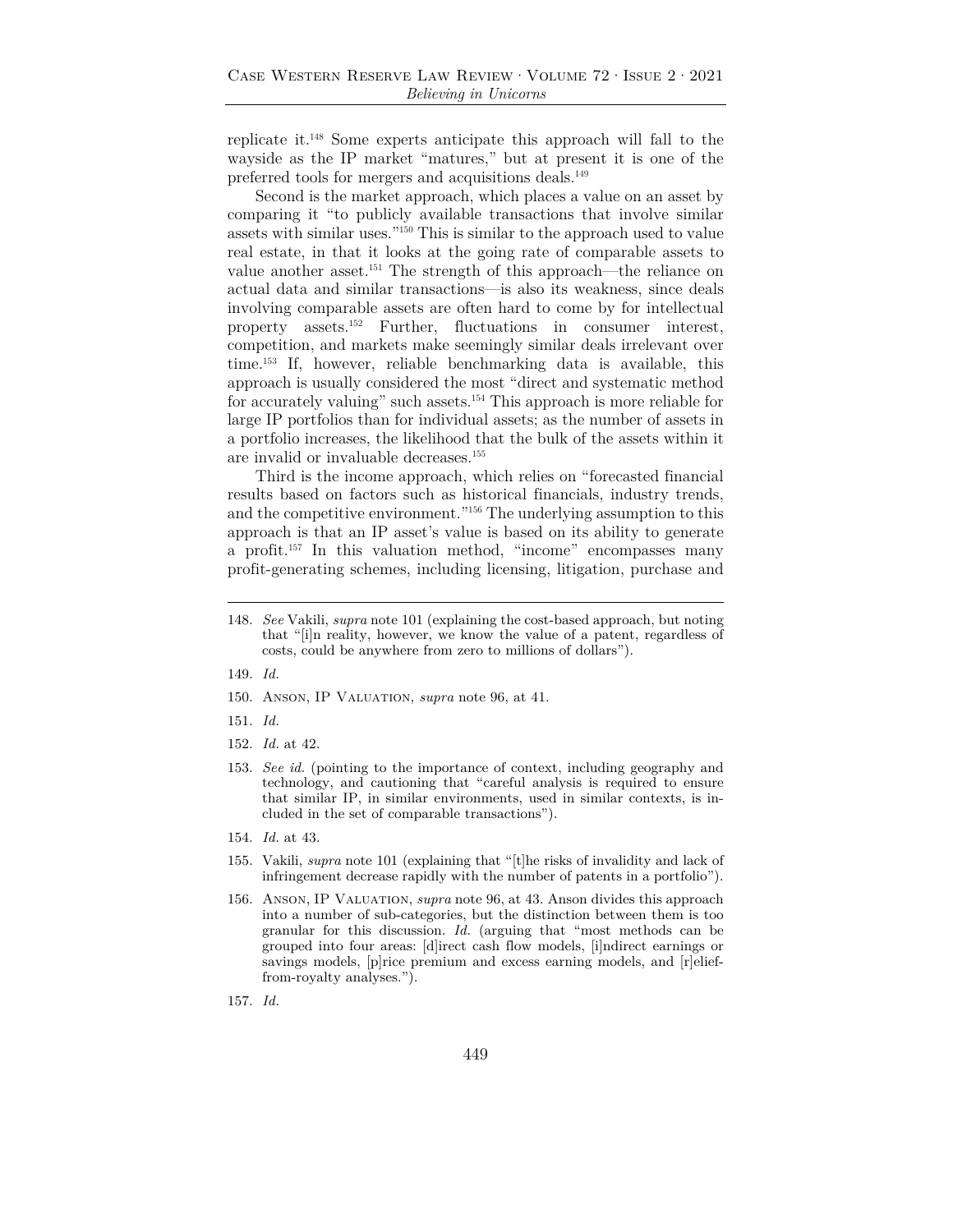replicate it.[148] Some experts anticipate this approach will fall to the wayside as the IP market "matures," but at present it is one of the preferred tools for mergers and acquisitions deals.[149]

Second is the market approach, which places a value on an asset by comparing it "to publicly available transactions that involve similar assets with similar uses."[150] This is similar to the approach used to value real estate, in that it looks at the going rate of comparable assets to value another asset.[151] The strength of this approach—the reliance on actual data and similar transactions—is also its weakness, since deals involving comparable assets are often hard to come by for intellectual property assets.[152] Further, fluctuations in consumer interest, competition, and markets make seemingly similar deals irrelevant over time.[153] If, however, reliable benchmarking data is available, this approach is usually considered the most "direct and systematic method for accurately valuing" such assets.[154] This approach is more reliable for large IP portfolios than for individual assets; as the number of assets in a portfolio increases, the likelihood that the bulk of the assets within it are invalid or invaluable decreases.[155]

Third is the income approach, which relies on "forecasted financial results based on factors such as historical financials, industry trends, and the competitive environment."[156] The underlying assumption to this approach is that an IP asset's value is based on its ability to generate a profit.[157] In this valuation method, "income" encompasses many profit-generating schemes, including licensing, litigation, purchase and

---

148. *See* Vakili, *supra* note 101 (explaining the cost-based approach, but noting that "[i]n reality, however, we know the value of a patent, regardless of costs, could be anywhere from zero to millions of dollars").

149. *Id.*

150. Anson, IP Valuation, *supra* note 96, at 41.

151. *Id.*

152. *Id.* at 42.

153. *See id.* (pointing to the importance of context, including geography and technology, and cautioning that "careful analysis is required to ensure that similar IP, in similar environments, used in similar contexts, is included in the set of comparable transactions").

154. *Id.* at 43.

155. Vakili, *supra* note 101 (explaining that "[t]he risks of invalidity and lack of infringement decrease rapidly with the number of patents in a portfolio").

156. Anson, IP Valuation, *supra* note 96, at 43. Anson divides this approach into a number of sub-categories, but the distinction between them is too granular for this discussion. *Id.* (arguing that "most methods can be grouped into four areas: [d]irect cash flow models, [i]ndirect earnings or savings models, [p]rice premium and excess earning models, and [r]elief-from-royalty analyses.").

157. *Id.*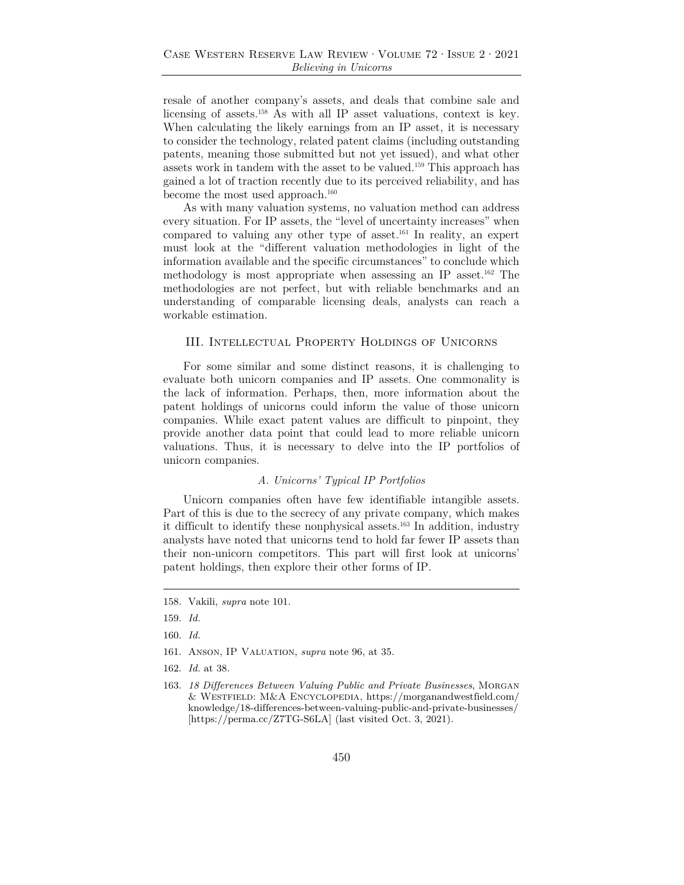resale of another company's assets, and deals that combine sale and licensing of assets.[158] As with all IP asset valuations, context is key. When calculating the likely earnings from an IP asset, it is necessary to consider the technology, related patent claims (including outstanding patents, meaning those submitted but not yet issued), and what other assets work in tandem with the asset to be valued.[159] This approach has gained a lot of traction recently due to its perceived reliability, and has become the most used approach.[160]

As with many valuation systems, no valuation method can address every situation. For IP assets, the "level of uncertainty increases" when compared to valuing any other type of asset.[161] In reality, an expert must look at the "different valuation methodologies in light of the information available and the specific circumstances" to conclude which methodology is most appropriate when assessing an IP asset.[162] The methodologies are not perfect, but with reliable benchmarks and an understanding of comparable licensing deals, analysts can reach a workable estimation.

## III. Intellectual Property Holdings of Unicorns

For some similar and some distinct reasons, it is challenging to evaluate both unicorn companies and IP assets. One commonality is the lack of information. Perhaps, then, more information about the patent holdings of unicorns could inform the value of those unicorn companies. While exact patent values are difficult to pinpoint, they provide another data point that could lead to more reliable unicorn valuations. Thus, it is necessary to delve into the IP portfolios of unicorn companies.

### *A. Unicorns' Typical IP Portfolios*

Unicorn companies often have few identifiable intangible assets. Part of this is due to the secrecy of any private company, which makes it difficult to identify these nonphysical assets.[163] In addition, industry analysts have noted that unicorns tend to hold far fewer IP assets than their non-unicorn competitors. This part will first look at unicorns' patent holdings, then explore their other forms of IP.

---

158. Vakili, *supra* note 101.

159. *Id.*

160. *Id.*

161. Anson, IP Valuation, *supra* note 96, at 35.

162. *Id.* at 38.

163. *18 Differences Between Valuing Public and Private Businesses*, Morgan & Westfield: M&A Encyclopedia, https://morganandwestfield.com/knowledge/18-differences-between-valuing-public-and-private-businesses/ [https://perma.cc/Z7TG-S6LA] (last visited Oct. 3, 2021).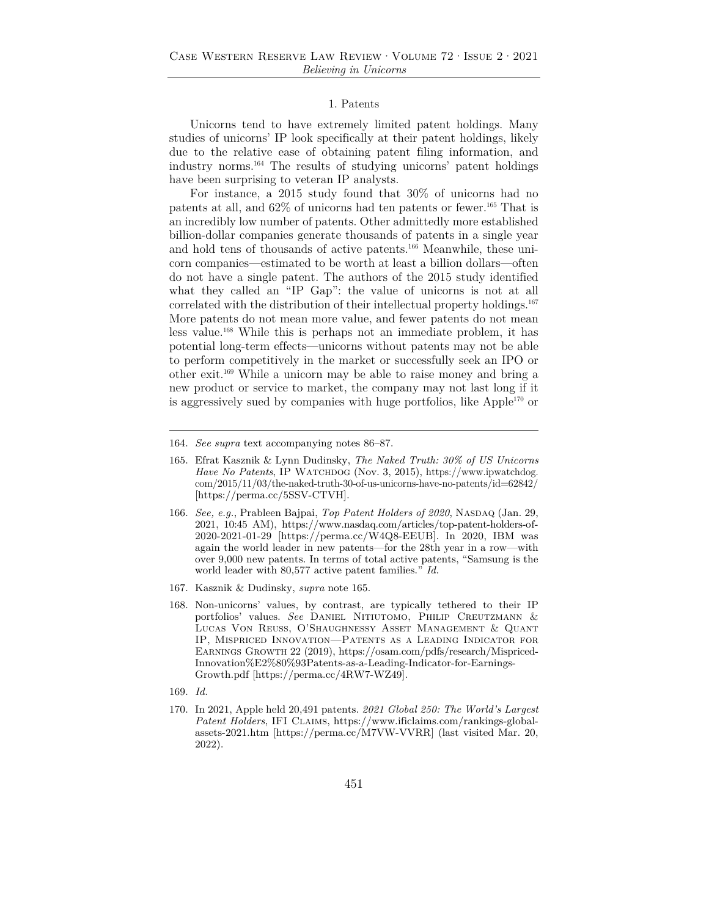### 1. Patents

Unicorns tend to have extremely limited patent holdings. Many studies of unicorns' IP look specifically at their patent holdings, likely due to the relative ease of obtaining patent filing information, and industry norms.[164] The results of studying unicorns' patent holdings have been surprising to veteran IP analysts.

For instance, a 2015 study found that 30% of unicorns had no patents at all, and 62% of unicorns had ten patents or fewer.[165] That is an incredibly low number of patents. Other admittedly more established billion-dollar companies generate thousands of patents in a single year and hold tens of thousands of active patents.[166] Meanwhile, these unicorn companies—estimated to be worth at least a billion dollars—often do not have a single patent. The authors of the 2015 study identified what they called an "IP Gap": the value of unicorns is not at all correlated with the distribution of their intellectual property holdings.[167] More patents do not mean more value, and fewer patents do not mean less value.[168] While this is perhaps not an immediate problem, it has potential long-term effects—unicorns without patents may not be able to perform competitively in the market or successfully seek an IPO or other exit.[169] While a unicorn may be able to raise money and bring a new product or service to market, the company may not last long if it is aggressively sued by companies with huge portfolios, like Apple[170] or

---

164. *See supra* text accompanying notes 86–87.

165. Efrat Kasznik & Lynn Dudinsky, *The Naked Truth: 30% of US Unicorns Have No Patents*, IP WATCHDOG (Nov. 3, 2015), https://www.ipwatchdog.com/2015/11/03/the-naked-truth-30-of-us-unicorns-have-no-patents/id=62842/ [https://perma.cc/5SSV-CTVH].

166. *See, e.g.*, Prableen Bajpai, *Top Patent Holders of 2020*, NASDAQ (Jan. 29, 2021, 10:45 AM), https://www.nasdaq.com/articles/top-patent-holders-of-2020-2021-01-29 [https://perma.cc/W4Q8-EEUB]. In 2020, IBM was again the world leader in new patents—for the 28th year in a row—with over 9,000 new patents. In terms of total active patents, "Samsung is the world leader with 80,577 active patent families." *Id.*

167. Kasznik & Dudinsky, *supra* note 165.

168. Non-unicorns' values, by contrast, are typically tethered to their IP portfolios' values. *See* DANIEL NITIUTOMO, PHILIP CREUTZMANN & LUCAS VON REUSS, O'SHAUGHNESSY ASSET MANAGEMENT & QUANT IP, MISPRICED INNOVATION—PATENTS AS A LEADING INDICATOR FOR EARNINGS GROWTH 22 (2019), https://osam.com/pdfs/research/Mispriced-Innovation%E2%80%93Patents-as-a-Leading-Indicator-for-Earnings-Growth.pdf [https://perma.cc/4RW7-WZ49].

169. *Id.*

170. In 2021, Apple held 20,491 patents. *2021 Global 250: The World's Largest Patent Holders*, IFI CLAIMS, https://www.ificlaims.com/rankings-global-assets-2021.htm [https://perma.cc/M7VW-VVRR] (last visited Mar. 20, 2022).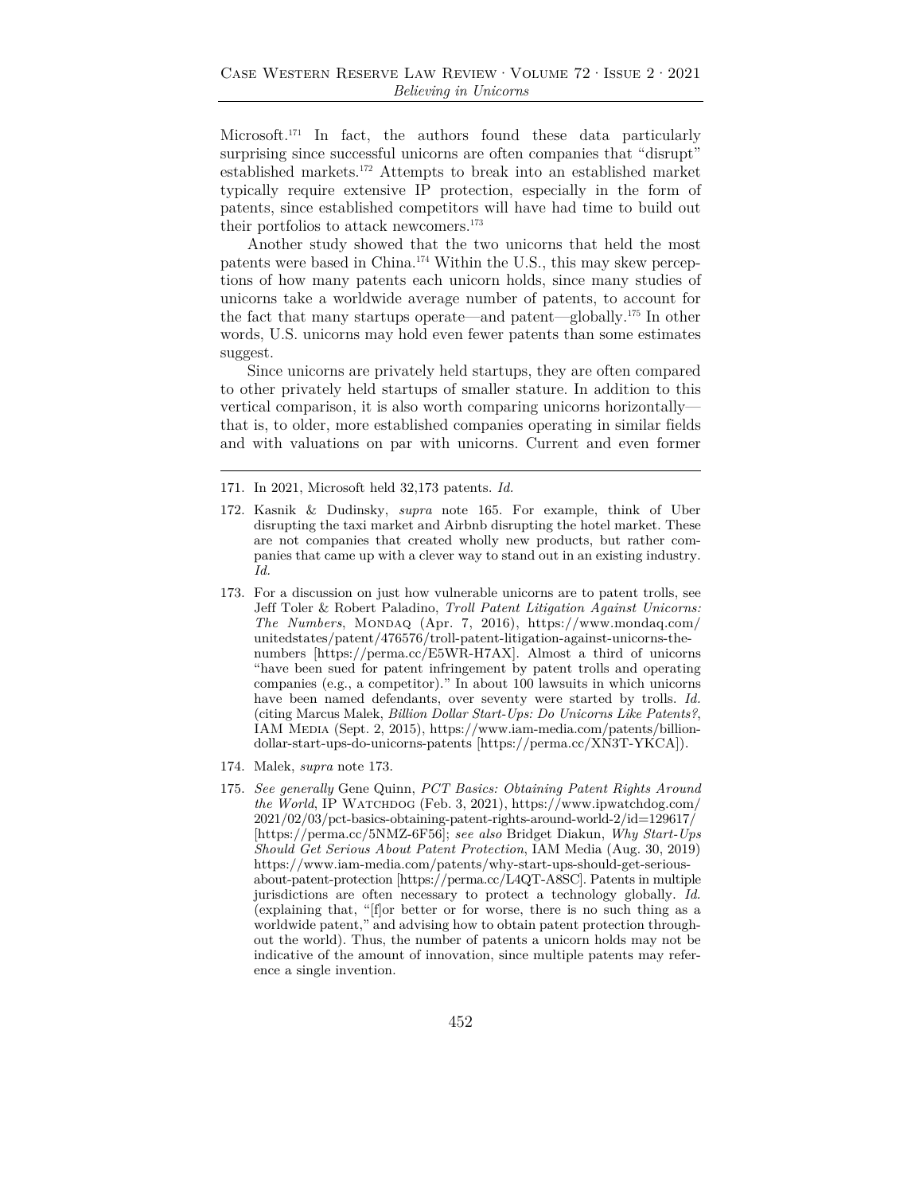Microsoft.[171] In fact, the authors found these data particularly surprising since successful unicorns are often companies that "disrupt" established markets.[172] Attempts to break into an established market typically require extensive IP protection, especially in the form of patents, since established competitors will have had time to build out their portfolios to attack newcomers.[173]

Another study showed that the two unicorns that held the most patents were based in China.[174] Within the U.S., this may skew perceptions of how many patents each unicorn holds, since many studies of unicorns take a worldwide average number of patents, to account for the fact that many startups operate—and patent—globally.[175] In other words, U.S. unicorns may hold even fewer patents than some estimates suggest.

Since unicorns are privately held startups, they are often compared to other privately held startups of smaller stature. In addition to this vertical comparison, it is also worth comparing unicorns horizontally—that is, to older, more established companies operating in similar fields and with valuations on par with unicorns. Current and even former

---

171. In 2021, Microsoft held 32,173 patents. *Id.*

172. Kasnik & Dudinsky, *supra* note 165. For example, think of Uber disrupting the taxi market and Airbnb disrupting the hotel market. These are not companies that created wholly new products, but rather companies that came up with a clever way to stand out in an existing industry. *Id.*

173. For a discussion on just how vulnerable unicorns are to patent trolls, see Jeff Toler & Robert Paladino, *Troll Patent Litigation Against Unicorns: The Numbers*, MONDAQ (Apr. 7, 2016), https://www.mondaq.com/unitedstates/patent/476576/troll-patent-litigation-against-unicorns-the-numbers [https://perma.cc/E5WR-H7AX]. Almost a third of unicorns "have been sued for patent infringement by patent trolls and operating companies (e.g., a competitor)." In about 100 lawsuits in which unicorns have been named defendants, over seventy were started by trolls. *Id.* (citing Marcus Malek, *Billion Dollar Start-Ups: Do Unicorns Like Patents?*, IAM MEDIA (Sept. 2, 2015), https://www.iam-media.com/patents/billion-dollar-start-ups-do-unicorns-patents [https://perma.cc/XN3T-YKCA]).

174. Malek, *supra* note 173.

175. *See generally* Gene Quinn, *PCT Basics: Obtaining Patent Rights Around the World*, IP WATCHDOG (Feb. 3, 2021), https://www.ipwatchdog.com/2021/02/03/pct-basics-obtaining-patent-rights-around-world-2/id=129617/ [https://perma.cc/5NMZ-6F56]; *see also* Bridget Diakun, *Why Start-Ups Should Get Serious About Patent Protection*, IAM Media (Aug. 30, 2019) https://www.iam-media.com/patents/why-start-ups-should-get-serious-about-patent-protection [https://perma.cc/L4QT-A8SC]. Patents in multiple jurisdictions are often necessary to protect a technology globally. *Id.* (explaining that, "[f]or better or for worse, there is no such thing as a worldwide patent," and advising how to obtain patent protection throughout the world). Thus, the number of patents a unicorn holds may not be indicative of the amount of innovation, since multiple patents may reference a single invention.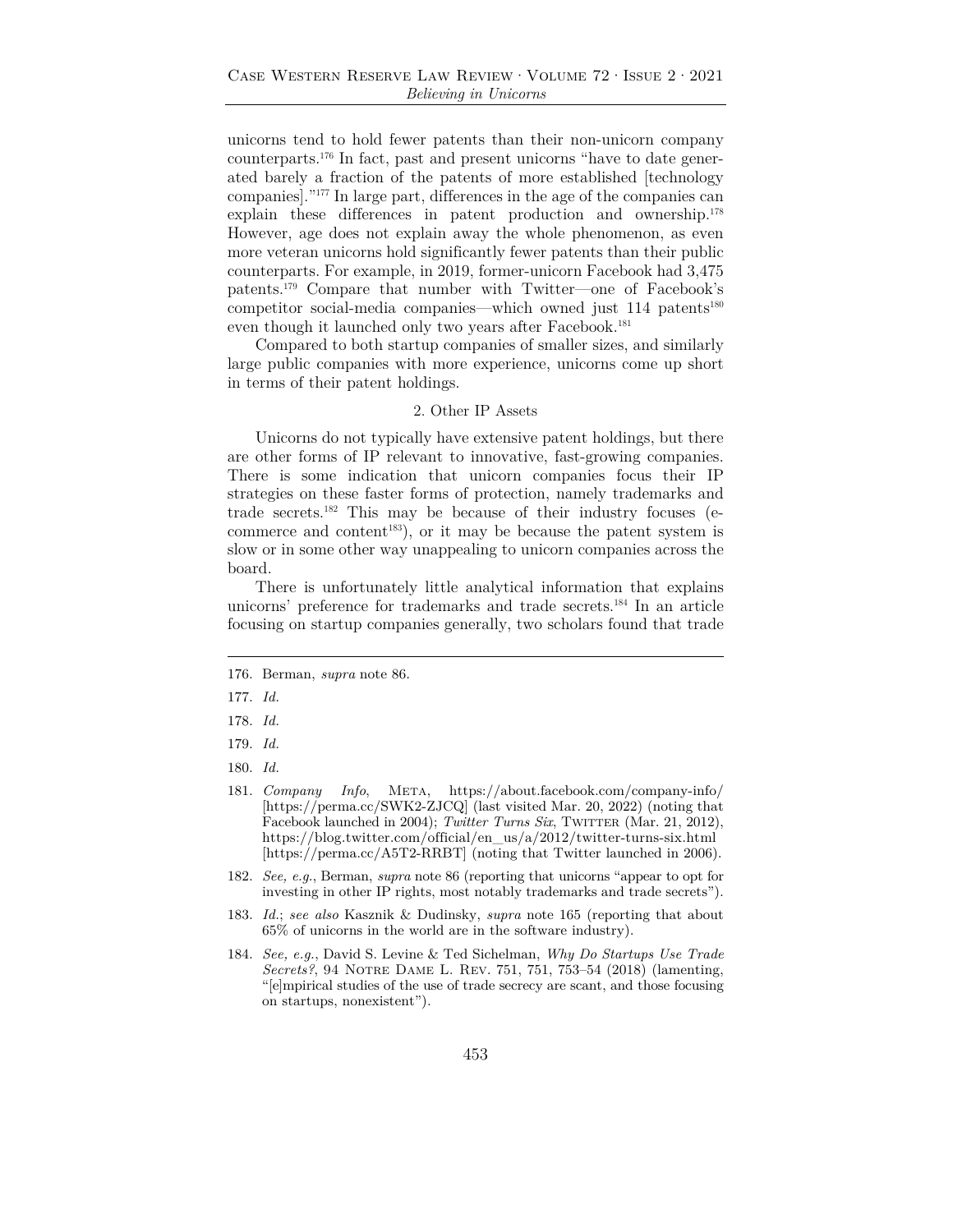unicorns tend to hold fewer patents than their non-unicorn company counterparts.[176] In fact, past and present unicorns "have to date generated barely a fraction of the patents of more established [technology companies]."[177] In large part, differences in the age of the companies can explain these differences in patent production and ownership.[178] However, age does not explain away the whole phenomenon, as even more veteran unicorns hold significantly fewer patents than their public counterparts. For example, in 2019, former-unicorn Facebook had 3,475 patents.[179] Compare that number with Twitter—one of Facebook's competitor social-media companies—which owned just 114 patents[180] even though it launched only two years after Facebook.[181]

Compared to both startup companies of smaller sizes, and similarly large public companies with more experience, unicorns come up short in terms of their patent holdings.

### 2. Other IP Assets

Unicorns do not typically have extensive patent holdings, but there are other forms of IP relevant to innovative, fast-growing companies. There is some indication that unicorn companies focus their IP strategies on these faster forms of protection, namely trademarks and trade secrets.[182] This may be because of their industry focuses (e-commerce and content[183]), or it may be because the patent system is slow or in some other way unappealing to unicorn companies across the board.

There is unfortunately little analytical information that explains unicorns' preference for trademarks and trade secrets.[184] In an article focusing on startup companies generally, two scholars found that trade

---

176. Berman, *supra* note 86.

177. *Id.*

178. *Id.*

179. *Id.*

180. *Id.*

181. *Company Info*, META, https://about.facebook.com/company-info/ [https://perma.cc/SWK2-ZJCQ] (last visited Mar. 20, 2022) (noting that Facebook launched in 2004); *Twitter Turns Six*, TWITTER (Mar. 21, 2012), https://blog.twitter.com/official/en_us/a/2012/twitter-turns-six.html [https://perma.cc/A5T2-RRBT] (noting that Twitter launched in 2006).

182. *See, e.g.*, Berman, *supra* note 86 (reporting that unicorns "appear to opt for investing in other IP rights, most notably trademarks and trade secrets").

183. *Id.*; *see also* Kasznik & Dudinsky, *supra* note 165 (reporting that about 65% of unicorns in the world are in the software industry).

184. *See, e.g.*, David S. Levine & Ted Sichelman, *Why Do Startups Use Trade Secrets?*, 94 NOTRE DAME L. REV. 751, 751, 753–54 (2018) (lamenting, "[e]mpirical studies of the use of trade secrecy are scant, and those focusing on startups, nonexistent").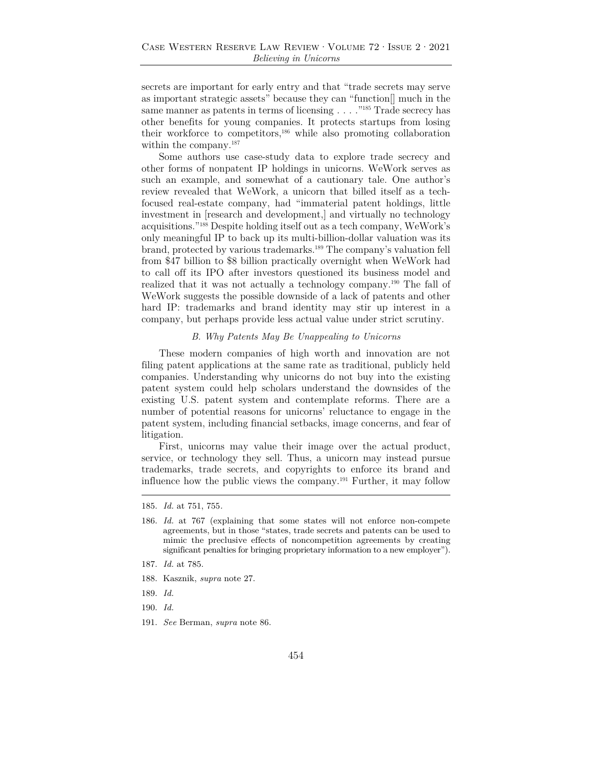secrets are important for early entry and that "trade secrets may serve as important strategic assets" because they can "function[] much in the same manner as patents in terms of licensing . . . ."[185] Trade secrecy has other benefits for young companies. It protects startups from losing their workforce to competitors,[186] while also promoting collaboration within the company.[187]

Some authors use case-study data to explore trade secrecy and other forms of nonpatent IP holdings in unicorns. WeWork serves as such an example, and somewhat of a cautionary tale. One author's review revealed that WeWork, a unicorn that billed itself as a tech-focused real-estate company, had "immaterial patent holdings, little investment in [research and development,] and virtually no technology acquisitions."[188] Despite holding itself out as a tech company, WeWork's only meaningful IP to back up its multi-billion-dollar valuation was its brand, protected by various trademarks.[189] The company's valuation fell from $47 billion to $8 billion practically overnight when WeWork had to call off its IPO after investors questioned its business model and realized that it was not actually a technology company.[190] The fall of WeWork suggests the possible downside of a lack of patents and other hard IP: trademarks and brand identity may stir up interest in a company, but perhaps provide less actual value under strict scrutiny.

### *B. Why Patents May Be Unappealing to Unicorns*

These modern companies of high worth and innovation are not filing patent applications at the same rate as traditional, publicly held companies. Understanding why unicorns do not buy into the existing patent system could help scholars understand the downsides of the existing U.S. patent system and contemplate reforms. There are a number of potential reasons for unicorns' reluctance to engage in the patent system, including financial setbacks, image concerns, and fear of litigation.

First, unicorns may value their image over the actual product, service, or technology they sell. Thus, a unicorn may instead pursue trademarks, trade secrets, and copyrights to enforce its brand and influence how the public views the company.[191] Further, it may follow

---

185. *Id.* at 751, 755.

186. *Id.* at 767 (explaining that some states will not enforce non-compete agreements, but in those "states, trade secrets and patents can be used to mimic the preclusive effects of noncompetition agreements by creating significant penalties for bringing proprietary information to a new employer").

187. *Id.* at 785.

188. Kasznik, *supra* note 27.

189. *Id.*

190. *Id.*

191. *See* Berman, *supra* note 86.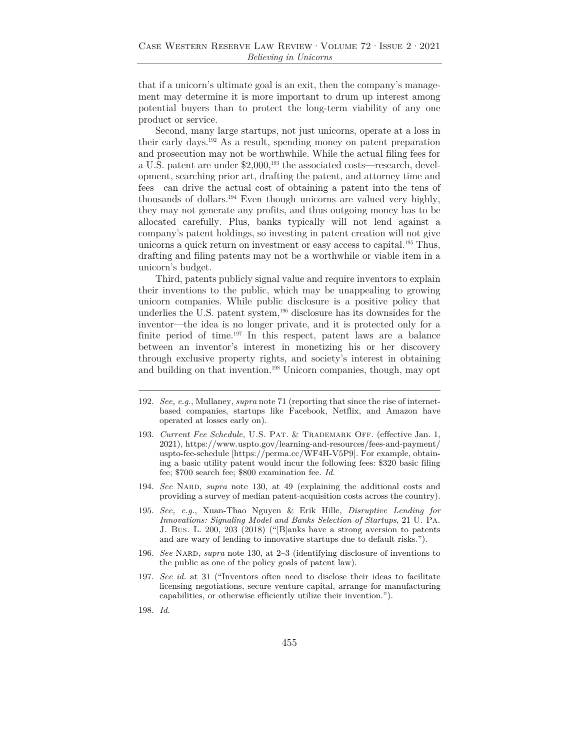that if a unicorn's ultimate goal is an exit, then the company's management may determine it is more important to drum up interest among potential buyers than to protect the long-term viability of any one product or service.

Second, many large startups, not just unicorns, operate at a loss in their early days.[192] As a result, spending money on patent preparation and prosecution may not be worthwhile. While the actual filing fees for a U.S. patent are under $2,000,[193] the associated costs—research, development, searching prior art, drafting the patent, and attorney time and fees—can drive the actual cost of obtaining a patent into the tens of thousands of dollars.[194] Even though unicorns are valued very highly, they may not generate any profits, and thus outgoing money has to be allocated carefully. Plus, banks typically will not lend against a company's patent holdings, so investing in patent creation will not give unicorns a quick return on investment or easy access to capital.[195] Thus, drafting and filing patents may not be a worthwhile or viable item in a unicorn's budget.

Third, patents publicly signal value and require inventors to explain their inventions to the public, which may be unappealing to growing unicorn companies. While public disclosure is a positive policy that underlies the U.S. patent system,[196] disclosure has its downsides for the inventor—the idea is no longer private, and it is protected only for a finite period of time.[197] In this respect, patent laws are a balance between an inventor's interest in monetizing his or her discovery through exclusive property rights, and society's interest in obtaining and building on that invention.[198] Unicorn companies, though, may opt

---

192. *See, e.g.*, Mullaney, *supra* note 71 (reporting that since the rise of internet-based companies, startups like Facebook, Netflix, and Amazon have operated at losses early on).

193. *Current Fee Schedule*, U.S. PAT. & TRADEMARK OFF. (effective Jan. 1, 2021), https://www.uspto.gov/learning-and-resources/fees-and-payment/uspto-fee-schedule [https://perma.cc/WF4H-V5P9]. For example, obtaining a basic utility patent would incur the following fees: $320 basic filing fee; $700 search fee; $800 examination fee. *Id.*

194. *See* NARD, *supra* note 130, at 49 (explaining the additional costs and providing a survey of median patent-acquisition costs across the country).

195. *See, e.g.*, Xuan-Thao Nguyen & Erik Hille, *Disruptive Lending for Innovations: Signaling Model and Banks Selection of Startups*, 21 U. PA. J. BUS. L. 200, 203 (2018) ("[B]anks have a strong aversion to patents and are wary of lending to innovative startups due to default risks.").

196. *See* NARD, *supra* note 130, at 2–3 (identifying disclosure of inventions to the public as one of the policy goals of patent law).

197. *See id.* at 31 ("Inventors often need to disclose their ideas to facilitate licensing negotiations, secure venture capital, arrange for manufacturing capabilities, or otherwise efficiently utilize their invention.").

198. *Id.*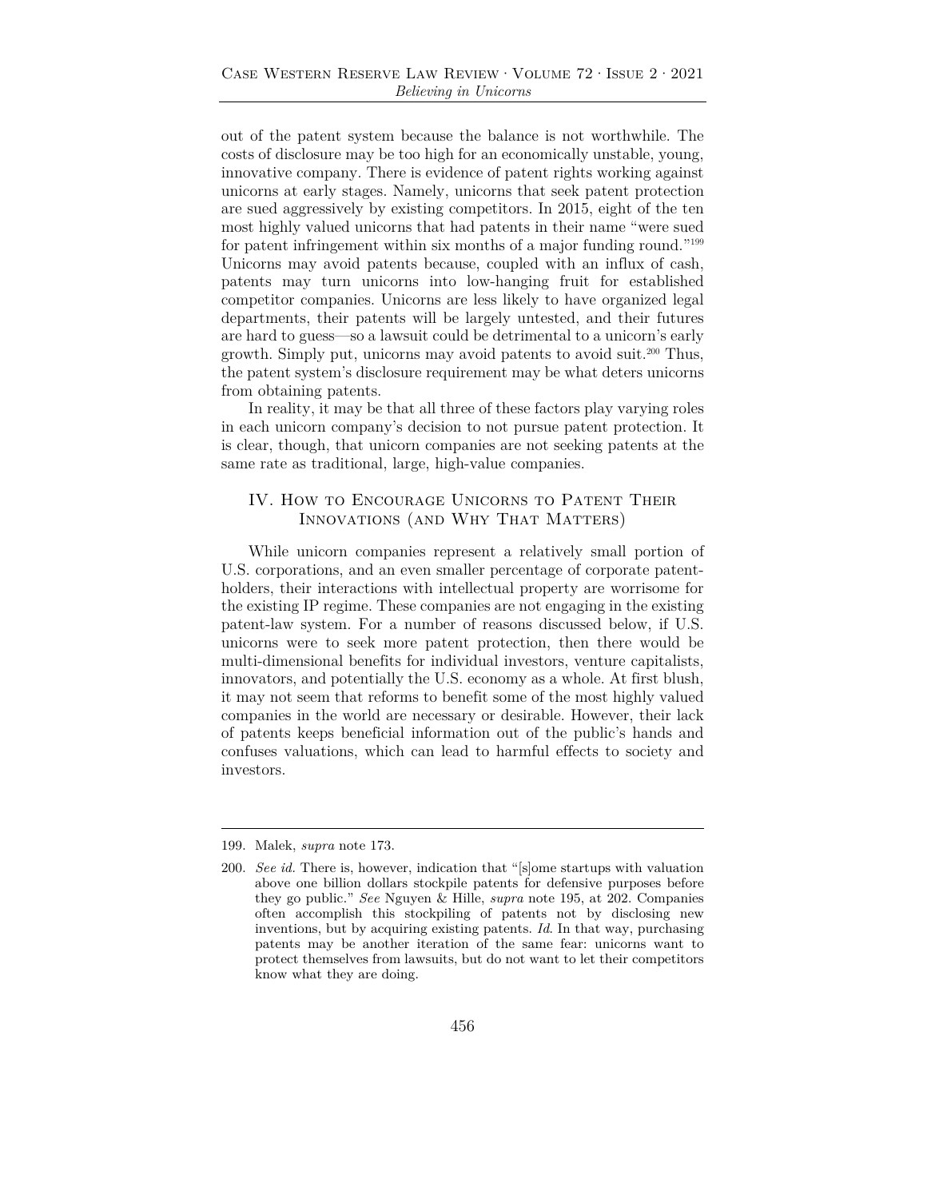out of the patent system because the balance is not worthwhile. The costs of disclosure may be too high for an economically unstable, young, innovative company. There is evidence of patent rights working against unicorns at early stages. Namely, unicorns that seek patent protection are sued aggressively by existing competitors. In 2015, eight of the ten most highly valued unicorns that had patents in their name "were sued for patent infringement within six months of a major funding round."[199] Unicorns may avoid patents because, coupled with an influx of cash, patents may turn unicorns into low-hanging fruit for established competitor companies. Unicorns are less likely to have organized legal departments, their patents will be largely untested, and their futures are hard to guess—so a lawsuit could be detrimental to a unicorn's early growth. Simply put, unicorns may avoid patents to avoid suit.[200] Thus, the patent system's disclosure requirement may be what deters unicorns from obtaining patents.

In reality, it may be that all three of these factors play varying roles in each unicorn company's decision to not pursue patent protection. It is clear, though, that unicorn companies are not seeking patents at the same rate as traditional, large, high-value companies.

## IV. How to Encourage Unicorns to Patent Their Innovations (and Why That Matters)

While unicorn companies represent a relatively small portion of U.S. corporations, and an even smaller percentage of corporate patent-holders, their interactions with intellectual property are worrisome for the existing IP regime. These companies are not engaging in the existing patent-law system. For a number of reasons discussed below, if U.S. unicorns were to seek more patent protection, then there would be multi-dimensional benefits for individual investors, venture capitalists, innovators, and potentially the U.S. economy as a whole. At first blush, it may not seem that reforms to benefit some of the most highly valued companies in the world are necessary or desirable. However, their lack of patents keeps beneficial information out of the public's hands and confuses valuations, which can lead to harmful effects to society and investors.

---

199. Malek, *supra* note 173.

200. *See id.* There is, however, indication that "[s]ome startups with valuation above one billion dollars stockpile patents for defensive purposes before they go public." *See* Nguyen & Hille, *supra* note 195, at 202. Companies often accomplish this stockpiling of patents not by disclosing new inventions, but by acquiring existing patents. *Id*. In that way, purchasing patents may be another iteration of the same fear: unicorns want to protect themselves from lawsuits, but do not want to let their competitors know what they are doing.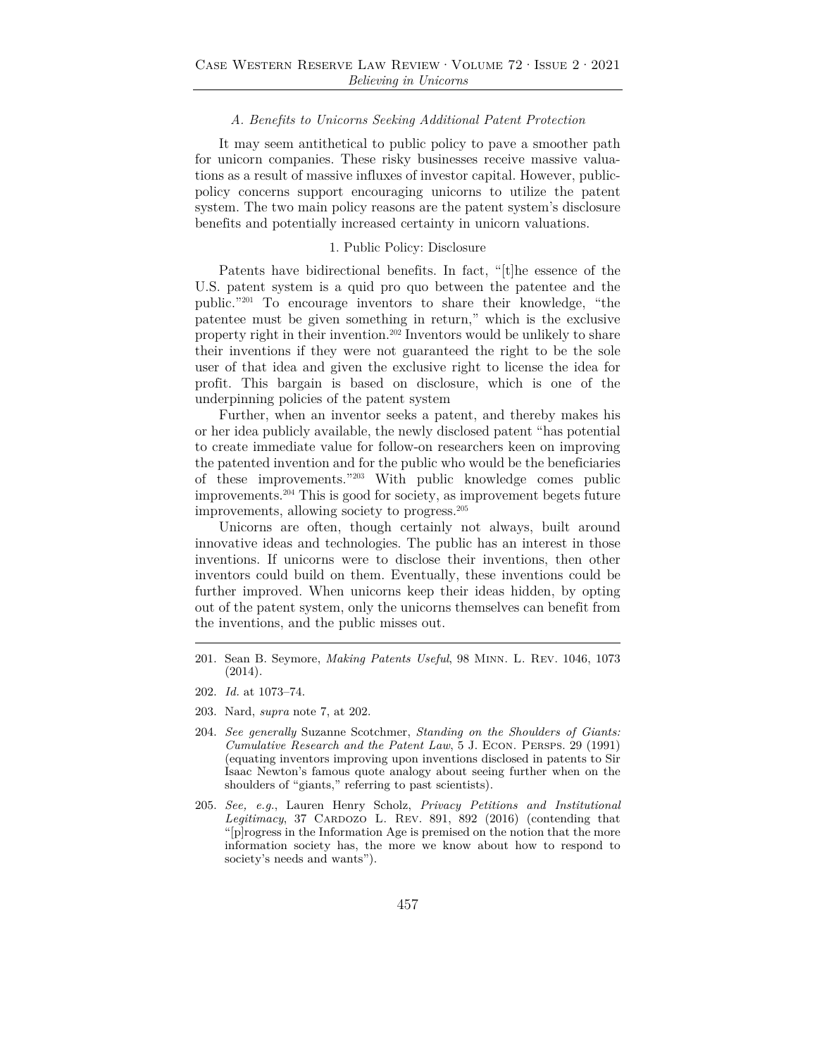### *A. Benefits to Unicorns Seeking Additional Patent Protection*

It may seem antithetical to public policy to pave a smoother path for unicorn companies. These risky businesses receive massive valuations as a result of massive influxes of investor capital. However, public-policy concerns support encouraging unicorns to utilize the patent system. The two main policy reasons are the patent system's disclosure benefits and potentially increased certainty in unicorn valuations.

#### 1. Public Policy: Disclosure

Patents have bidirectional benefits. In fact, "[t]he essence of the U.S. patent system is a quid pro quo between the patentee and the public."[201] To encourage inventors to share their knowledge, "the patentee must be given something in return," which is the exclusive property right in their invention.[202] Inventors would be unlikely to share their inventions if they were not guaranteed the right to be the sole user of that idea and given the exclusive right to license the idea for profit. This bargain is based on disclosure, which is one of the underpinning policies of the patent system

Further, when an inventor seeks a patent, and thereby makes his or her idea publicly available, the newly disclosed patent "has potential to create immediate value for follow-on researchers keen on improving the patented invention and for the public who would be the beneficiaries of these improvements."[203] With public knowledge comes public improvements.[204] This is good for society, as improvement begets future improvements, allowing society to progress.[205]

Unicorns are often, though certainly not always, built around innovative ideas and technologies. The public has an interest in those inventions. If unicorns were to disclose their inventions, then other inventors could build on them. Eventually, these inventions could be further improved. When unicorns keep their ideas hidden, by opting out of the patent system, only the unicorns themselves can benefit from the inventions, and the public misses out.

---

201. Sean B. Seymore, *Making Patents Useful*, 98 Minn. L. Rev. 1046, 1073 (2014).

202. *Id.* at 1073–74.

203. Nard, *supra* note 7, at 202.

204. *See generally* Suzanne Scotchmer, *Standing on the Shoulders of Giants: Cumulative Research and the Patent Law*, 5 J. Econ. Persps. 29 (1991) (equating inventors improving upon inventions disclosed in patents to Sir Isaac Newton's famous quote analogy about seeing further when on the shoulders of "giants," referring to past scientists).

205. *See, e.g.*, Lauren Henry Scholz, *Privacy Petitions and Institutional Legitimacy*, 37 Cardozo L. Rev. 891, 892 (2016) (contending that "[p]rogress in the Information Age is premised on the notion that the more information society has, the more we know about how to respond to society's needs and wants").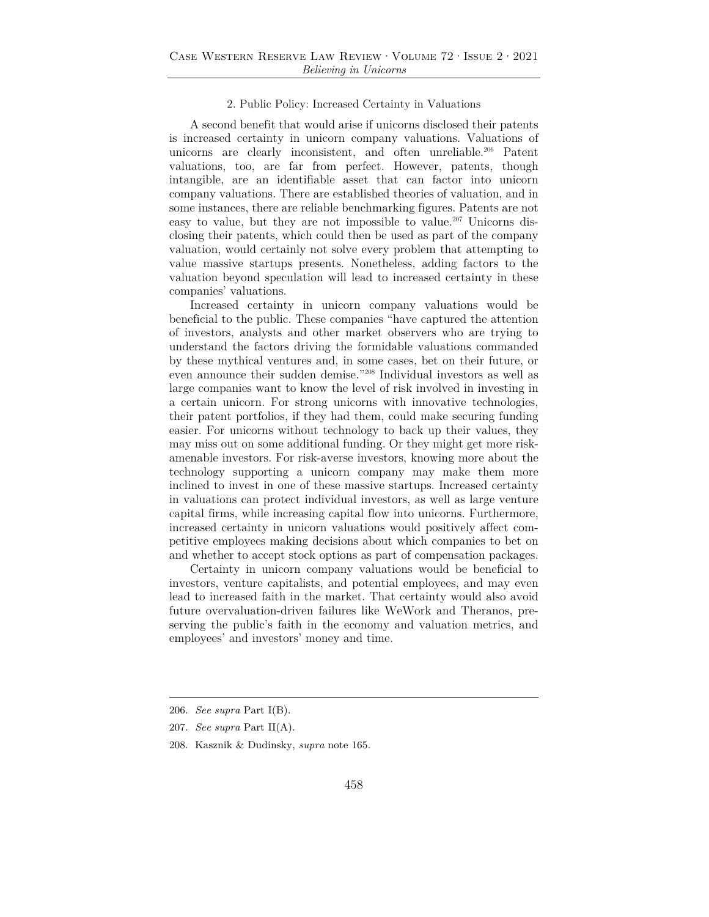### 2. Public Policy: Increased Certainty in Valuations

A second benefit that would arise if unicorns disclosed their patents is increased certainty in unicorn company valuations. Valuations of unicorns are clearly inconsistent, and often unreliable.[206] Patent valuations, too, are far from perfect. However, patents, though intangible, are an identifiable asset that can factor into unicorn company valuations. There are established theories of valuation, and in some instances, there are reliable benchmarking figures. Patents are not easy to value, but they are not impossible to value.[207] Unicorns disclosing their patents, which could then be used as part of the company valuation, would certainly not solve every problem that attempting to value massive startups presents. Nonetheless, adding factors to the valuation beyond speculation will lead to increased certainty in these companies' valuations.

Increased certainty in unicorn company valuations would be beneficial to the public. These companies "have captured the attention of investors, analysts and other market observers who are trying to understand the factors driving the formidable valuations commanded by these mythical ventures and, in some cases, bet on their future, or even announce their sudden demise."[208] Individual investors as well as large companies want to know the level of risk involved in investing in a certain unicorn. For strong unicorns with innovative technologies, their patent portfolios, if they had them, could make securing funding easier. For unicorns without technology to back up their values, they may miss out on some additional funding. Or they might get more risk-amenable investors. For risk-averse investors, knowing more about the technology supporting a unicorn company may make them more inclined to invest in one of these massive startups. Increased certainty in valuations can protect individual investors, as well as large venture capital firms, while increasing capital flow into unicorns. Furthermore, increased certainty in unicorn valuations would positively affect competitive employees making decisions about which companies to bet on and whether to accept stock options as part of compensation packages.

Certainty in unicorn company valuations would be beneficial to investors, venture capitalists, and potential employees, and may even lead to increased faith in the market. That certainty would also avoid future overvaluation-driven failures like WeWork and Theranos, preserving the public's faith in the economy and valuation metrics, and employees' and investors' money and time.

---

206. *See supra* Part I(B).

207. *See supra* Part II(A).

208. Kasznik & Dudinsky, *supra* note 165.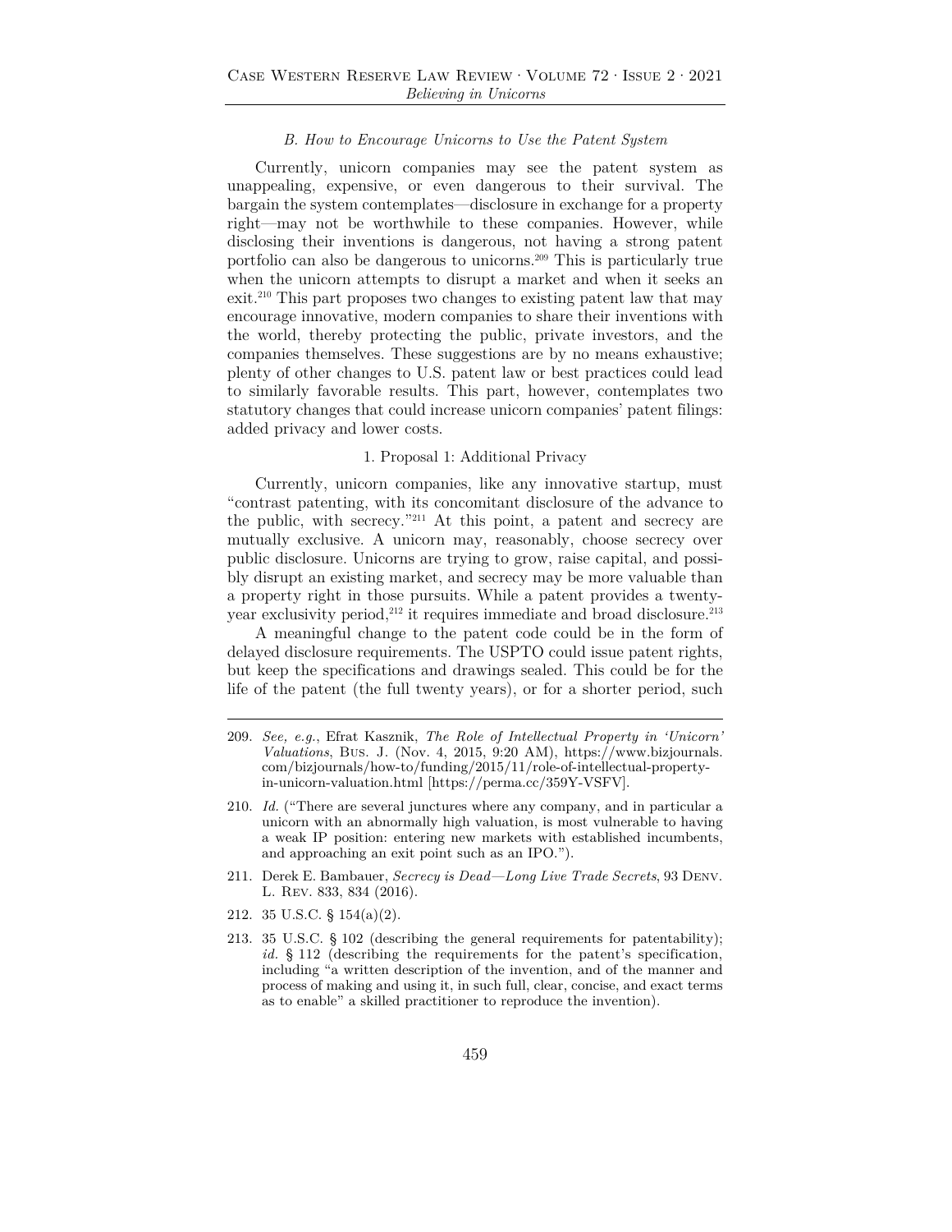### *B. How to Encourage Unicorns to Use the Patent System*

Currently, unicorn companies may see the patent system as unappealing, expensive, or even dangerous to their survival. The bargain the system contemplates—disclosure in exchange for a property right—may not be worthwhile to these companies. However, while disclosing their inventions is dangerous, not having a strong patent portfolio can also be dangerous to unicorns.[209] This is particularly true when the unicorn attempts to disrupt a market and when it seeks an exit.[210] This part proposes two changes to existing patent law that may encourage innovative, modern companies to share their inventions with the world, thereby protecting the public, private investors, and the companies themselves. These suggestions are by no means exhaustive; plenty of other changes to U.S. patent law or best practices could lead to similarly favorable results. This part, however, contemplates two statutory changes that could increase unicorn companies' patent filings: added privacy and lower costs.

#### 1. Proposal 1: Additional Privacy

Currently, unicorn companies, like any innovative startup, must "contrast patenting, with its concomitant disclosure of the advance to the public, with secrecy."[211] At this point, a patent and secrecy are mutually exclusive. A unicorn may, reasonably, choose secrecy over public disclosure. Unicorns are trying to grow, raise capital, and possibly disrupt an existing market, and secrecy may be more valuable than a property right in those pursuits. While a patent provides a twenty-year exclusivity period,[212] it requires immediate and broad disclosure.[213]

A meaningful change to the patent code could be in the form of delayed disclosure requirements. The USPTO could issue patent rights, but keep the specifications and drawings sealed. This could be for the life of the patent (the full twenty years), or for a shorter period, such

---

209. *See, e.g.*, Efrat Kasznik, *The Role of Intellectual Property in 'Unicorn' Valuations*, Bus. J. (Nov. 4, 2015, 9:20 AM), https://www.bizjournals.com/bizjournals/how-to/funding/2015/11/role-of-intellectual-property-in-unicorn-valuation.html [https://perma.cc/359Y-VSFV].

210. *Id.* ("There are several junctures where any company, and in particular a unicorn with an abnormally high valuation, is most vulnerable to having a weak IP position: entering new markets with established incumbents, and approaching an exit point such as an IPO.").

211. Derek E. Bambauer, *Secrecy is Dead—Long Live Trade Secrets*, 93 Denv. L. Rev. 833, 834 (2016).

212. 35 U.S.C. § 154(a)(2).

213. 35 U.S.C. § 102 (describing the general requirements for patentability); *id.* § 112 (describing the requirements for the patent's specification, including "a written description of the invention, and of the manner and process of making and using it, in such full, clear, concise, and exact terms as to enable" a skilled practitioner to reproduce the invention).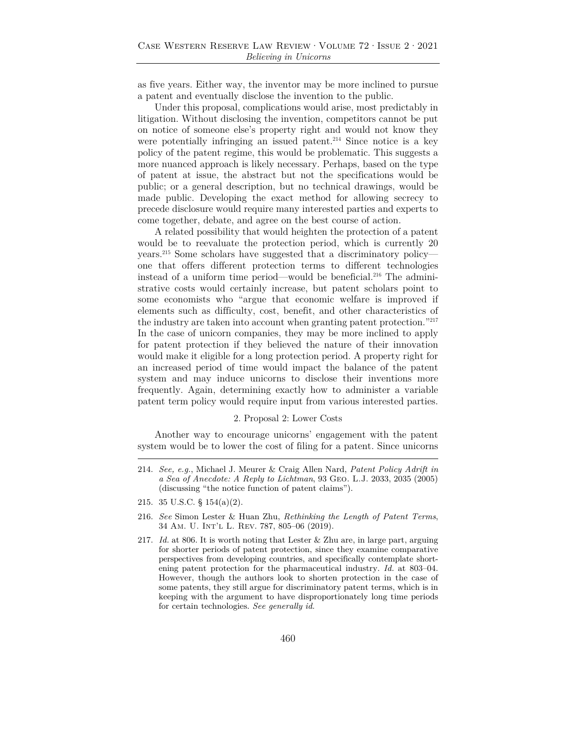as five years. Either way, the inventor may be more inclined to pursue a patent and eventually disclose the invention to the public.

Under this proposal, complications would arise, most predictably in litigation. Without disclosing the invention, competitors cannot be put on notice of someone else's property right and would not know they were potentially infringing an issued patent.[214] Since notice is a key policy of the patent regime, this would be problematic. This suggests a more nuanced approach is likely necessary. Perhaps, based on the type of patent at issue, the abstract but not the specifications would be public; or a general description, but no technical drawings, would be made public. Developing the exact method for allowing secrecy to precede disclosure would require many interested parties and experts to come together, debate, and agree on the best course of action.

A related possibility that would heighten the protection of a patent would be to reevaluate the protection period, which is currently 20 years.[215] Some scholars have suggested that a discriminatory policy—one that offers different protection terms to different technologies instead of a uniform time period—would be beneficial.[216] The administrative costs would certainly increase, but patent scholars point to some economists who "argue that economic welfare is improved if elements such as difficulty, cost, benefit, and other characteristics of the industry are taken into account when granting patent protection."[217] In the case of unicorn companies, they may be more inclined to apply for patent protection if they believed the nature of their innovation would make it eligible for a long protection period. A property right for an increased period of time would impact the balance of the patent system and may induce unicorns to disclose their inventions more frequently. Again, determining exactly how to administer a variable patent term policy would require input from various interested parties.

#### 2. Proposal 2: Lower Costs

Another way to encourage unicorns' engagement with the patent system would be to lower the cost of filing for a patent. Since unicorns

---

214. *See, e.g.*, Michael J. Meurer & Craig Allen Nard, *Patent Policy Adrift in a Sea of Anecdote: A Reply to Lichtman*, 93 Geo. L.J. 2033, 2035 (2005) (discussing "the notice function of patent claims").

215. 35 U.S.C. § 154(a)(2).

216. *See* Simon Lester & Huan Zhu, *Rethinking the Length of Patent Terms*, 34 Am. U. Int'l L. Rev. 787, 805–06 (2019).

217. *Id.* at 806. It is worth noting that Lester & Zhu are, in large part, arguing for shorter periods of patent protection, since they examine comparative perspectives from developing countries, and specifically contemplate shortening patent protection for the pharmaceutical industry. *Id.* at 803–04. However, though the authors look to shorten protection in the case of some patents, they still argue for discriminatory patent terms, which is in keeping with the argument to have disproportionately long time periods for certain technologies. *See generally id.*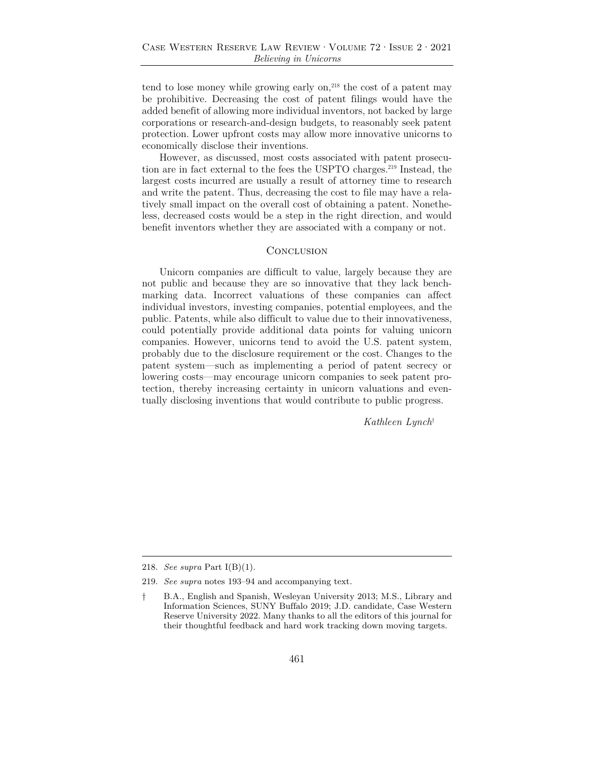tend to lose money while growing early on,[218] the cost of a patent may be prohibitive. Decreasing the cost of patent filings would have the added benefit of allowing more individual inventors, not backed by large corporations or research-and-design budgets, to reasonably seek patent protection. Lower upfront costs may allow more innovative unicorns to economically disclose their inventions.

However, as discussed, most costs associated with patent prosecution are in fact external to the fees the USPTO charges.[219] Instead, the largest costs incurred are usually a result of attorney time to research and write the patent. Thus, decreasing the cost to file may have a relatively small impact on the overall cost of obtaining a patent. Nonetheless, decreased costs would be a step in the right direction, and would benefit inventors whether they are associated with a company or not.

## Conclusion

Unicorn companies are difficult to value, largely because they are not public and because they are so innovative that they lack benchmarking data. Incorrect valuations of these companies can affect individual investors, investing companies, potential employees, and the public. Patents, while also difficult to value due to their innovativeness, could potentially provide additional data points for valuing unicorn companies. However, unicorns tend to avoid the U.S. patent system, probably due to the disclosure requirement or the cost. Changes to the patent system—such as implementing a period of patent secrecy or lowering costs—may encourage unicorn companies to seek patent protection, thereby increasing certainty in unicorn valuations and eventually disclosing inventions that would contribute to public progress.

*Kathleen Lynch*[†]

---

218. *See supra* Part I(B)(1).

219. *See supra* notes 193–94 and accompanying text.

† B.A., English and Spanish, Wesleyan University 2013; M.S., Library and Information Sciences, SUNY Buffalo 2019; J.D. candidate, Case Western Reserve University 2022. Many thanks to all the editors of this journal for their thoughtful feedback and hard work tracking down moving targets.